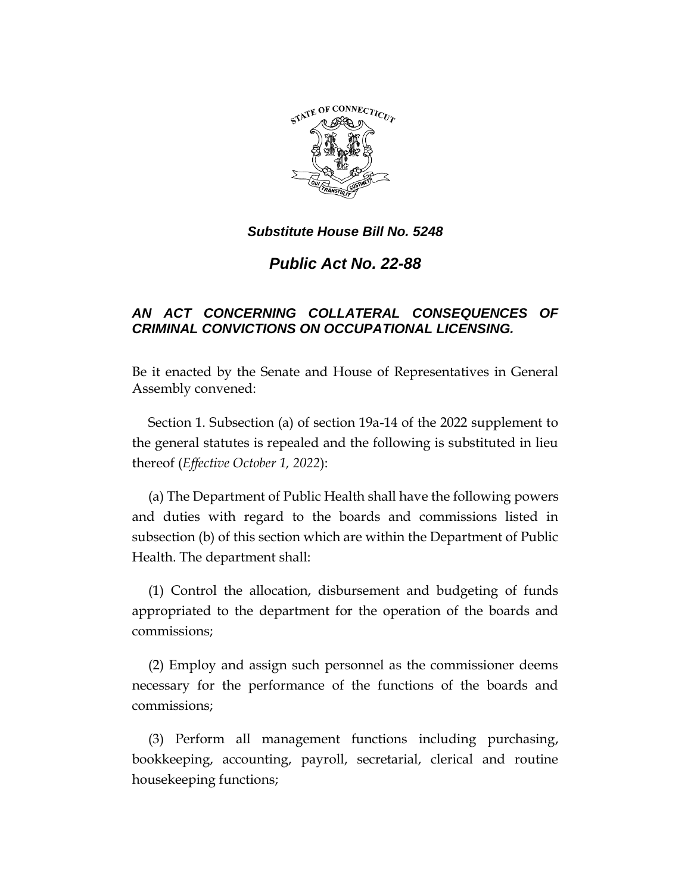***Substitute House Bill No. 5248***

# *Public Act No. 22-88*

## *AN ACT CONCERNING COLLATERAL CONSEQUENCES OF CRIMINAL CONVICTIONS ON OCCUPATIONAL LICENSING.*

Be it enacted by the Senate and House of Representatives in General Assembly convened:

Section 1. Subsection (a) of section 19a-14 of the 2022 supplement to the general statutes is repealed and the following is substituted in lieu thereof (*Effective October 1, 2022*):

(a) The Department of Public Health shall have the following powers and duties with regard to the boards and commissions listed in subsection (b) of this section which are within the Department of Public Health. The department shall:

(1) Control the allocation, disbursement and budgeting of funds appropriated to the department for the operation of the boards and commissions;

(2) Employ and assign such personnel as the commissioner deems necessary for the performance of the functions of the boards and commissions;

(3) Perform all management functions including purchasing, bookkeeping, accounting, payroll, secretarial, clerical and routine housekeeping functions;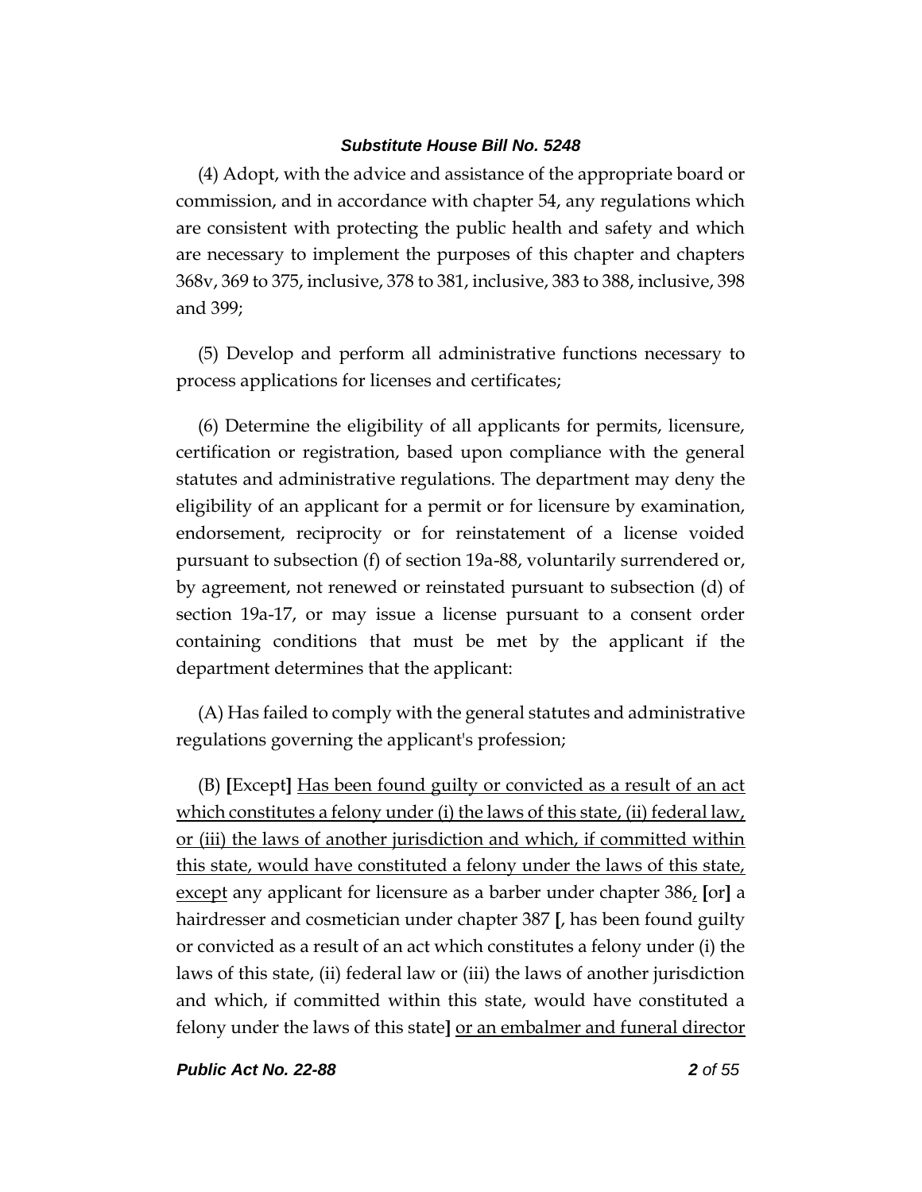(4) Adopt, with the advice and assistance of the appropriate board or commission, and in accordance with chapter 54, any regulations which are consistent with protecting the public health and safety and which are necessary to implement the purposes of this chapter and chapters 368v, 369 to 375, inclusive, 378 to 381, inclusive, 383 to 388, inclusive, 398 and 399;

(5) Develop and perform all administrative functions necessary to process applications for licenses and certificates;

(6) Determine the eligibility of all applicants for permits, licensure, certification or registration, based upon compliance with the general statutes and administrative regulations. The department may deny the eligibility of an applicant for a permit or for licensure by examination, endorsement, reciprocity or for reinstatement of a license voided pursuant to subsection (f) of section 19a-88, voluntarily surrendered or, by agreement, not renewed or reinstated pursuant to subsection (d) of section 19a-17, or may issue a license pursuant to a consent order containing conditions that must be met by the applicant if the department determines that the applicant:

(A) Has failed to comply with the general statutes and administrative regulations governing the applicant's profession;

(B) **[**Except**]** <u>Has been found guilty or convicted as a result of an act which constitutes a felony under (i) the laws of this state, (ii) federal law, or (iii) the laws of another jurisdiction and which, if committed within this state, would have constituted a felony under the laws of this state, except</u> any applicant for licensure as a barber under chapter 386<u>,</u> **[**or**]** a hairdresser and cosmetician under chapter 387 **[**, has been found guilty or convicted as a result of an act which constitutes a felony under (i) the laws of this state, (ii) federal law or (iii) the laws of another jurisdiction and which, if committed within this state, would have constituted a felony under the laws of this state**]** <u>or an embalmer and funeral director</u>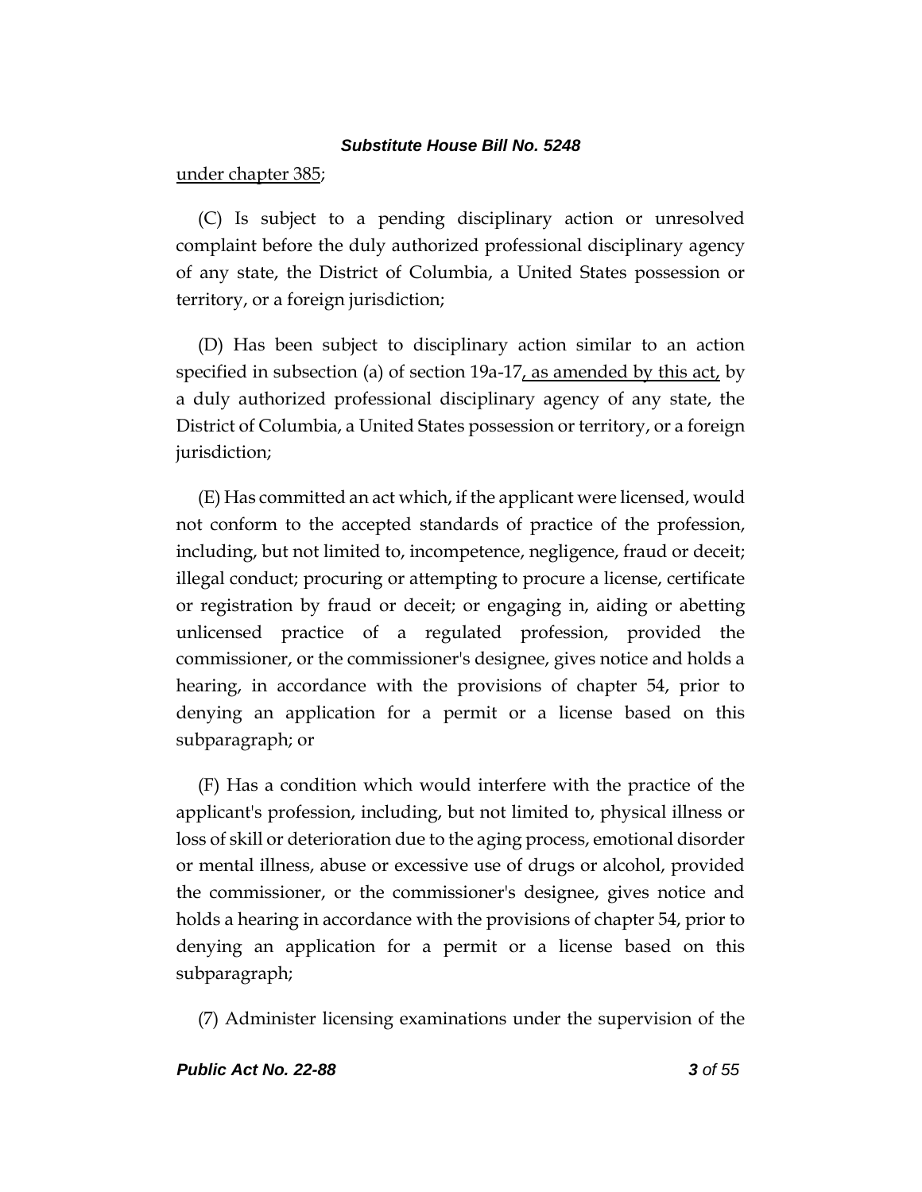under chapter 385;

(C) Is subject to a pending disciplinary action or unresolved complaint before the duly authorized professional disciplinary agency of any state, the District of Columbia, a United States possession or territory, or a foreign jurisdiction;

(D) Has been subject to disciplinary action similar to an action specified in subsection (a) of section 19a-17, as amended by this act, by a duly authorized professional disciplinary agency of any state, the District of Columbia, a United States possession or territory, or a foreign jurisdiction;

(E) Has committed an act which, if the applicant were licensed, would not conform to the accepted standards of practice of the profession, including, but not limited to, incompetence, negligence, fraud or deceit; illegal conduct; procuring or attempting to procure a license, certificate or registration by fraud or deceit; or engaging in, aiding or abetting unlicensed practice of a regulated profession, provided the commissioner, or the commissioner's designee, gives notice and holds a hearing, in accordance with the provisions of chapter 54, prior to denying an application for a permit or a license based on this subparagraph; or

(F) Has a condition which would interfere with the practice of the applicant's profession, including, but not limited to, physical illness or loss of skill or deterioration due to the aging process, emotional disorder or mental illness, abuse or excessive use of drugs or alcohol, provided the commissioner, or the commissioner's designee, gives notice and holds a hearing in accordance with the provisions of chapter 54, prior to denying an application for a permit or a license based on this subparagraph;

(7) Administer licensing examinations under the supervision of the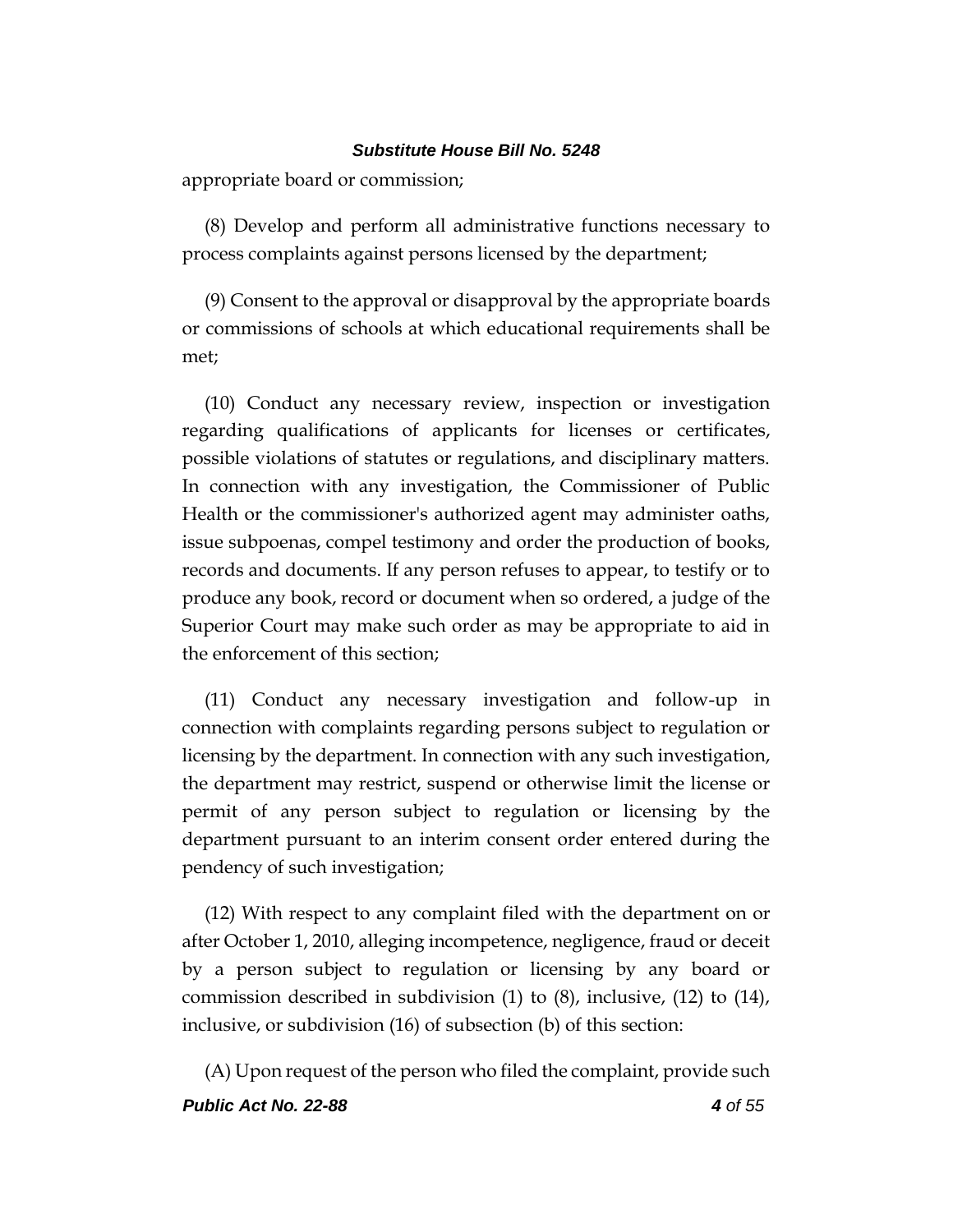appropriate board or commission;

(8) Develop and perform all administrative functions necessary to process complaints against persons licensed by the department;

(9) Consent to the approval or disapproval by the appropriate boards or commissions of schools at which educational requirements shall be met;

(10) Conduct any necessary review, inspection or investigation regarding qualifications of applicants for licenses or certificates, possible violations of statutes or regulations, and disciplinary matters. In connection with any investigation, the Commissioner of Public Health or the commissioner's authorized agent may administer oaths, issue subpoenas, compel testimony and order the production of books, records and documents. If any person refuses to appear, to testify or to produce any book, record or document when so ordered, a judge of the Superior Court may make such order as may be appropriate to aid in the enforcement of this section;

(11) Conduct any necessary investigation and follow-up in connection with complaints regarding persons subject to regulation or licensing by the department. In connection with any such investigation, the department may restrict, suspend or otherwise limit the license or permit of any person subject to regulation or licensing by the department pursuant to an interim consent order entered during the pendency of such investigation;

(12) With respect to any complaint filed with the department on or after October 1, 2010, alleging incompetence, negligence, fraud or deceit by a person subject to regulation or licensing by any board or commission described in subdivision (1) to (8), inclusive, (12) to (14), inclusive, or subdivision (16) of subsection (b) of this section:

(A) Upon request of the person who filed the complaint, provide such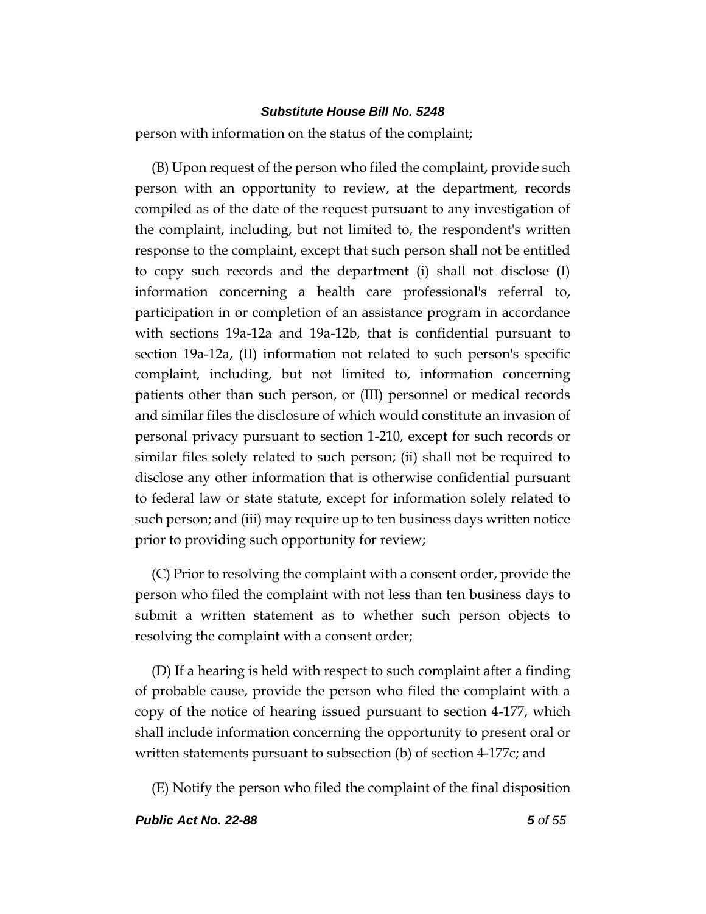person with information on the status of the complaint;

(B) Upon request of the person who filed the complaint, provide such person with an opportunity to review, at the department, records compiled as of the date of the request pursuant to any investigation of the complaint, including, but not limited to, the respondent's written response to the complaint, except that such person shall not be entitled to copy such records and the department (i) shall not disclose (I) information concerning a health care professional's referral to, participation in or completion of an assistance program in accordance with sections 19a-12a and 19a-12b, that is confidential pursuant to section 19a-12a, (II) information not related to such person's specific complaint, including, but not limited to, information concerning patients other than such person, or (III) personnel or medical records and similar files the disclosure of which would constitute an invasion of personal privacy pursuant to section 1-210, except for such records or similar files solely related to such person; (ii) shall not be required to disclose any other information that is otherwise confidential pursuant to federal law or state statute, except for information solely related to such person; and (iii) may require up to ten business days written notice prior to providing such opportunity for review;

(C) Prior to resolving the complaint with a consent order, provide the person who filed the complaint with not less than ten business days to submit a written statement as to whether such person objects to resolving the complaint with a consent order;

(D) If a hearing is held with respect to such complaint after a finding of probable cause, provide the person who filed the complaint with a copy of the notice of hearing issued pursuant to section 4-177, which shall include information concerning the opportunity to present oral or written statements pursuant to subsection (b) of section 4-177c; and

(E) Notify the person who filed the complaint of the final disposition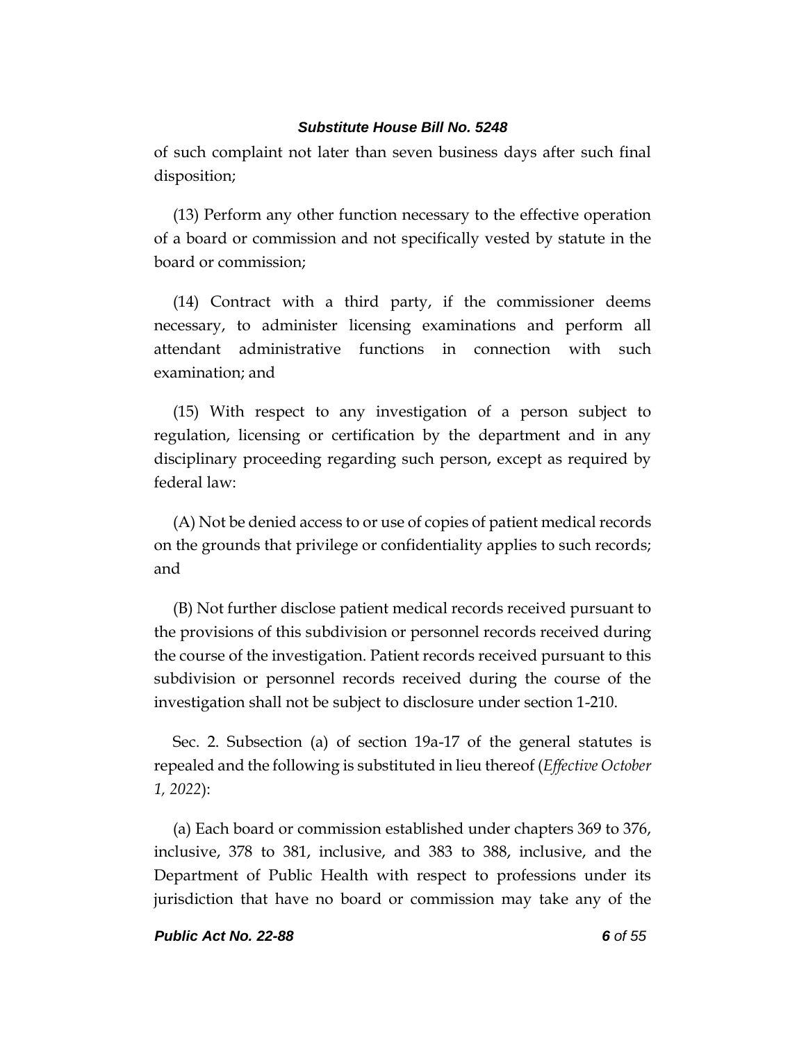of such complaint not later than seven business days after such final disposition;

(13) Perform any other function necessary to the effective operation of a board or commission and not specifically vested by statute in the board or commission;

(14) Contract with a third party, if the commissioner deems necessary, to administer licensing examinations and perform all attendant administrative functions in connection with such examination; and

(15) With respect to any investigation of a person subject to regulation, licensing or certification by the department and in any disciplinary proceeding regarding such person, except as required by federal law:

(A) Not be denied access to or use of copies of patient medical records on the grounds that privilege or confidentiality applies to such records; and

(B) Not further disclose patient medical records received pursuant to the provisions of this subdivision or personnel records received during the course of the investigation. Patient records received pursuant to this subdivision or personnel records received during the course of the investigation shall not be subject to disclosure under section 1-210.

Sec. 2. Subsection (a) of section 19a-17 of the general statutes is repealed and the following is substituted in lieu thereof (*Effective October 1, 2022*):

(a) Each board or commission established under chapters 369 to 376, inclusive, 378 to 381, inclusive, and 383 to 388, inclusive, and the Department of Public Health with respect to professions under its jurisdiction that have no board or commission may take any of the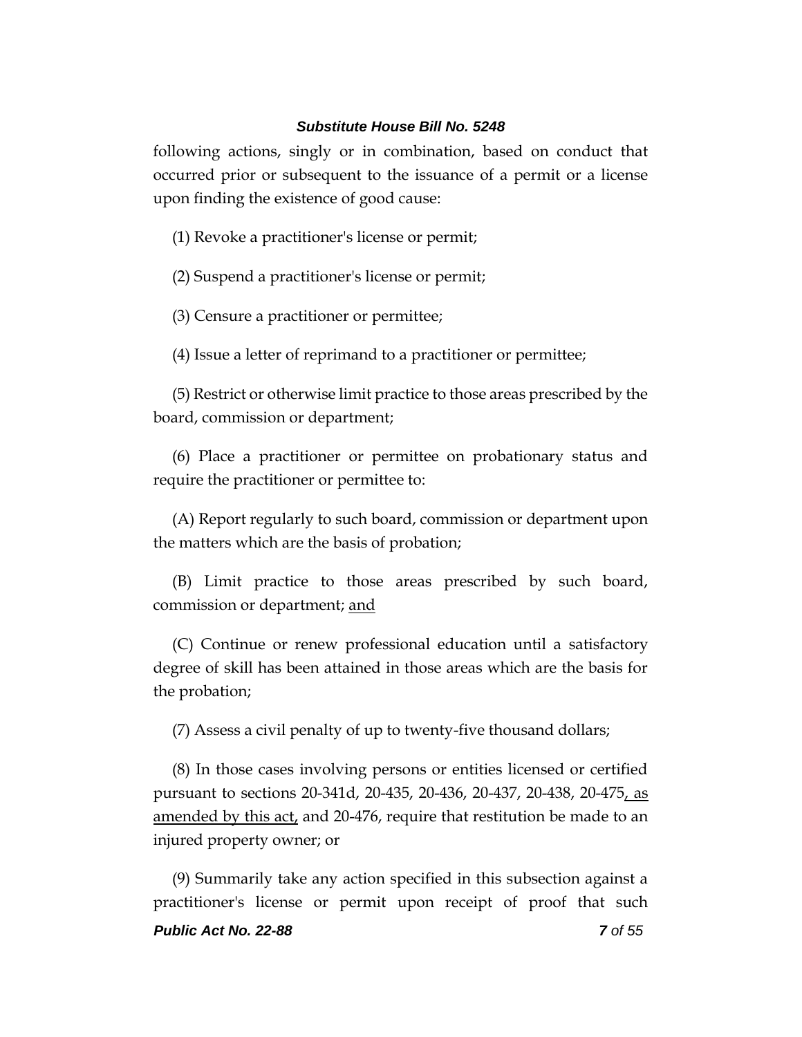following actions, singly or in combination, based on conduct that occurred prior or subsequent to the issuance of a permit or a license upon finding the existence of good cause:

(1) Revoke a practitioner's license or permit;

(2) Suspend a practitioner's license or permit;

(3) Censure a practitioner or permittee;

(4) Issue a letter of reprimand to a practitioner or permittee;

(5) Restrict or otherwise limit practice to those areas prescribed by the board, commission or department;

(6) Place a practitioner or permittee on probationary status and require the practitioner or permittee to:

(A) Report regularly to such board, commission or department upon the matters which are the basis of probation;

(B) Limit practice to those areas prescribed by such board, commission or department; <u>and</u>

(C) Continue or renew professional education until a satisfactory degree of skill has been attained in those areas which are the basis for the probation;

(7) Assess a civil penalty of up to twenty-five thousand dollars;

(8) In those cases involving persons or entities licensed or certified pursuant to sections 20-341d, 20-435, 20-436, 20-437, 20-438, 20-475<u>, as amended by this act,</u> and 20-476, require that restitution be made to an injured property owner; or

(9) Summarily take any action specified in this subsection against a practitioner's license or permit upon receipt of proof that such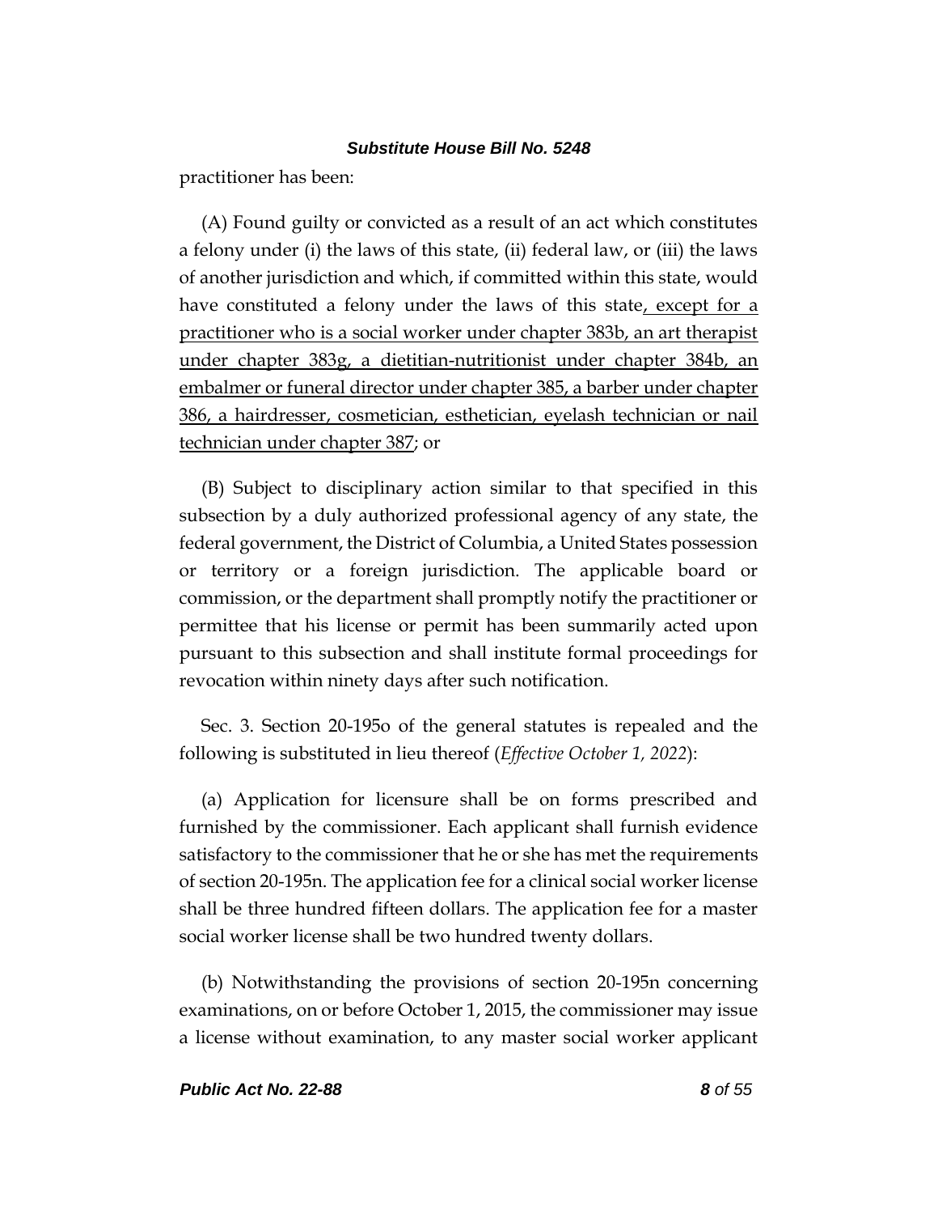practitioner has been:

(A) Found guilty or convicted as a result of an act which constitutes a felony under (i) the laws of this state, (ii) federal law, or (iii) the laws of another jurisdiction and which, if committed within this state, would have constituted a felony under the laws of this state<u>, except for a practitioner who is a social worker under chapter 383b, an art therapist under chapter 383g, a dietitian-nutritionist under chapter 384b, an embalmer or funeral director under chapter 385, a barber under chapter 386, a hairdresser, cosmetician, esthetician, eyelash technician or nail technician under chapter 387</u>; or

(B) Subject to disciplinary action similar to that specified in this subsection by a duly authorized professional agency of any state, the federal government, the District of Columbia, a United States possession or territory or a foreign jurisdiction. The applicable board or commission, or the department shall promptly notify the practitioner or permittee that his license or permit has been summarily acted upon pursuant to this subsection and shall institute formal proceedings for revocation within ninety days after such notification.

Sec. 3. Section 20-195o of the general statutes is repealed and the following is substituted in lieu thereof (*Effective October 1, 2022*):

(a) Application for licensure shall be on forms prescribed and furnished by the commissioner. Each applicant shall furnish evidence satisfactory to the commissioner that he or she has met the requirements of section 20-195n. The application fee for a clinical social worker license shall be three hundred fifteen dollars. The application fee for a master social worker license shall be two hundred twenty dollars.

(b) Notwithstanding the provisions of section 20-195n concerning examinations, on or before October 1, 2015, the commissioner may issue a license without examination, to any master social worker applicant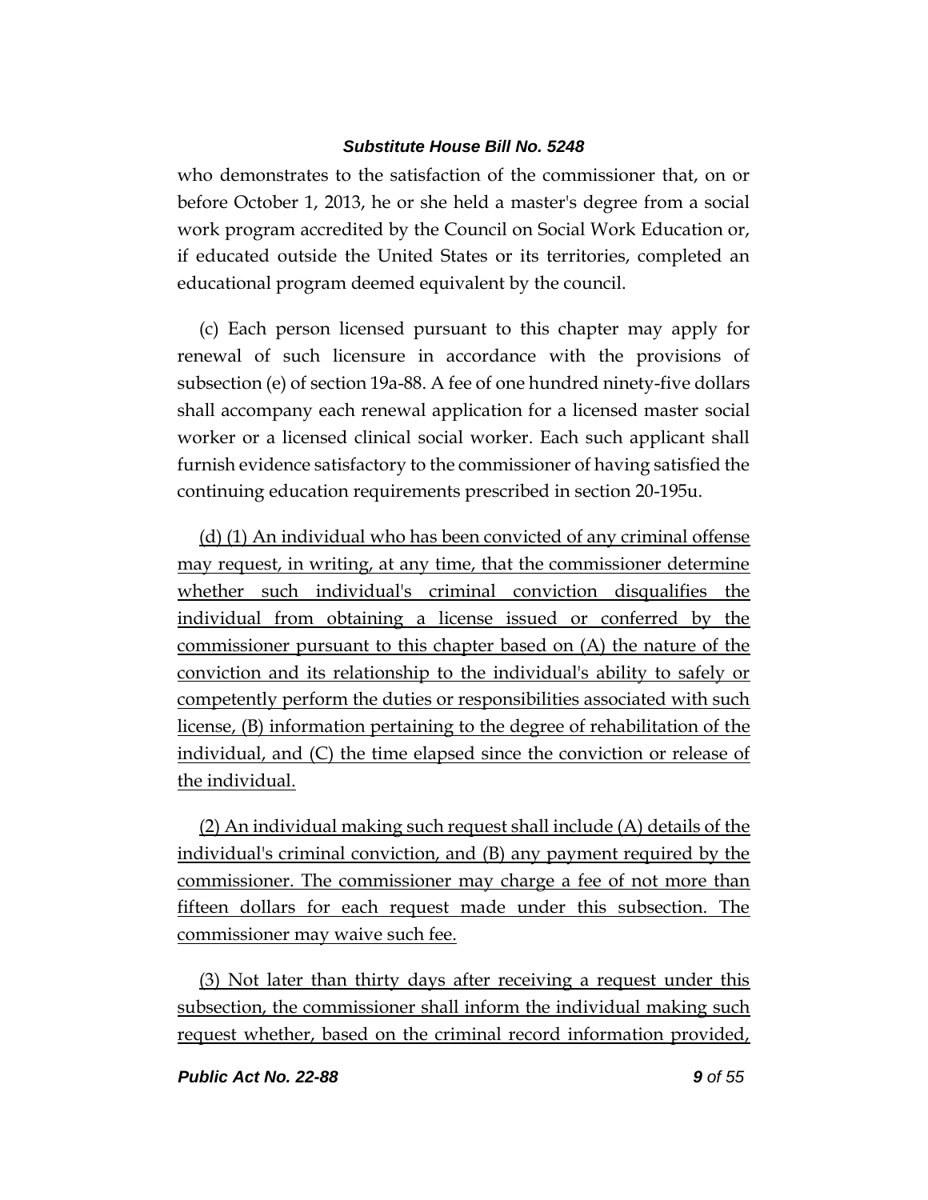who demonstrates to the satisfaction of the commissioner that, on or before October 1, 2013, he or she held a master's degree from a social work program accredited by the Council on Social Work Education or, if educated outside the United States or its territories, completed an educational program deemed equivalent by the council.

(c) Each person licensed pursuant to this chapter may apply for renewal of such licensure in accordance with the provisions of subsection (e) of section 19a-88. A fee of one hundred ninety-five dollars shall accompany each renewal application for a licensed master social worker or a licensed clinical social worker. Each such applicant shall furnish evidence satisfactory to the commissioner of having satisfied the continuing education requirements prescribed in section 20-195u.

<u>(d) (1) An individual who has been convicted of any criminal offense may request, in writing, at any time, that the commissioner determine whether such individual's criminal conviction disqualifies the individual from obtaining a license issued or conferred by the commissioner pursuant to this chapter based on (A) the nature of the conviction and its relationship to the individual's ability to safely or competently perform the duties or responsibilities associated with such license, (B) information pertaining to the degree of rehabilitation of the individual, and (C) the time elapsed since the conviction or release of the individual.</u>

<u>(2) An individual making such request shall include (A) details of the individual's criminal conviction, and (B) any payment required by the commissioner. The commissioner may charge a fee of not more than fifteen dollars for each request made under this subsection. The commissioner may waive such fee.</u>

<u>(3) Not later than thirty days after receiving a request under this subsection, the commissioner shall inform the individual making such request whether, based on the criminal record information provided,</u>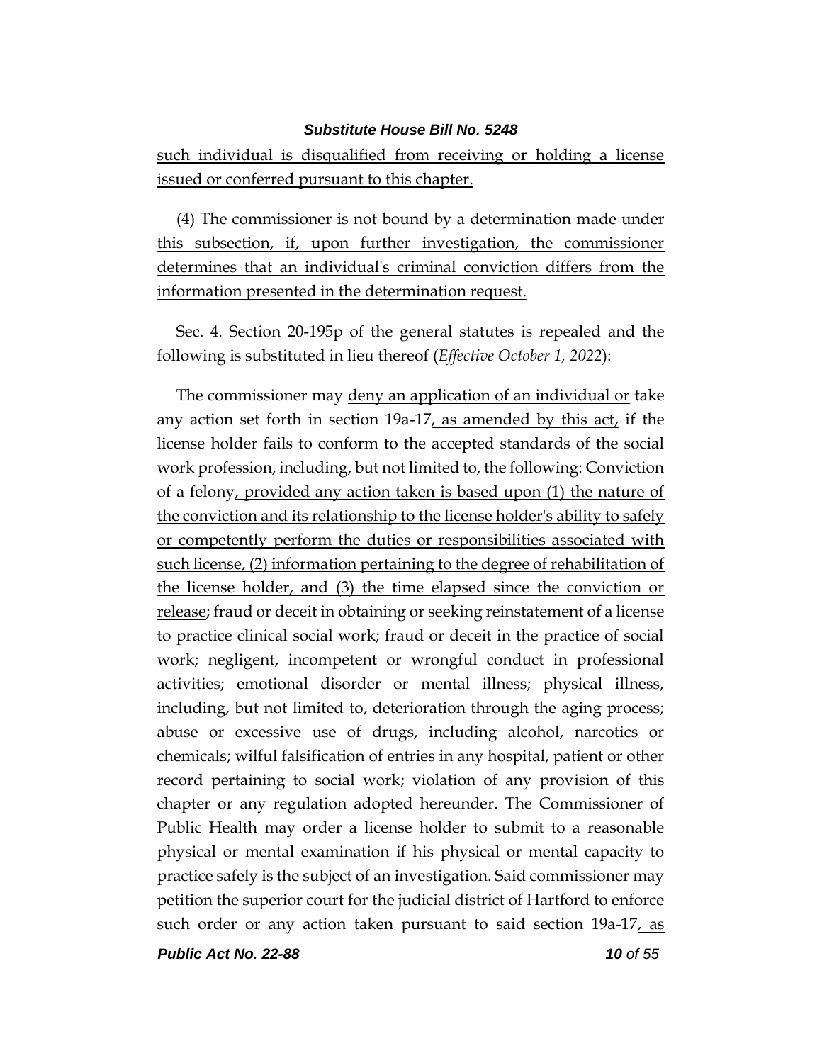such individual is disqualified from receiving or holding a license issued or conferred pursuant to this chapter.

(4) The commissioner is not bound by a determination made under this subsection, if, upon further investigation, the commissioner determines that an individual's criminal conviction differs from the information presented in the determination request.

Sec. 4. Section 20-195p of the general statutes is repealed and the following is substituted in lieu thereof (*Effective October 1, 2022*):

The commissioner may deny an application of an individual or take any action set forth in section 19a-17, as amended by this act, if the license holder fails to conform to the accepted standards of the social work profession, including, but not limited to, the following: Conviction of a felony, provided any action taken is based upon (1) the nature of the conviction and its relationship to the license holder's ability to safely or competently perform the duties or responsibilities associated with such license, (2) information pertaining to the degree of rehabilitation of the license holder, and (3) the time elapsed since the conviction or release; fraud or deceit in obtaining or seeking reinstatement of a license to practice clinical social work; fraud or deceit in the practice of social work; negligent, incompetent or wrongful conduct in professional activities; emotional disorder or mental illness; physical illness, including, but not limited to, deterioration through the aging process; abuse or excessive use of drugs, including alcohol, narcotics or chemicals; wilful falsification of entries in any hospital, patient or other record pertaining to social work; violation of any provision of this chapter or any regulation adopted hereunder. The Commissioner of Public Health may order a license holder to submit to a reasonable physical or mental examination if his physical or mental capacity to practice safely is the subject of an investigation. Said commissioner may petition the superior court for the judicial district of Hartford to enforce such order or any action taken pursuant to said section 19a-17, as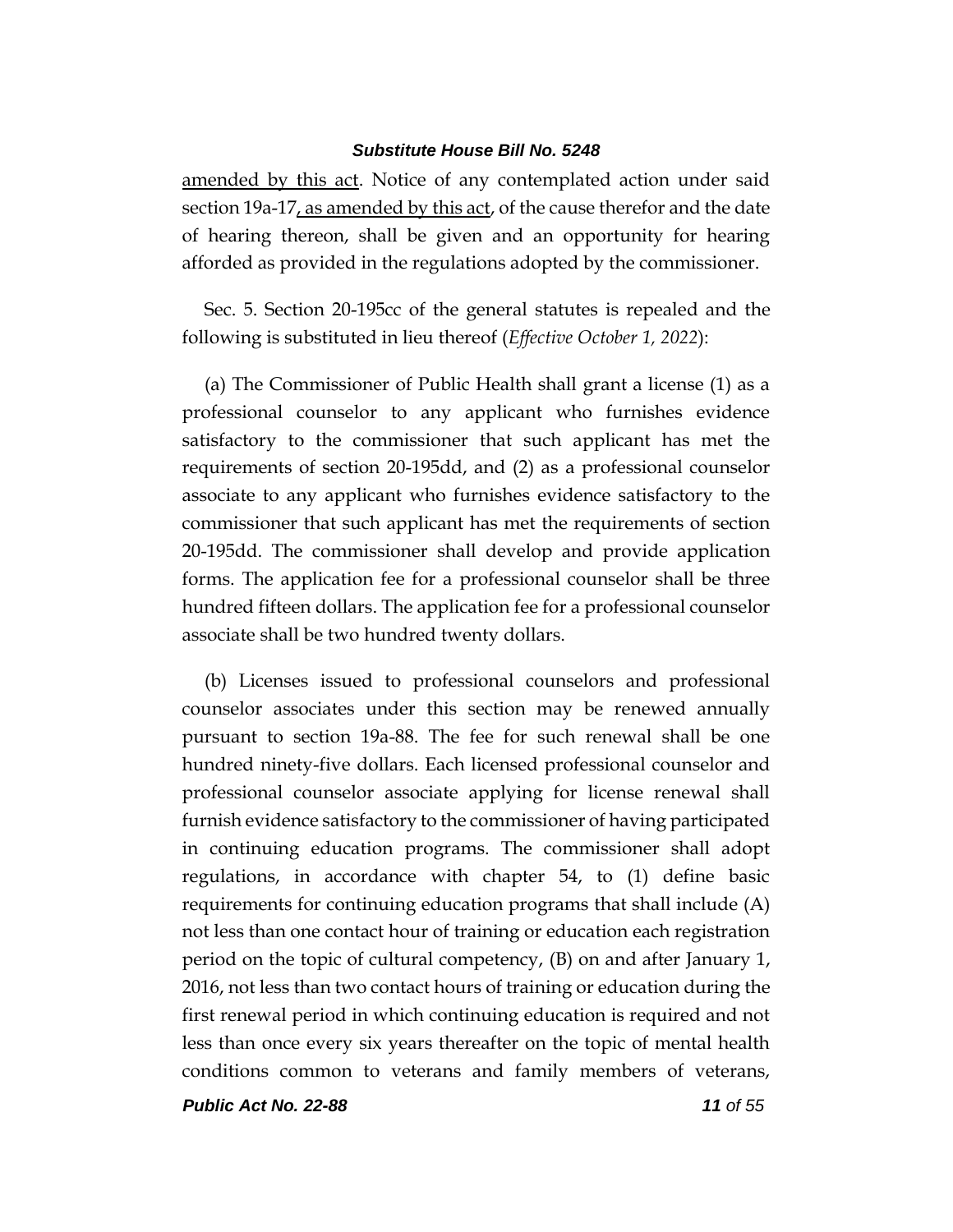amended by this act. Notice of any contemplated action under said section 19a-17, as amended by this act, of the cause therefor and the date of hearing thereon, shall be given and an opportunity for hearing afforded as provided in the regulations adopted by the commissioner.

Sec. 5. Section 20-195cc of the general statutes is repealed and the following is substituted in lieu thereof (*Effective October 1, 2022*):

(a) The Commissioner of Public Health shall grant a license (1) as a professional counselor to any applicant who furnishes evidence satisfactory to the commissioner that such applicant has met the requirements of section 20-195dd, and (2) as a professional counselor associate to any applicant who furnishes evidence satisfactory to the commissioner that such applicant has met the requirements of section 20-195dd. The commissioner shall develop and provide application forms. The application fee for a professional counselor shall be three hundred fifteen dollars. The application fee for a professional counselor associate shall be two hundred twenty dollars.

(b) Licenses issued to professional counselors and professional counselor associates under this section may be renewed annually pursuant to section 19a-88. The fee for such renewal shall be one hundred ninety-five dollars. Each licensed professional counselor and professional counselor associate applying for license renewal shall furnish evidence satisfactory to the commissioner of having participated in continuing education programs. The commissioner shall adopt regulations, in accordance with chapter 54, to (1) define basic requirements for continuing education programs that shall include (A) not less than one contact hour of training or education each registration period on the topic of cultural competency, (B) on and after January 1, 2016, not less than two contact hours of training or education during the first renewal period in which continuing education is required and not less than once every six years thereafter on the topic of mental health conditions common to veterans and family members of veterans,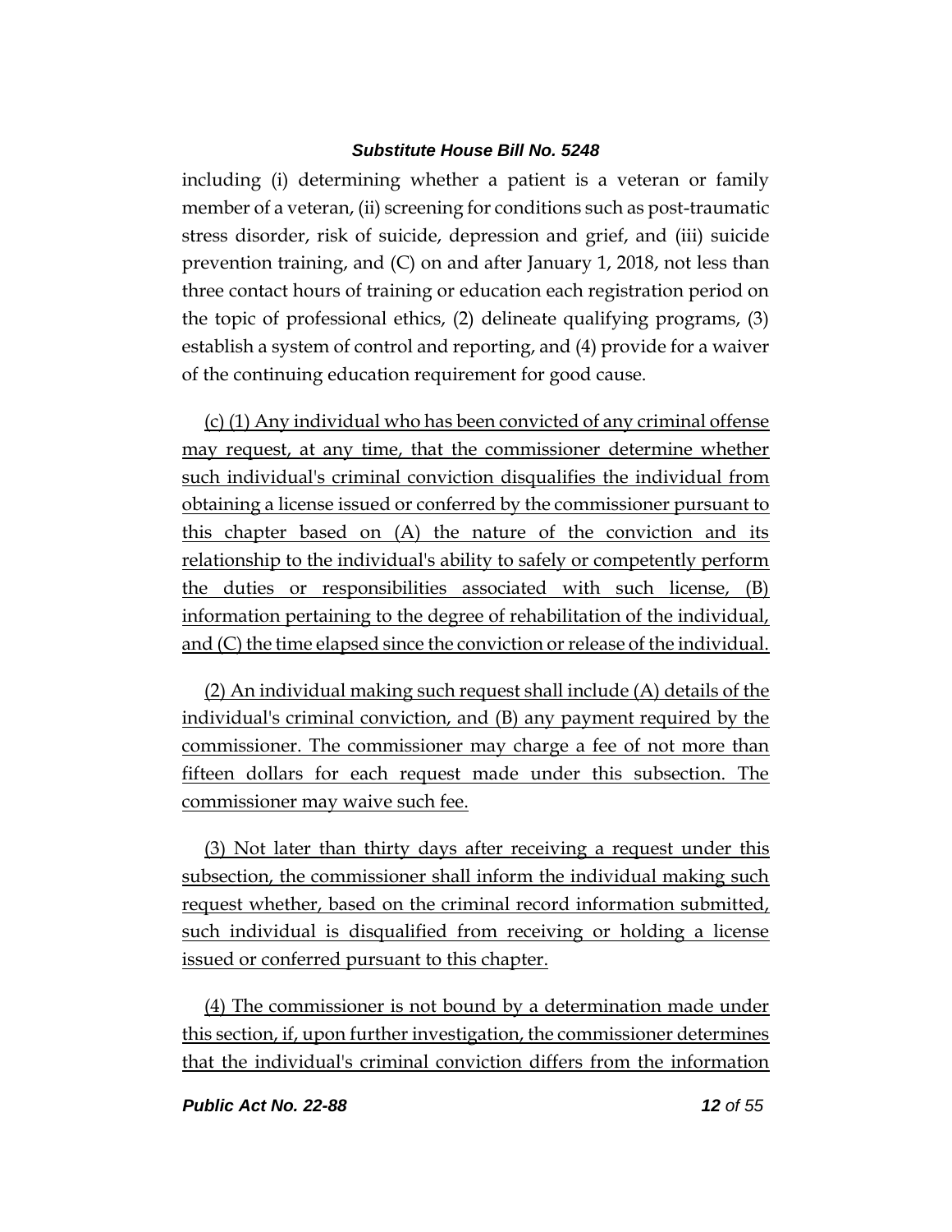including (i) determining whether a patient is a veteran or family member of a veteran, (ii) screening for conditions such as post-traumatic stress disorder, risk of suicide, depression and grief, and (iii) suicide prevention training, and (C) on and after January 1, 2018, not less than three contact hours of training or education each registration period on the topic of professional ethics, (2) delineate qualifying programs, (3) establish a system of control and reporting, and (4) provide for a waiver of the continuing education requirement for good cause.

<u>(c) (1) Any individual who has been convicted of any criminal offense may request, at any time, that the commissioner determine whether such individual's criminal conviction disqualifies the individual from obtaining a license issued or conferred by the commissioner pursuant to this chapter based on (A) the nature of the conviction and its relationship to the individual's ability to safely or competently perform the duties or responsibilities associated with such license, (B) information pertaining to the degree of rehabilitation of the individual, and (C) the time elapsed since the conviction or release of the individual.</u>

<u>(2) An individual making such request shall include (A) details of the individual's criminal conviction, and (B) any payment required by the commissioner. The commissioner may charge a fee of not more than fifteen dollars for each request made under this subsection. The commissioner may waive such fee.</u>

<u>(3) Not later than thirty days after receiving a request under this subsection, the commissioner shall inform the individual making such request whether, based on the criminal record information submitted, such individual is disqualified from receiving or holding a license issued or conferred pursuant to this chapter.</u>

<u>(4) The commissioner is not bound by a determination made under this section, if, upon further investigation, the commissioner determines that the individual's criminal conviction differs from the information</u>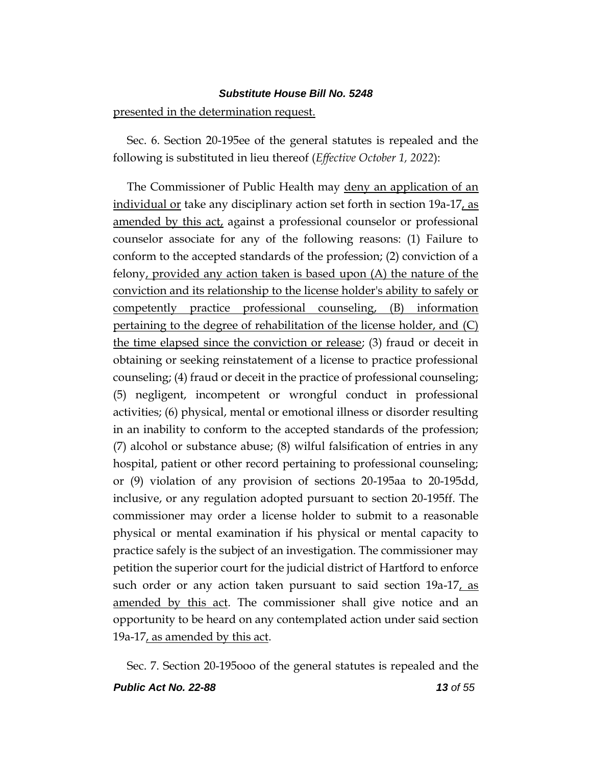presented in the determination request.

Sec. 6. Section 20-195ee of the general statutes is repealed and the following is substituted in lieu thereof (*Effective October 1, 2022*):

The Commissioner of Public Health may deny an application of an individual or take any disciplinary action set forth in section 19a-17, as amended by this act, against a professional counselor or professional counselor associate for any of the following reasons: (1) Failure to conform to the accepted standards of the profession; (2) conviction of a felony, provided any action taken is based upon (A) the nature of the conviction and its relationship to the license holder's ability to safely or competently practice professional counseling, (B) information pertaining to the degree of rehabilitation of the license holder, and (C) the time elapsed since the conviction or release; (3) fraud or deceit in obtaining or seeking reinstatement of a license to practice professional counseling; (4) fraud or deceit in the practice of professional counseling; (5) negligent, incompetent or wrongful conduct in professional activities; (6) physical, mental or emotional illness or disorder resulting in an inability to conform to the accepted standards of the profession; (7) alcohol or substance abuse; (8) wilful falsification of entries in any hospital, patient or other record pertaining to professional counseling; or (9) violation of any provision of sections 20-195aa to 20-195dd, inclusive, or any regulation adopted pursuant to section 20-195ff. The commissioner may order a license holder to submit to a reasonable physical or mental examination if his physical or mental capacity to practice safely is the subject of an investigation. The commissioner may petition the superior court for the judicial district of Hartford to enforce such order or any action taken pursuant to said section 19a-17, as amended by this act. The commissioner shall give notice and an opportunity to be heard on any contemplated action under said section 19a-17, as amended by this act.

Sec. 7. Section 20-195ooo of the general statutes is repealed and the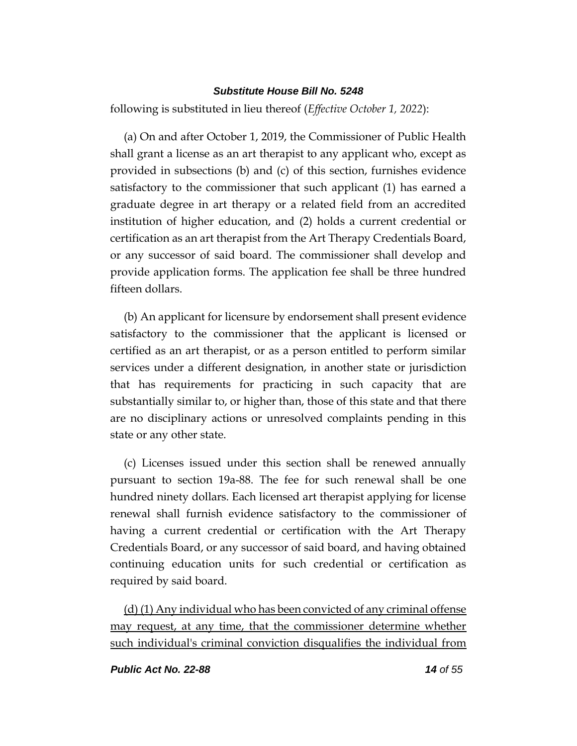following is substituted in lieu thereof (*Effective October 1, 2022*):

(a) On and after October 1, 2019, the Commissioner of Public Health shall grant a license as an art therapist to any applicant who, except as provided in subsections (b) and (c) of this section, furnishes evidence satisfactory to the commissioner that such applicant (1) has earned a graduate degree in art therapy or a related field from an accredited institution of higher education, and (2) holds a current credential or certification as an art therapist from the Art Therapy Credentials Board, or any successor of said board. The commissioner shall develop and provide application forms. The application fee shall be three hundred fifteen dollars.

(b) An applicant for licensure by endorsement shall present evidence satisfactory to the commissioner that the applicant is licensed or certified as an art therapist, or as a person entitled to perform similar services under a different designation, in another state or jurisdiction that has requirements for practicing in such capacity that are substantially similar to, or higher than, those of this state and that there are no disciplinary actions or unresolved complaints pending in this state or any other state.

(c) Licenses issued under this section shall be renewed annually pursuant to section 19a-88. The fee for such renewal shall be one hundred ninety dollars. Each licensed art therapist applying for license renewal shall furnish evidence satisfactory to the commissioner of having a current credential or certification with the Art Therapy Credentials Board, or any successor of said board, and having obtained continuing education units for such credential or certification as required by said board.

<u>(d) (1) Any individual who has been convicted of any criminal offense may request, at any time, that the commissioner determine whether such individual's criminal conviction disqualifies the individual from</u>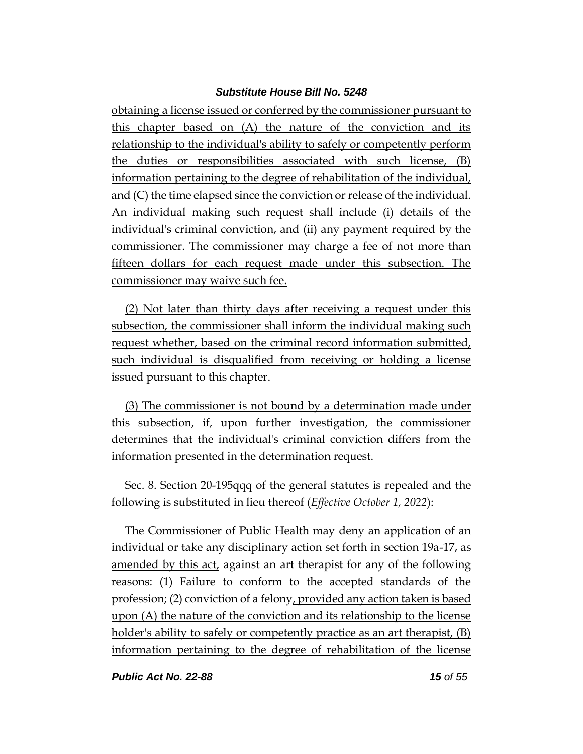obtaining a license issued or conferred by the commissioner pursuant to this chapter based on (A) the nature of the conviction and its relationship to the individual's ability to safely or competently perform the duties or responsibilities associated with such license, (B) information pertaining to the degree of rehabilitation of the individual, and (C) the time elapsed since the conviction or release of the individual. An individual making such request shall include (i) details of the individual's criminal conviction, and (ii) any payment required by the commissioner. The commissioner may charge a fee of not more than fifteen dollars for each request made under this subsection. The commissioner may waive such fee.

(2) Not later than thirty days after receiving a request under this subsection, the commissioner shall inform the individual making such request whether, based on the criminal record information submitted, such individual is disqualified from receiving or holding a license issued pursuant to this chapter.

(3) The commissioner is not bound by a determination made under this subsection, if, upon further investigation, the commissioner determines that the individual's criminal conviction differs from the information presented in the determination request.

Sec. 8. Section 20-195qqq of the general statutes is repealed and the following is substituted in lieu thereof (*Effective October 1, 2022*):

The Commissioner of Public Health may deny an application of an individual or take any disciplinary action set forth in section 19a-17, as amended by this act, against an art therapist for any of the following reasons: (1) Failure to conform to the accepted standards of the profession; (2) conviction of a felony, provided any action taken is based upon (A) the nature of the conviction and its relationship to the license holder's ability to safely or competently practice as an art therapist, (B) information pertaining to the degree of rehabilitation of the license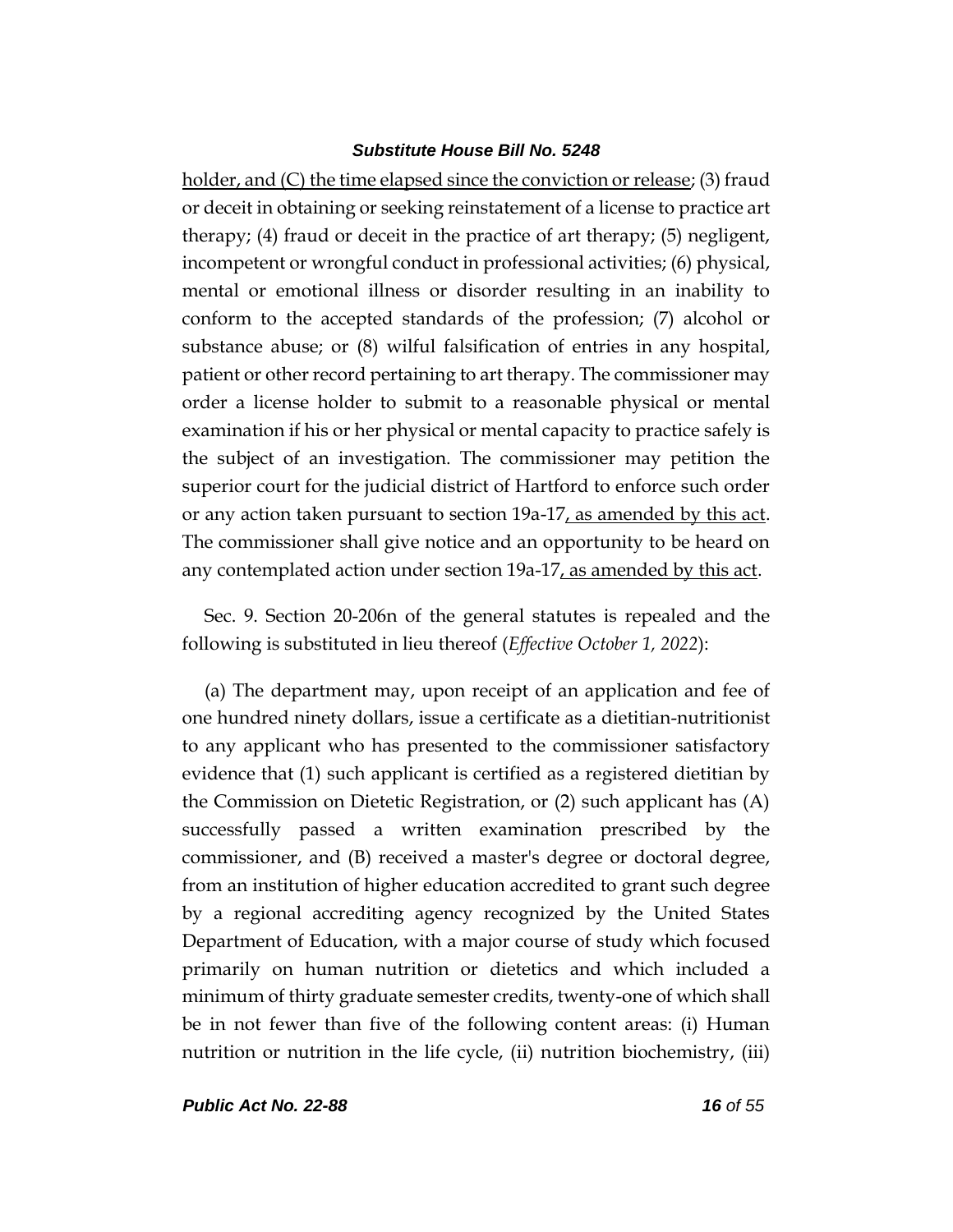holder, and (C) the time elapsed since the conviction or release; (3) fraud or deceit in obtaining or seeking reinstatement of a license to practice art therapy; (4) fraud or deceit in the practice of art therapy; (5) negligent, incompetent or wrongful conduct in professional activities; (6) physical, mental or emotional illness or disorder resulting in an inability to conform to the accepted standards of the profession; (7) alcohol or substance abuse; or (8) wilful falsification of entries in any hospital, patient or other record pertaining to art therapy. The commissioner may order a license holder to submit to a reasonable physical or mental examination if his or her physical or mental capacity to practice safely is the subject of an investigation. The commissioner may petition the superior court for the judicial district of Hartford to enforce such order or any action taken pursuant to section 19a-17, as amended by this act. The commissioner shall give notice and an opportunity to be heard on any contemplated action under section 19a-17, as amended by this act.

Sec. 9. Section 20-206n of the general statutes is repealed and the following is substituted in lieu thereof (*Effective October 1, 2022*):

(a) The department may, upon receipt of an application and fee of one hundred ninety dollars, issue a certificate as a dietitian-nutritionist to any applicant who has presented to the commissioner satisfactory evidence that (1) such applicant is certified as a registered dietitian by the Commission on Dietetic Registration, or (2) such applicant has (A) successfully passed a written examination prescribed by the commissioner, and (B) received a master's degree or doctoral degree, from an institution of higher education accredited to grant such degree by a regional accrediting agency recognized by the United States Department of Education, with a major course of study which focused primarily on human nutrition or dietetics and which included a minimum of thirty graduate semester credits, twenty-one of which shall be in not fewer than five of the following content areas: (i) Human nutrition or nutrition in the life cycle, (ii) nutrition biochemistry, (iii)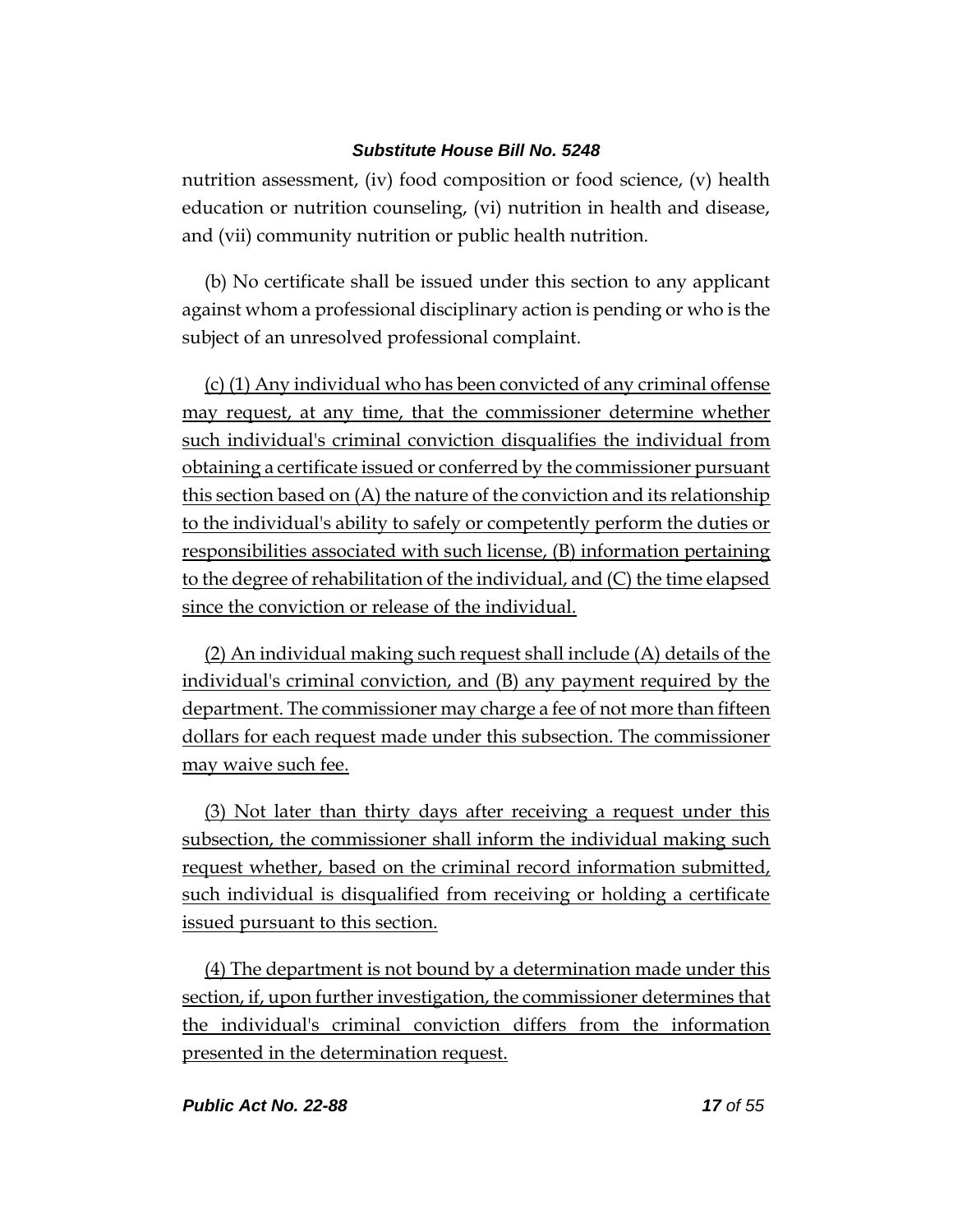nutrition assessment, (iv) food composition or food science, (v) health education or nutrition counseling, (vi) nutrition in health and disease, and (vii) community nutrition or public health nutrition.

(b) No certificate shall be issued under this section to any applicant against whom a professional disciplinary action is pending or who is the subject of an unresolved professional complaint.

<u>(c) (1) Any individual who has been convicted of any criminal offense may request, at any time, that the commissioner determine whether such individual's criminal conviction disqualifies the individual from obtaining a certificate issued or conferred by the commissioner pursuant this section based on (A) the nature of the conviction and its relationship to the individual's ability to safely or competently perform the duties or responsibilities associated with such license, (B) information pertaining to the degree of rehabilitation of the individual, and (C) the time elapsed since the conviction or release of the individual.</u>

<u>(2) An individual making such request shall include (A) details of the individual's criminal conviction, and (B) any payment required by the department. The commissioner may charge a fee of not more than fifteen dollars for each request made under this subsection. The commissioner may waive such fee.</u>

<u>(3) Not later than thirty days after receiving a request under this subsection, the commissioner shall inform the individual making such request whether, based on the criminal record information submitted, such individual is disqualified from receiving or holding a certificate issued pursuant to this section.</u>

<u>(4) The department is not bound by a determination made under this section, if, upon further investigation, the commissioner determines that the individual's criminal conviction differs from the information presented in the determination request.</u>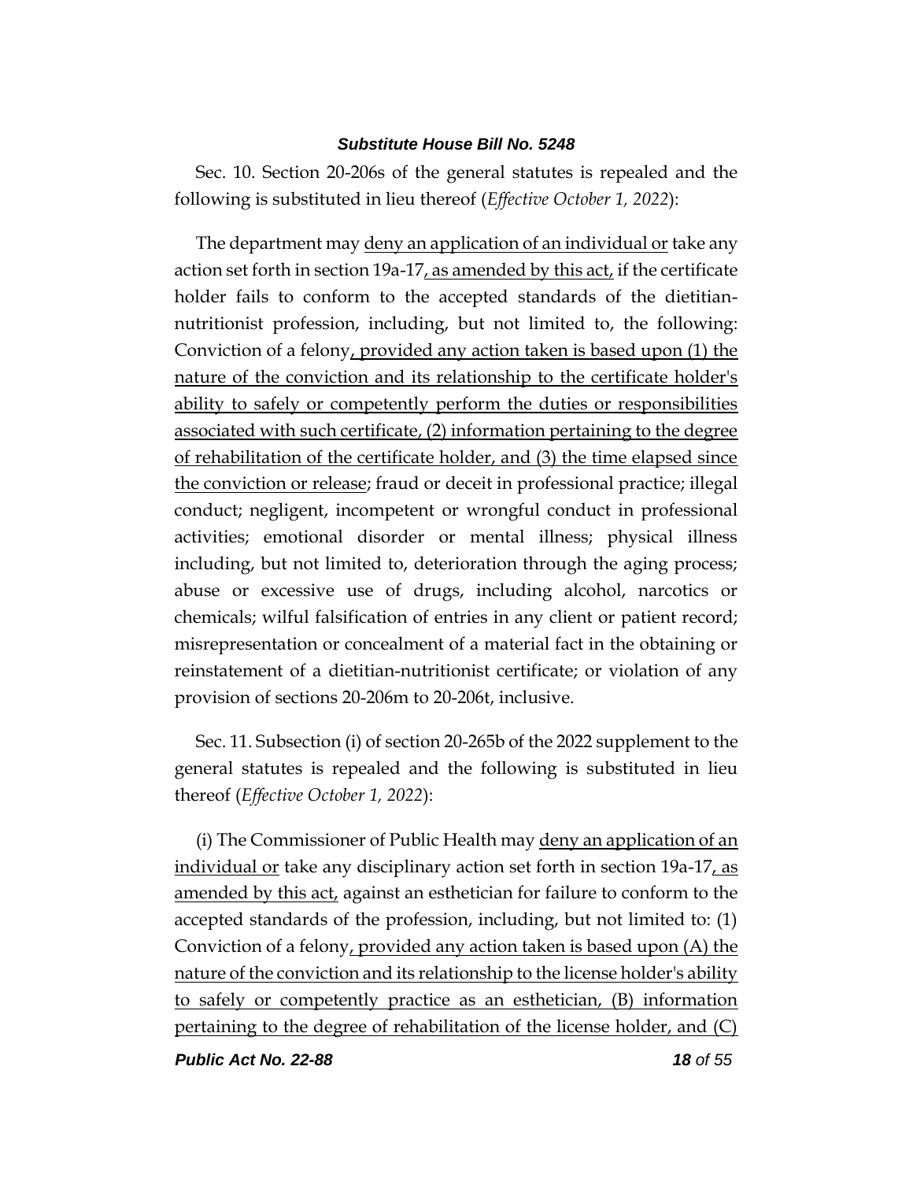Sec. 10. Section 20-206s of the general statutes is repealed and the following is substituted in lieu thereof (*Effective October 1, 2022*):

The department may <u>deny an application of an individual or</u> take any action set forth in section 19a-17<u>, as amended by this act,</u> if the certificate holder fails to conform to the accepted standards of the dietitian-nutritionist profession, including, but not limited to, the following: Conviction of a felony<u>, provided any action taken is based upon (1) the nature of the conviction and its relationship to the certificate holder's ability to safely or competently perform the duties or responsibilities associated with such certificate, (2) information pertaining to the degree of rehabilitation of the certificate holder, and (3) the time elapsed since the conviction or release</u>; fraud or deceit in professional practice; illegal conduct; negligent, incompetent or wrongful conduct in professional activities; emotional disorder or mental illness; physical illness including, but not limited to, deterioration through the aging process; abuse or excessive use of drugs, including alcohol, narcotics or chemicals; wilful falsification of entries in any client or patient record; misrepresentation or concealment of a material fact in the obtaining or reinstatement of a dietitian-nutritionist certificate; or violation of any provision of sections 20-206m to 20-206t, inclusive.

Sec. 11. Subsection (i) of section 20-265b of the 2022 supplement to the general statutes is repealed and the following is substituted in lieu thereof (*Effective October 1, 2022*):

(i) The Commissioner of Public Health may <u>deny an application of an individual or</u> take any disciplinary action set forth in section 19a-17<u>, as amended by this act,</u> against an esthetician for failure to conform to the accepted standards of the profession, including, but not limited to: (1) Conviction of a felony<u>, provided any action taken is based upon (A) the nature of the conviction and its relationship to the license holder's ability to safely or competently practice as an esthetician, (B) information pertaining to the degree of rehabilitation of the license holder, and (C)</u>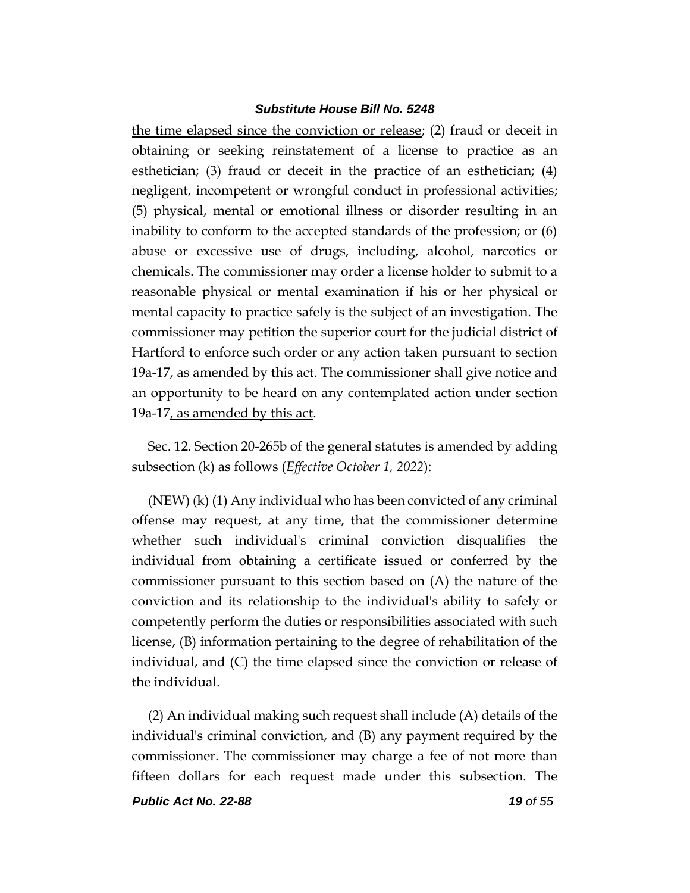the time elapsed since the conviction or release; (2) fraud or deceit in obtaining or seeking reinstatement of a license to practice as an esthetician; (3) fraud or deceit in the practice of an esthetician; (4) negligent, incompetent or wrongful conduct in professional activities; (5) physical, mental or emotional illness or disorder resulting in an inability to conform to the accepted standards of the profession; or (6) abuse or excessive use of drugs, including, alcohol, narcotics or chemicals. The commissioner may order a license holder to submit to a reasonable physical or mental examination if his or her physical or mental capacity to practice safely is the subject of an investigation. The commissioner may petition the superior court for the judicial district of Hartford to enforce such order or any action taken pursuant to section 19a-17, as amended by this act. The commissioner shall give notice and an opportunity to be heard on any contemplated action under section 19a-17, as amended by this act.

Sec. 12. Section 20-265b of the general statutes is amended by adding subsection (k) as follows (*Effective October 1, 2022*):

(NEW) (k) (1) Any individual who has been convicted of any criminal offense may request, at any time, that the commissioner determine whether such individual's criminal conviction disqualifies the individual from obtaining a certificate issued or conferred by the commissioner pursuant to this section based on (A) the nature of the conviction and its relationship to the individual's ability to safely or competently perform the duties or responsibilities associated with such license, (B) information pertaining to the degree of rehabilitation of the individual, and (C) the time elapsed since the conviction or release of the individual.

(2) An individual making such request shall include (A) details of the individual's criminal conviction, and (B) any payment required by the commissioner. The commissioner may charge a fee of not more than fifteen dollars for each request made under this subsection. The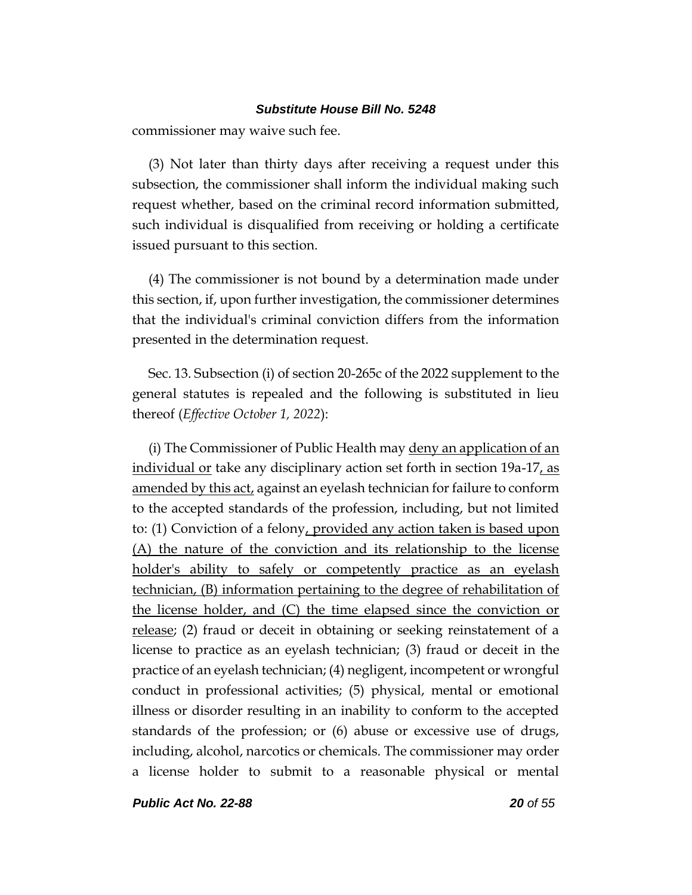commissioner may waive such fee.

(3) Not later than thirty days after receiving a request under this subsection, the commissioner shall inform the individual making such request whether, based on the criminal record information submitted, such individual is disqualified from receiving or holding a certificate issued pursuant to this section.

(4) The commissioner is not bound by a determination made under this section, if, upon further investigation, the commissioner determines that the individual's criminal conviction differs from the information presented in the determination request.

Sec. 13. Subsection (i) of section 20-265c of the 2022 supplement to the general statutes is repealed and the following is substituted in lieu thereof (*Effective October 1, 2022*):

(i) The Commissioner of Public Health may <u>deny an application of an individual or</u> take any disciplinary action set forth in section 19a-17<u>, as amended by this act,</u> against an eyelash technician for failure to conform to the accepted standards of the profession, including, but not limited to: (1) Conviction of a felony<u>, provided any action taken is based upon (A) the nature of the conviction and its relationship to the license holder's ability to safely or competently practice as an eyelash technician, (B) information pertaining to the degree of rehabilitation of the license holder, and (C) the time elapsed since the conviction or release</u>; (2) fraud or deceit in obtaining or seeking reinstatement of a license to practice as an eyelash technician; (3) fraud or deceit in the practice of an eyelash technician; (4) negligent, incompetent or wrongful conduct in professional activities; (5) physical, mental or emotional illness or disorder resulting in an inability to conform to the accepted standards of the profession; or (6) abuse or excessive use of drugs, including, alcohol, narcotics or chemicals. The commissioner may order a license holder to submit to a reasonable physical or mental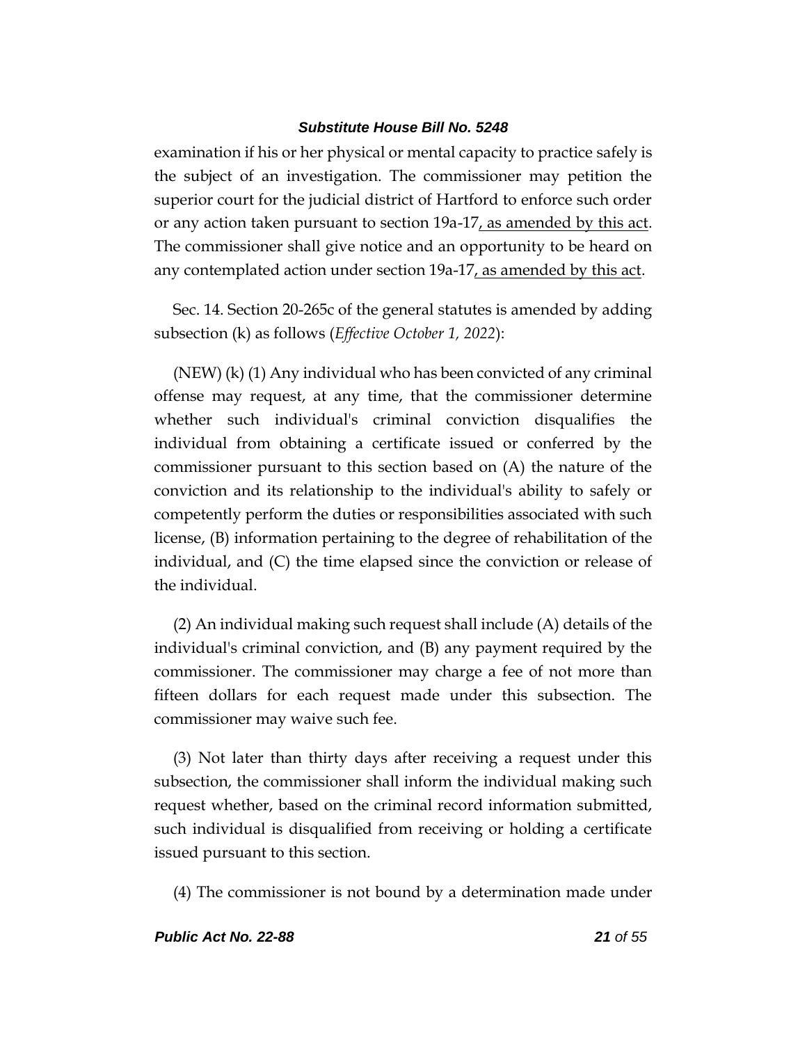examination if his or her physical or mental capacity to practice safely is the subject of an investigation. The commissioner may petition the superior court for the judicial district of Hartford to enforce such order or any action taken pursuant to section 19a-17, as amended by this act. The commissioner shall give notice and an opportunity to be heard on any contemplated action under section 19a-17, as amended by this act.

Sec. 14. Section 20-265c of the general statutes is amended by adding subsection (k) as follows (*Effective October 1, 2022*):

(NEW) (k) (1) Any individual who has been convicted of any criminal offense may request, at any time, that the commissioner determine whether such individual's criminal conviction disqualifies the individual from obtaining a certificate issued or conferred by the commissioner pursuant to this section based on (A) the nature of the conviction and its relationship to the individual's ability to safely or competently perform the duties or responsibilities associated with such license, (B) information pertaining to the degree of rehabilitation of the individual, and (C) the time elapsed since the conviction or release of the individual.

(2) An individual making such request shall include (A) details of the individual's criminal conviction, and (B) any payment required by the commissioner. The commissioner may charge a fee of not more than fifteen dollars for each request made under this subsection. The commissioner may waive such fee.

(3) Not later than thirty days after receiving a request under this subsection, the commissioner shall inform the individual making such request whether, based on the criminal record information submitted, such individual is disqualified from receiving or holding a certificate issued pursuant to this section.

(4) The commissioner is not bound by a determination made under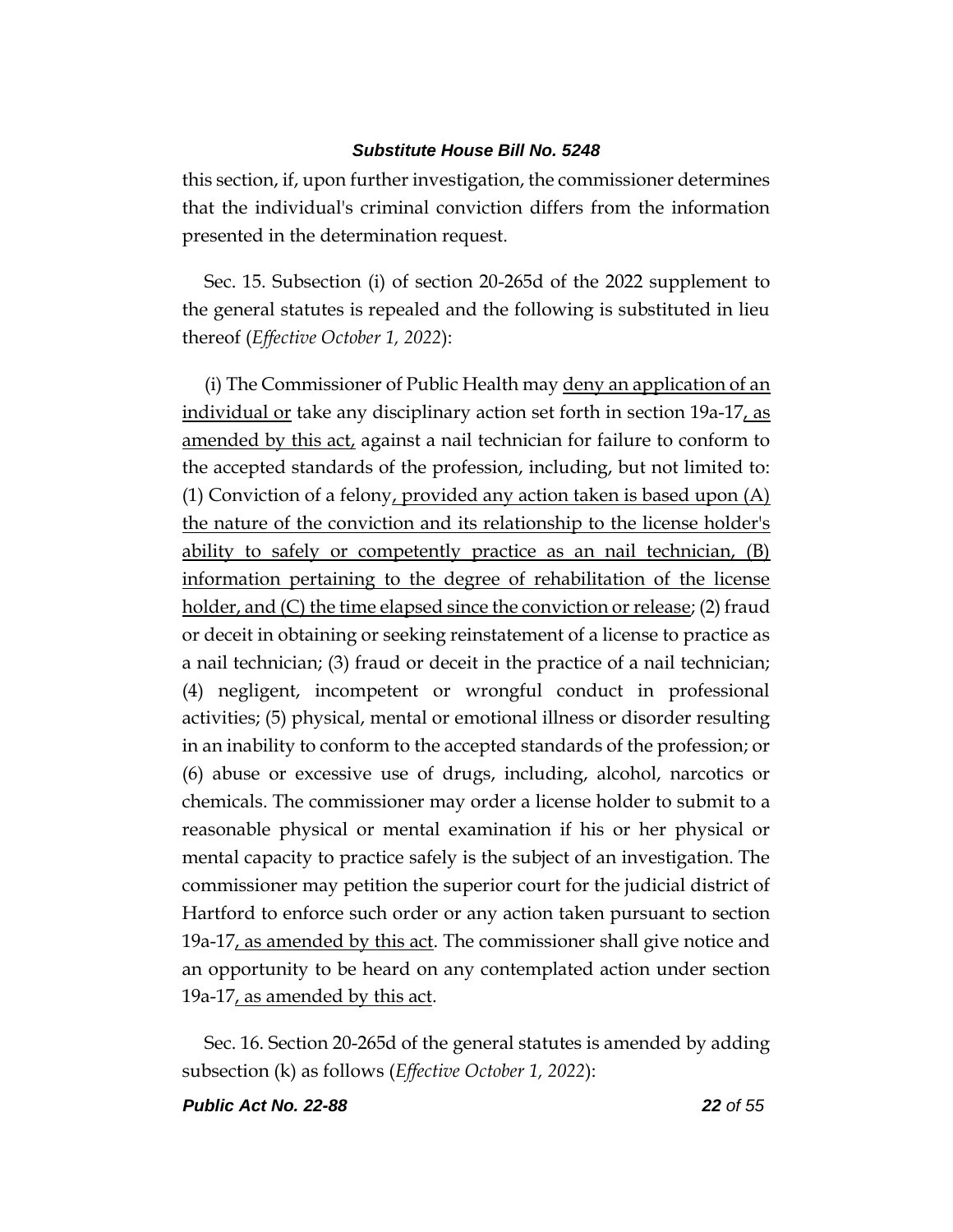this section, if, upon further investigation, the commissioner determines that the individual's criminal conviction differs from the information presented in the determination request.

Sec. 15. Subsection (i) of section 20-265d of the 2022 supplement to the general statutes is repealed and the following is substituted in lieu thereof (*Effective October 1, 2022*):

(i) The Commissioner of Public Health may deny an application of an individual or take any disciplinary action set forth in section 19a-17, as amended by this act, against a nail technician for failure to conform to the accepted standards of the profession, including, but not limited to: (1) Conviction of a felony, provided any action taken is based upon (A) the nature of the conviction and its relationship to the license holder's ability to safely or competently practice as an nail technician, (B) information pertaining to the degree of rehabilitation of the license holder, and (C) the time elapsed since the conviction or release; (2) fraud or deceit in obtaining or seeking reinstatement of a license to practice as a nail technician; (3) fraud or deceit in the practice of a nail technician; (4) negligent, incompetent or wrongful conduct in professional activities; (5) physical, mental or emotional illness or disorder resulting in an inability to conform to the accepted standards of the profession; or (6) abuse or excessive use of drugs, including, alcohol, narcotics or chemicals. The commissioner may order a license holder to submit to a reasonable physical or mental examination if his or her physical or mental capacity to practice safely is the subject of an investigation. The commissioner may petition the superior court for the judicial district of Hartford to enforce such order or any action taken pursuant to section 19a-17, as amended by this act. The commissioner shall give notice and an opportunity to be heard on any contemplated action under section 19a-17, as amended by this act.

Sec. 16. Section 20-265d of the general statutes is amended by adding subsection (k) as follows (*Effective October 1, 2022*):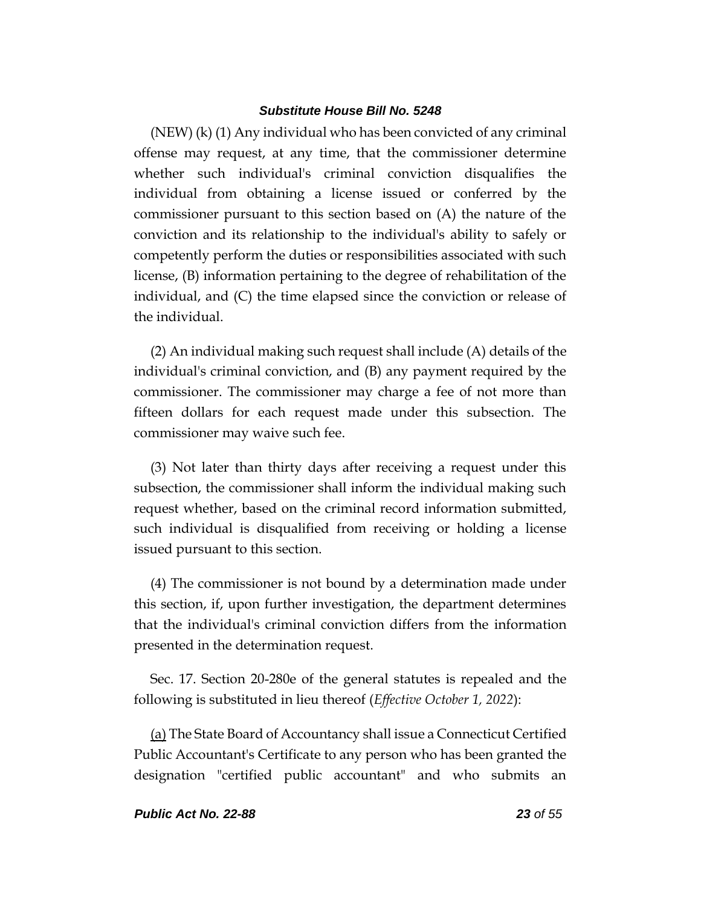(NEW) (k) (1) Any individual who has been convicted of any criminal offense may request, at any time, that the commissioner determine whether such individual's criminal conviction disqualifies the individual from obtaining a license issued or conferred by the commissioner pursuant to this section based on (A) the nature of the conviction and its relationship to the individual's ability to safely or competently perform the duties or responsibilities associated with such license, (B) information pertaining to the degree of rehabilitation of the individual, and (C) the time elapsed since the conviction or release of the individual.

(2) An individual making such request shall include (A) details of the individual's criminal conviction, and (B) any payment required by the commissioner. The commissioner may charge a fee of not more than fifteen dollars for each request made under this subsection. The commissioner may waive such fee.

(3) Not later than thirty days after receiving a request under this subsection, the commissioner shall inform the individual making such request whether, based on the criminal record information submitted, such individual is disqualified from receiving or holding a license issued pursuant to this section.

(4) The commissioner is not bound by a determination made under this section, if, upon further investigation, the department determines that the individual's criminal conviction differs from the information presented in the determination request.

Sec. 17. Section 20-280e of the general statutes is repealed and the following is substituted in lieu thereof (*Effective October 1, 2022*):

<u>(a)</u> The State Board of Accountancy shall issue a Connecticut Certified Public Accountant's Certificate to any person who has been granted the designation "certified public accountant" and who submits an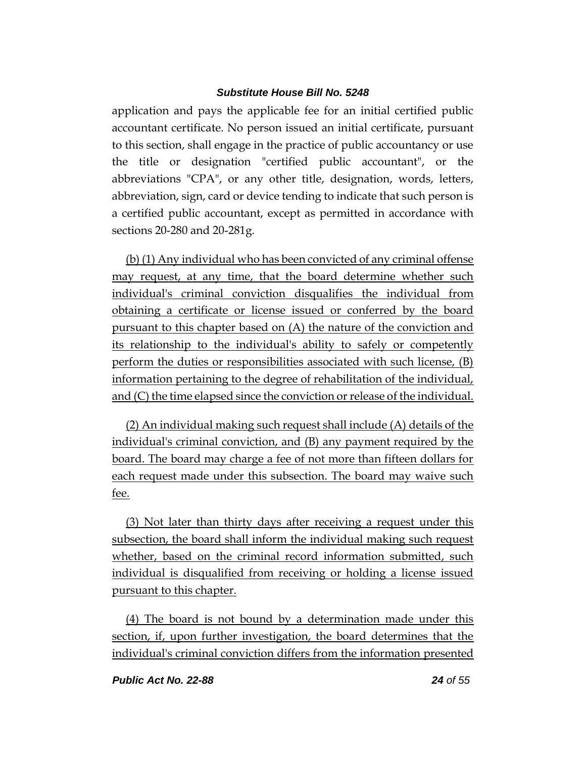application and pays the applicable fee for an initial certified public accountant certificate. No person issued an initial certificate, pursuant to this section, shall engage in the practice of public accountancy or use the title or designation "certified public accountant", or the abbreviations "CPA", or any other title, designation, words, letters, abbreviation, sign, card or device tending to indicate that such person is a certified public accountant, except as permitted in accordance with sections 20-280 and 20-281g.

<u>(b) (1) Any individual who has been convicted of any criminal offense may request, at any time, that the board determine whether such individual's criminal conviction disqualifies the individual from obtaining a certificate or license issued or conferred by the board pursuant to this chapter based on (A) the nature of the conviction and its relationship to the individual's ability to safely or competently perform the duties or responsibilities associated with such license, (B) information pertaining to the degree of rehabilitation of the individual, and (C) the time elapsed since the conviction or release of the individual.</u>

<u>(2) An individual making such request shall include (A) details of the individual's criminal conviction, and (B) any payment required by the board. The board may charge a fee of not more than fifteen dollars for each request made under this subsection. The board may waive such fee.</u>

<u>(3) Not later than thirty days after receiving a request under this subsection, the board shall inform the individual making such request whether, based on the criminal record information submitted, such individual is disqualified from receiving or holding a license issued pursuant to this chapter.</u>

<u>(4) The board is not bound by a determination made under this section, if, upon further investigation, the board determines that the individual's criminal conviction differs from the information presented</u>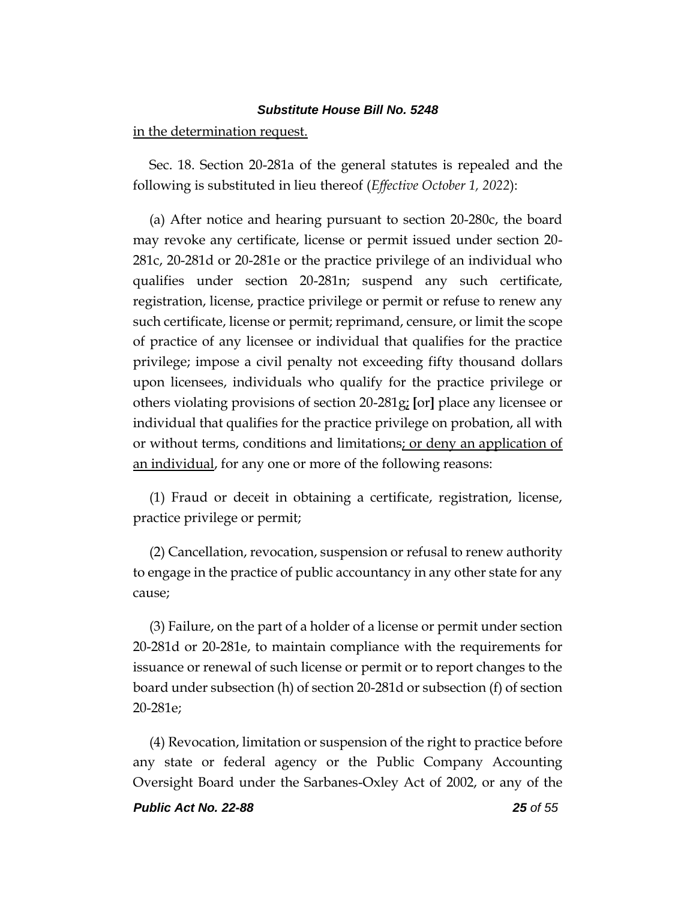in the determination request.

Sec. 18. Section 20-281a of the general statutes is repealed and the following is substituted in lieu thereof (*Effective October 1, 2022*):

(a) After notice and hearing pursuant to section 20-280c, the board may revoke any certificate, license or permit issued under section 20-281c, 20-281d or 20-281e or the practice privilege of an individual who qualifies under section 20-281n; suspend any such certificate, registration, license, practice privilege or permit or refuse to renew any such certificate, license or permit; reprimand, censure, or limit the scope of practice of any licensee or individual that qualifies for the practice privilege; impose a civil penalty not exceeding fifty thousand dollars upon licensees, individuals who qualify for the practice privilege or others violating provisions of section 20-281g; [or] place any licensee or individual that qualifies for the practice privilege on probation, all with or without terms, conditions and limitations; or deny an application of an individual, for any one or more of the following reasons:

(1) Fraud or deceit in obtaining a certificate, registration, license, practice privilege or permit;

(2) Cancellation, revocation, suspension or refusal to renew authority to engage in the practice of public accountancy in any other state for any cause;

(3) Failure, on the part of a holder of a license or permit under section 20-281d or 20-281e, to maintain compliance with the requirements for issuance or renewal of such license or permit or to report changes to the board under subsection (h) of section 20-281d or subsection (f) of section 20-281e;

(4) Revocation, limitation or suspension of the right to practice before any state or federal agency or the Public Company Accounting Oversight Board under the Sarbanes-Oxley Act of 2002, or any of the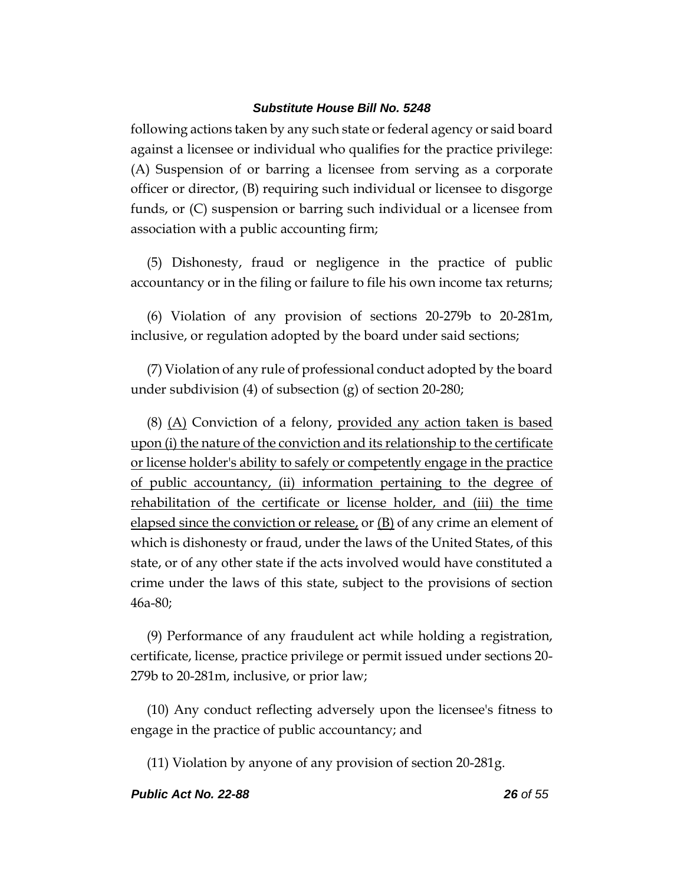following actions taken by any such state or federal agency or said board against a licensee or individual who qualifies for the practice privilege: (A) Suspension of or barring a licensee from serving as a corporate officer or director, (B) requiring such individual or licensee to disgorge funds, or (C) suspension or barring such individual or a licensee from association with a public accounting firm;

(5) Dishonesty, fraud or negligence in the practice of public accountancy or in the filing or failure to file his own income tax returns;

(6) Violation of any provision of sections 20-279b to 20-281m, inclusive, or regulation adopted by the board under said sections;

(7) Violation of any rule of professional conduct adopted by the board under subdivision (4) of subsection (g) of section 20-280;

(8) <u>(A)</u> Conviction of a felony, <u>provided any action taken is based upon (i) the nature of the conviction and its relationship to the certificate or license holder's ability to safely or competently engage in the practice of public accountancy, (ii) information pertaining to the degree of rehabilitation of the certificate or license holder, and (iii) the time elapsed since the conviction or release,</u> or <u>(B)</u> of any crime an element of which is dishonesty or fraud, under the laws of the United States, of this state, or of any other state if the acts involved would have constituted a crime under the laws of this state, subject to the provisions of section 46a-80;

(9) Performance of any fraudulent act while holding a registration, certificate, license, practice privilege or permit issued under sections 20-279b to 20-281m, inclusive, or prior law;

(10) Any conduct reflecting adversely upon the licensee's fitness to engage in the practice of public accountancy; and

(11) Violation by anyone of any provision of section 20-281g.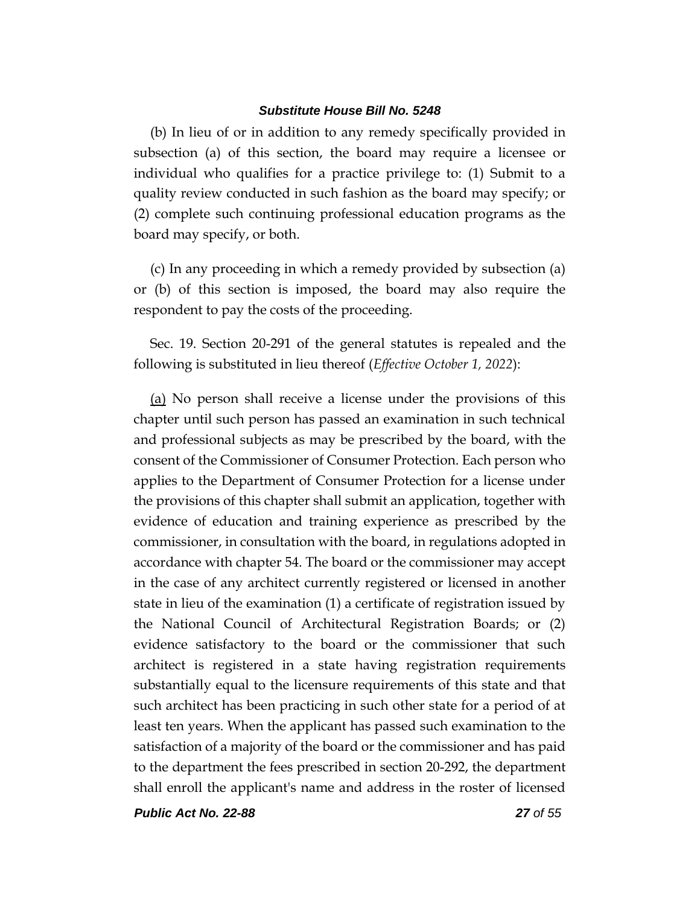(b) In lieu of or in addition to any remedy specifically provided in subsection (a) of this section, the board may require a licensee or individual who qualifies for a practice privilege to: (1) Submit to a quality review conducted in such fashion as the board may specify; or (2) complete such continuing professional education programs as the board may specify, or both.

(c) In any proceeding in which a remedy provided by subsection (a) or (b) of this section is imposed, the board may also require the respondent to pay the costs of the proceeding.

Sec. 19. Section 20-291 of the general statutes is repealed and the following is substituted in lieu thereof (*Effective October 1, 2022*):

<u>(a)</u> No person shall receive a license under the provisions of this chapter until such person has passed an examination in such technical and professional subjects as may be prescribed by the board, with the consent of the Commissioner of Consumer Protection. Each person who applies to the Department of Consumer Protection for a license under the provisions of this chapter shall submit an application, together with evidence of education and training experience as prescribed by the commissioner, in consultation with the board, in regulations adopted in accordance with chapter 54. The board or the commissioner may accept in the case of any architect currently registered or licensed in another state in lieu of the examination (1) a certificate of registration issued by the National Council of Architectural Registration Boards; or (2) evidence satisfactory to the board or the commissioner that such architect is registered in a state having registration requirements substantially equal to the licensure requirements of this state and that such architect has been practicing in such other state for a period of at least ten years. When the applicant has passed such examination to the satisfaction of a majority of the board or the commissioner and has paid to the department the fees prescribed in section 20-292, the department shall enroll the applicant's name and address in the roster of licensed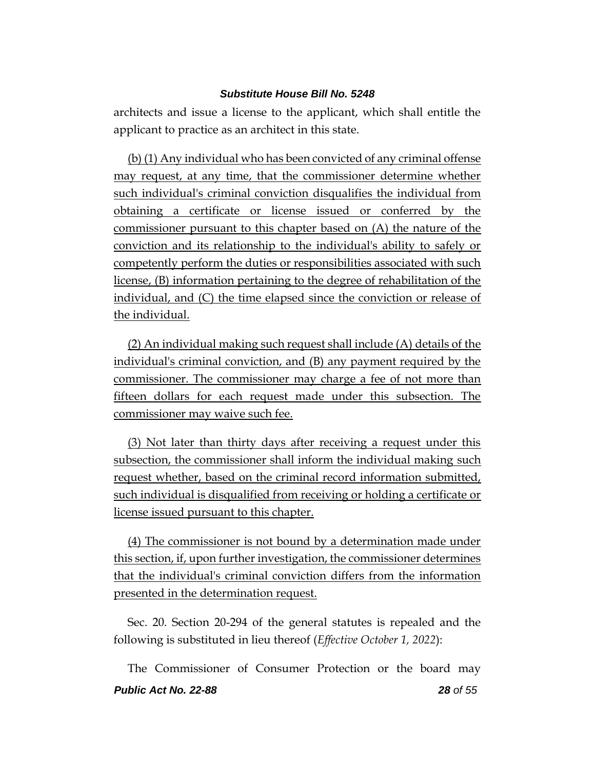architects and issue a license to the applicant, which shall entitle the applicant to practice as an architect in this state.

<u>(b) (1) Any individual who has been convicted of any criminal offense may request, at any time, that the commissioner determine whether such individual's criminal conviction disqualifies the individual from obtaining a certificate or license issued or conferred by the commissioner pursuant to this chapter based on (A) the nature of the conviction and its relationship to the individual's ability to safely or competently perform the duties or responsibilities associated with such license, (B) information pertaining to the degree of rehabilitation of the individual, and (C) the time elapsed since the conviction or release of the individual.</u>

<u>(2) An individual making such request shall include (A) details of the individual's criminal conviction, and (B) any payment required by the commissioner. The commissioner may charge a fee of not more than fifteen dollars for each request made under this subsection. The commissioner may waive such fee.</u>

<u>(3) Not later than thirty days after receiving a request under this subsection, the commissioner shall inform the individual making such request whether, based on the criminal record information submitted, such individual is disqualified from receiving or holding a certificate or license issued pursuant to this chapter.</u>

<u>(4) The commissioner is not bound by a determination made under this section, if, upon further investigation, the commissioner determines that the individual's criminal conviction differs from the information presented in the determination request.</u>

Sec. 20. Section 20-294 of the general statutes is repealed and the following is substituted in lieu thereof (*Effective October 1, 2022*):

The Commissioner of Consumer Protection or the board may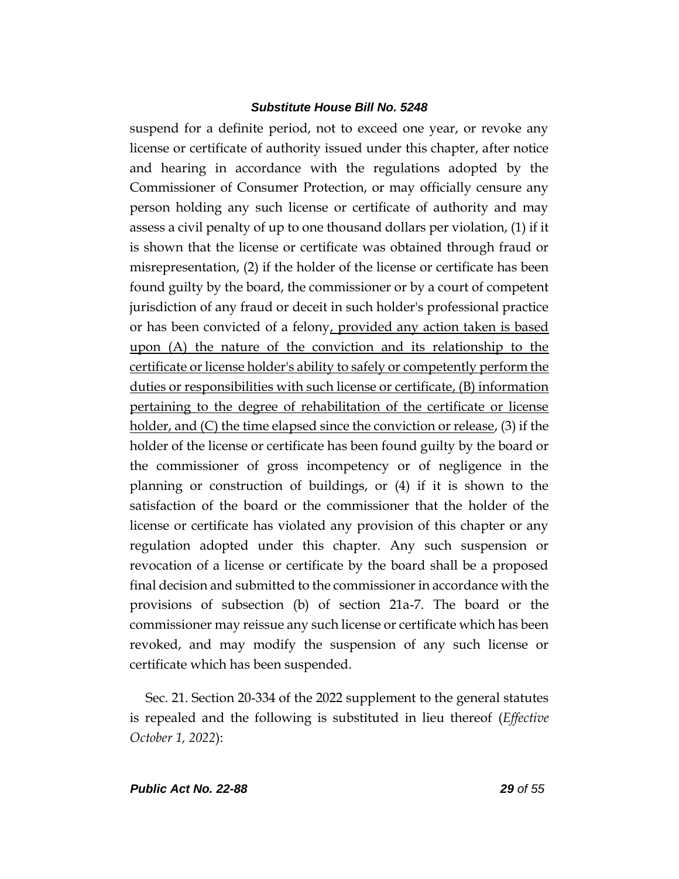suspend for a definite period, not to exceed one year, or revoke any license or certificate of authority issued under this chapter, after notice and hearing in accordance with the regulations adopted by the Commissioner of Consumer Protection, or may officially censure any person holding any such license or certificate of authority and may assess a civil penalty of up to one thousand dollars per violation, (1) if it is shown that the license or certificate was obtained through fraud or misrepresentation, (2) if the holder of the license or certificate has been found guilty by the board, the commissioner or by a court of competent jurisdiction of any fraud or deceit in such holder's professional practice or has been convicted of a felony<u>, provided any action taken is based upon (A) the nature of the conviction and its relationship to the certificate or license holder's ability to safely or competently perform the duties or responsibilities with such license or certificate, (B) information pertaining to the degree of rehabilitation of the certificate or license holder, and (C) the time elapsed since the conviction or release</u>, (3) if the holder of the license or certificate has been found guilty by the board or the commissioner of gross incompetency or of negligence in the planning or construction of buildings, or (4) if it is shown to the satisfaction of the board or the commissioner that the holder of the license or certificate has violated any provision of this chapter or any regulation adopted under this chapter. Any such suspension or revocation of a license or certificate by the board shall be a proposed final decision and submitted to the commissioner in accordance with the provisions of subsection (b) of section 21a-7. The board or the commissioner may reissue any such license or certificate which has been revoked, and may modify the suspension of any such license or certificate which has been suspended.

Sec. 21. Section 20-334 of the 2022 supplement to the general statutes is repealed and the following is substituted in lieu thereof (*Effective October 1, 2022*):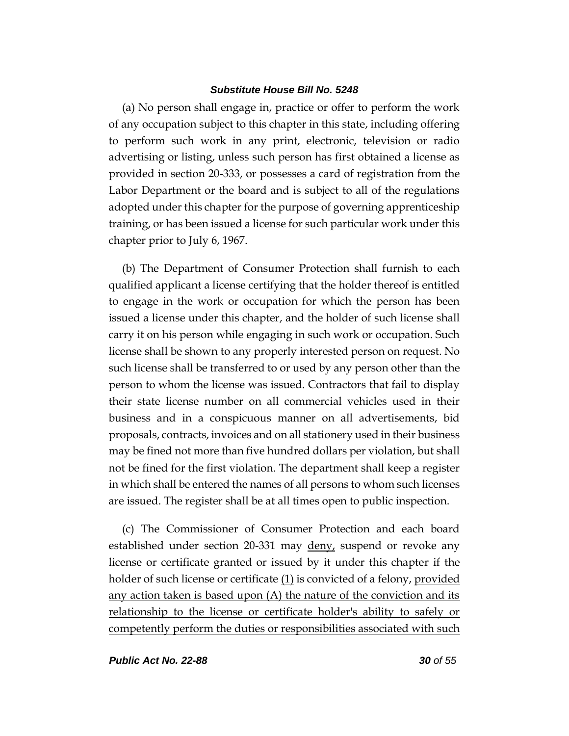(a) No person shall engage in, practice or offer to perform the work of any occupation subject to this chapter in this state, including offering to perform such work in any print, electronic, television or radio advertising or listing, unless such person has first obtained a license as provided in section 20-333, or possesses a card of registration from the Labor Department or the board and is subject to all of the regulations adopted under this chapter for the purpose of governing apprenticeship training, or has been issued a license for such particular work under this chapter prior to July 6, 1967.

(b) The Department of Consumer Protection shall furnish to each qualified applicant a license certifying that the holder thereof is entitled to engage in the work or occupation for which the person has been issued a license under this chapter, and the holder of such license shall carry it on his person while engaging in such work or occupation. Such license shall be shown to any properly interested person on request. No such license shall be transferred to or used by any person other than the person to whom the license was issued. Contractors that fail to display their state license number on all commercial vehicles used in their business and in a conspicuous manner on all advertisements, bid proposals, contracts, invoices and on all stationery used in their business may be fined not more than five hundred dollars per violation, but shall not be fined for the first violation. The department shall keep a register in which shall be entered the names of all persons to whom such licenses are issued. The register shall be at all times open to public inspection.

(c) The Commissioner of Consumer Protection and each board established under section 20-331 may <u>deny,</u> suspend or revoke any license or certificate granted or issued by it under this chapter if the holder of such license or certificate <u>(1)</u> is convicted of a felony, <u>provided any action taken is based upon (A) the nature of the conviction and its relationship to the license or certificate holder's ability to safely or competently perform the duties or responsibilities associated with such</u>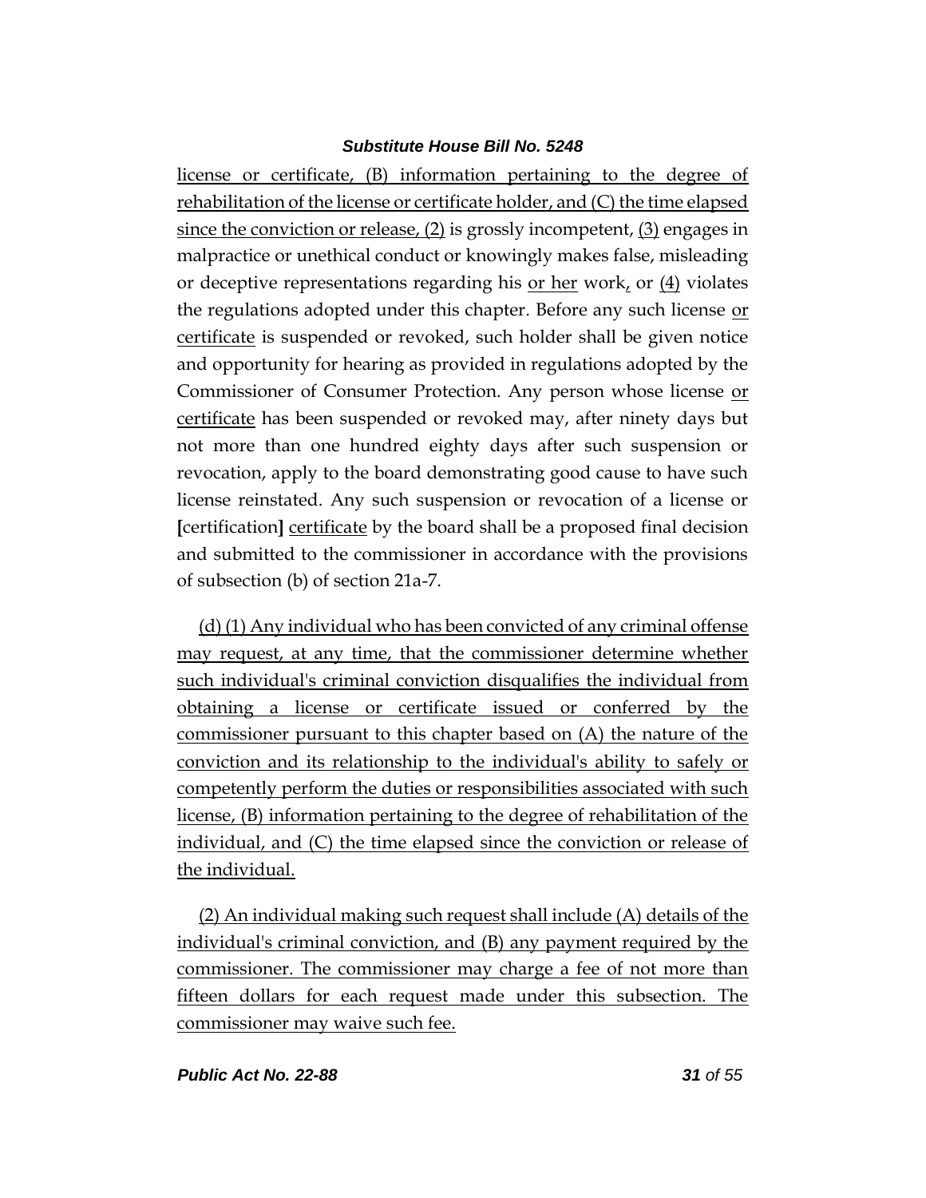license or certificate, (B) information pertaining to the degree of rehabilitation of the license or certificate holder, and (C) the time elapsed since the conviction or release, (2) is grossly incompetent, (3) engages in malpractice or unethical conduct or knowingly makes false, misleading or deceptive representations regarding his or her work, or (4) violates the regulations adopted under this chapter. Before any such license or certificate is suspended or revoked, such holder shall be given notice and opportunity for hearing as provided in regulations adopted by the Commissioner of Consumer Protection. Any person whose license or certificate has been suspended or revoked may, after ninety days but not more than one hundred eighty days after such suspension or revocation, apply to the board demonstrating good cause to have such license reinstated. Any such suspension or revocation of a license or [certification] certificate by the board shall be a proposed final decision and submitted to the commissioner in accordance with the provisions of subsection (b) of section 21a-7.

(d) (1) Any individual who has been convicted of any criminal offense may request, at any time, that the commissioner determine whether such individual's criminal conviction disqualifies the individual from obtaining a license or certificate issued or conferred by the commissioner pursuant to this chapter based on (A) the nature of the conviction and its relationship to the individual's ability to safely or competently perform the duties or responsibilities associated with such license, (B) information pertaining to the degree of rehabilitation of the individual, and (C) the time elapsed since the conviction or release of the individual.

(2) An individual making such request shall include (A) details of the individual's criminal conviction, and (B) any payment required by the commissioner. The commissioner may charge a fee of not more than fifteen dollars for each request made under this subsection. The commissioner may waive such fee.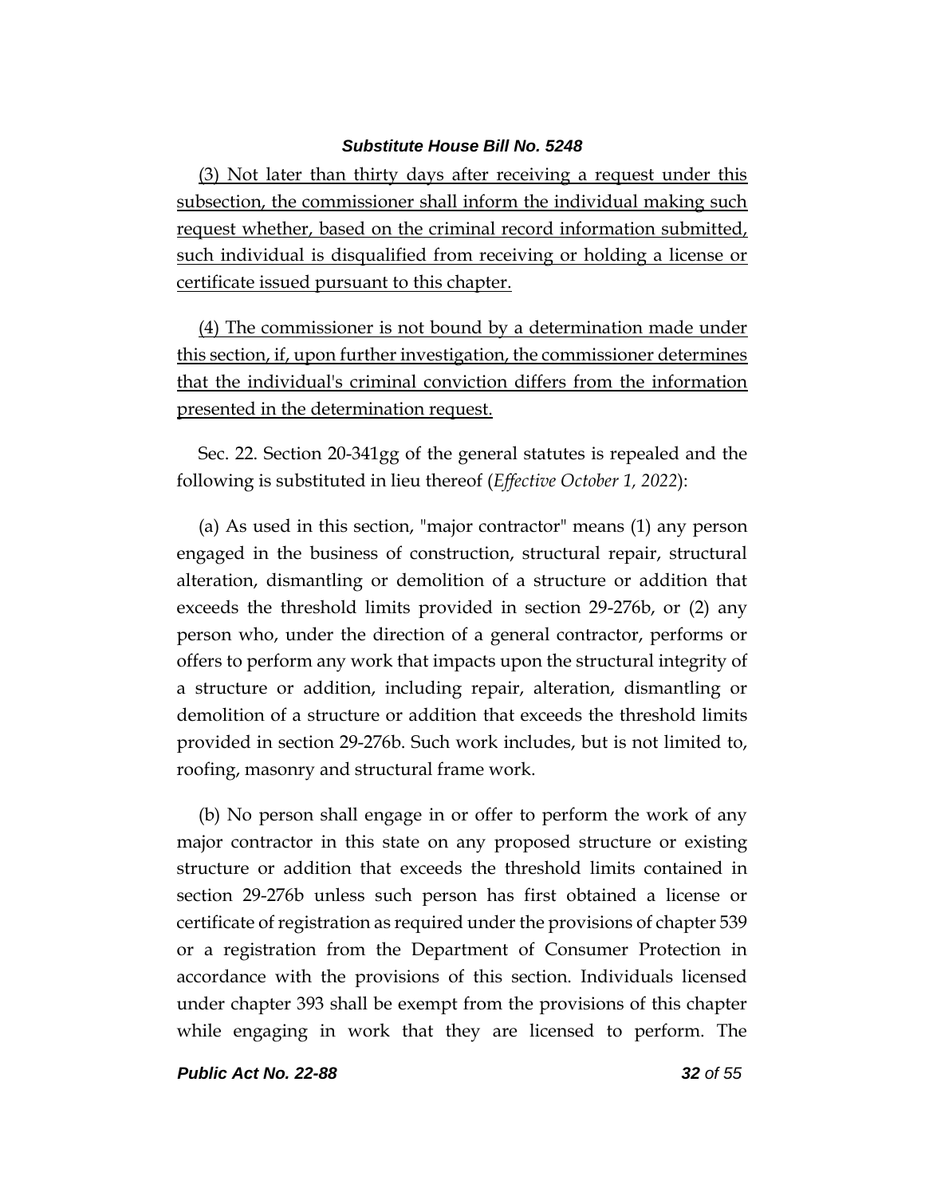(3) Not later than thirty days after receiving a request under this subsection, the commissioner shall inform the individual making such request whether, based on the criminal record information submitted, such individual is disqualified from receiving or holding a license or certificate issued pursuant to this chapter.

(4) The commissioner is not bound by a determination made under this section, if, upon further investigation, the commissioner determines that the individual's criminal conviction differs from the information presented in the determination request.

Sec. 22. Section 20-341gg of the general statutes is repealed and the following is substituted in lieu thereof (*Effective October 1, 2022*):

(a) As used in this section, "major contractor" means (1) any person engaged in the business of construction, structural repair, structural alteration, dismantling or demolition of a structure or addition that exceeds the threshold limits provided in section 29-276b, or (2) any person who, under the direction of a general contractor, performs or offers to perform any work that impacts upon the structural integrity of a structure or addition, including repair, alteration, dismantling or demolition of a structure or addition that exceeds the threshold limits provided in section 29-276b. Such work includes, but is not limited to, roofing, masonry and structural frame work.

(b) No person shall engage in or offer to perform the work of any major contractor in this state on any proposed structure or existing structure or addition that exceeds the threshold limits contained in section 29-276b unless such person has first obtained a license or certificate of registration as required under the provisions of chapter 539 or a registration from the Department of Consumer Protection in accordance with the provisions of this section. Individuals licensed under chapter 393 shall be exempt from the provisions of this chapter while engaging in work that they are licensed to perform. The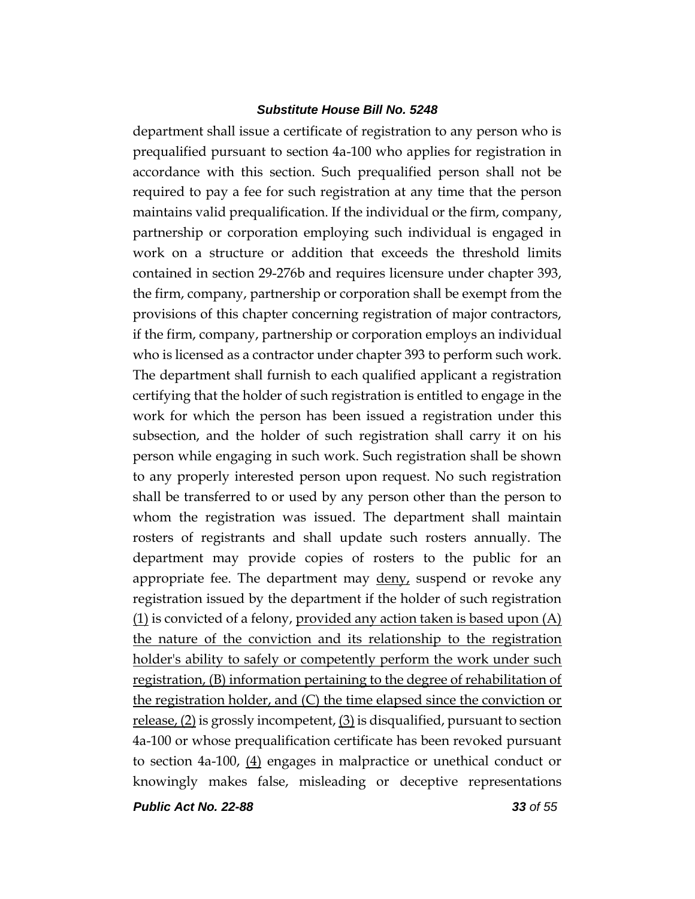department shall issue a certificate of registration to any person who is prequalified pursuant to section 4a-100 who applies for registration in accordance with this section. Such prequalified person shall not be required to pay a fee for such registration at any time that the person maintains valid prequalification. If the individual or the firm, company, partnership or corporation employing such individual is engaged in work on a structure or addition that exceeds the threshold limits contained in section 29-276b and requires licensure under chapter 393, the firm, company, partnership or corporation shall be exempt from the provisions of this chapter concerning registration of major contractors, if the firm, company, partnership or corporation employs an individual who is licensed as a contractor under chapter 393 to perform such work. The department shall furnish to each qualified applicant a registration certifying that the holder of such registration is entitled to engage in the work for which the person has been issued a registration under this subsection, and the holder of such registration shall carry it on his person while engaging in such work. Such registration shall be shown to any properly interested person upon request. No such registration shall be transferred to or used by any person other than the person to whom the registration was issued. The department shall maintain rosters of registrants and shall update such rosters annually. The department may provide copies of rosters to the public for an appropriate fee. The department may <u>deny,</u> suspend or revoke any registration issued by the department if the holder of such registration <u>(1)</u> is convicted of a felony, <u>provided any action taken is based upon (A) the nature of the conviction and its relationship to the registration holder's ability to safely or competently perform the work under such registration, (B) information pertaining to the degree of rehabilitation of the registration holder, and (C) the time elapsed since the conviction or release, (2)</u> is grossly incompetent, <u>(3)</u> is disqualified, pursuant to section 4a-100 or whose prequalification certificate has been revoked pursuant to section 4a-100, <u>(4)</u> engages in malpractice or unethical conduct or knowingly makes false, misleading or deceptive representations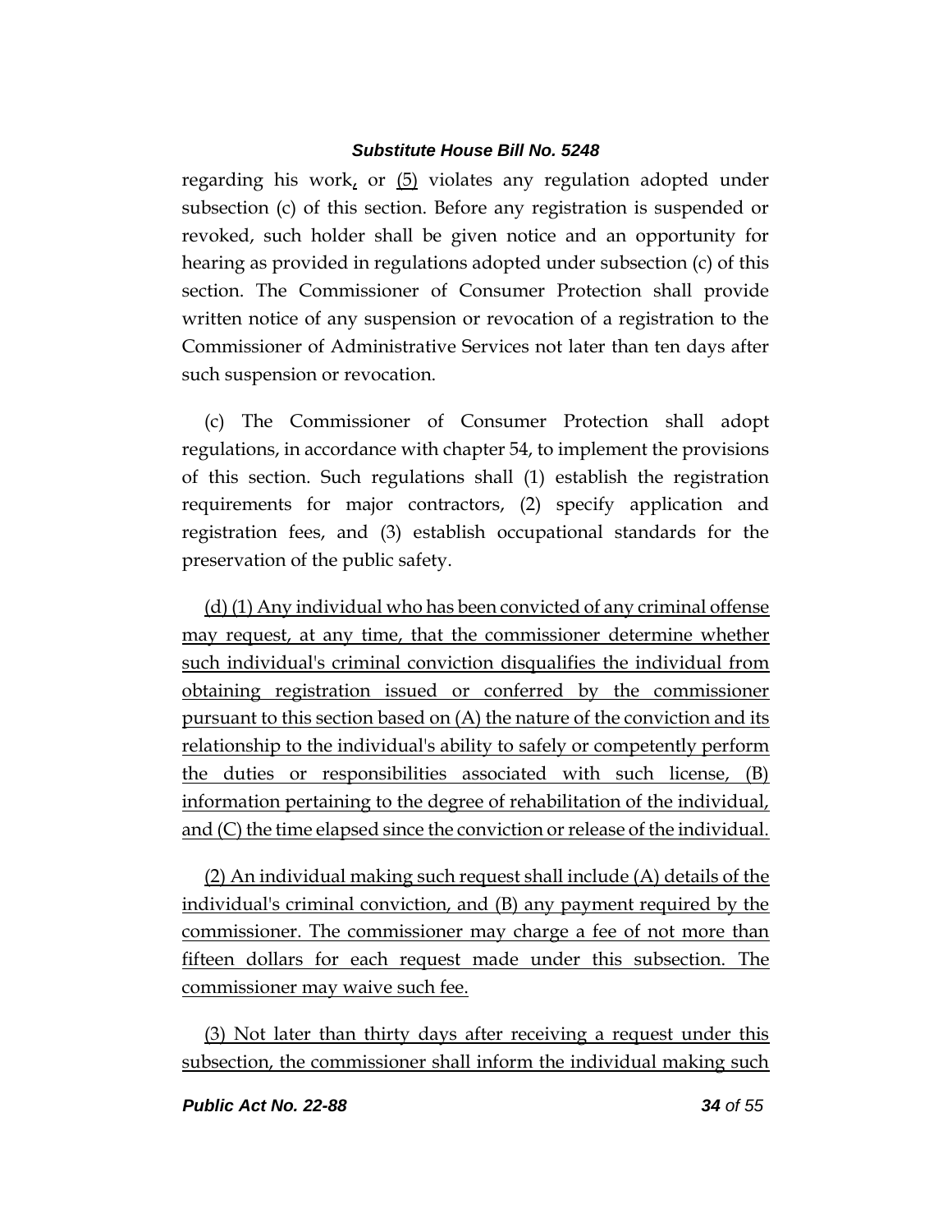regarding his work, or (5) violates any regulation adopted under subsection (c) of this section. Before any registration is suspended or revoked, such holder shall be given notice and an opportunity for hearing as provided in regulations adopted under subsection (c) of this section. The Commissioner of Consumer Protection shall provide written notice of any suspension or revocation of a registration to the Commissioner of Administrative Services not later than ten days after such suspension or revocation.

(c) The Commissioner of Consumer Protection shall adopt regulations, in accordance with chapter 54, to implement the provisions of this section. Such regulations shall (1) establish the registration requirements for major contractors, (2) specify application and registration fees, and (3) establish occupational standards for the preservation of the public safety.

(d) (1) Any individual who has been convicted of any criminal offense may request, at any time, that the commissioner determine whether such individual's criminal conviction disqualifies the individual from obtaining registration issued or conferred by the commissioner pursuant to this section based on (A) the nature of the conviction and its relationship to the individual's ability to safely or competently perform the duties or responsibilities associated with such license, (B) information pertaining to the degree of rehabilitation of the individual, and (C) the time elapsed since the conviction or release of the individual.

(2) An individual making such request shall include (A) details of the individual's criminal conviction, and (B) any payment required by the commissioner. The commissioner may charge a fee of not more than fifteen dollars for each request made under this subsection. The commissioner may waive such fee.

(3) Not later than thirty days after receiving a request under this subsection, the commissioner shall inform the individual making such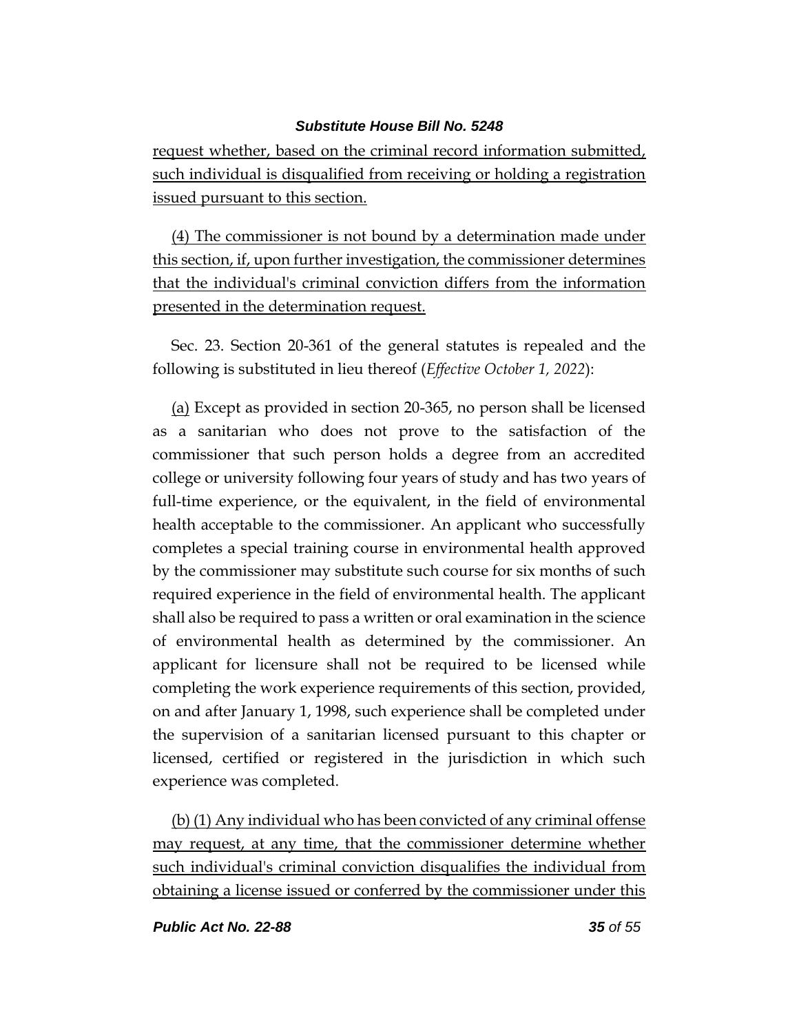request whether, based on the criminal record information submitted, such individual is disqualified from receiving or holding a registration issued pursuant to this section.

(4) The commissioner is not bound by a determination made under this section, if, upon further investigation, the commissioner determines that the individual's criminal conviction differs from the information presented in the determination request.

Sec. 23. Section 20-361 of the general statutes is repealed and the following is substituted in lieu thereof (*Effective October 1, 2022*):

(a) Except as provided in section 20-365, no person shall be licensed as a sanitarian who does not prove to the satisfaction of the commissioner that such person holds a degree from an accredited college or university following four years of study and has two years of full-time experience, or the equivalent, in the field of environmental health acceptable to the commissioner. An applicant who successfully completes a special training course in environmental health approved by the commissioner may substitute such course for six months of such required experience in the field of environmental health. The applicant shall also be required to pass a written or oral examination in the science of environmental health as determined by the commissioner. An applicant for licensure shall not be required to be licensed while completing the work experience requirements of this section, provided, on and after January 1, 1998, such experience shall be completed under the supervision of a sanitarian licensed pursuant to this chapter or licensed, certified or registered in the jurisdiction in which such experience was completed.

(b) (1) Any individual who has been convicted of any criminal offense may request, at any time, that the commissioner determine whether such individual's criminal conviction disqualifies the individual from obtaining a license issued or conferred by the commissioner under this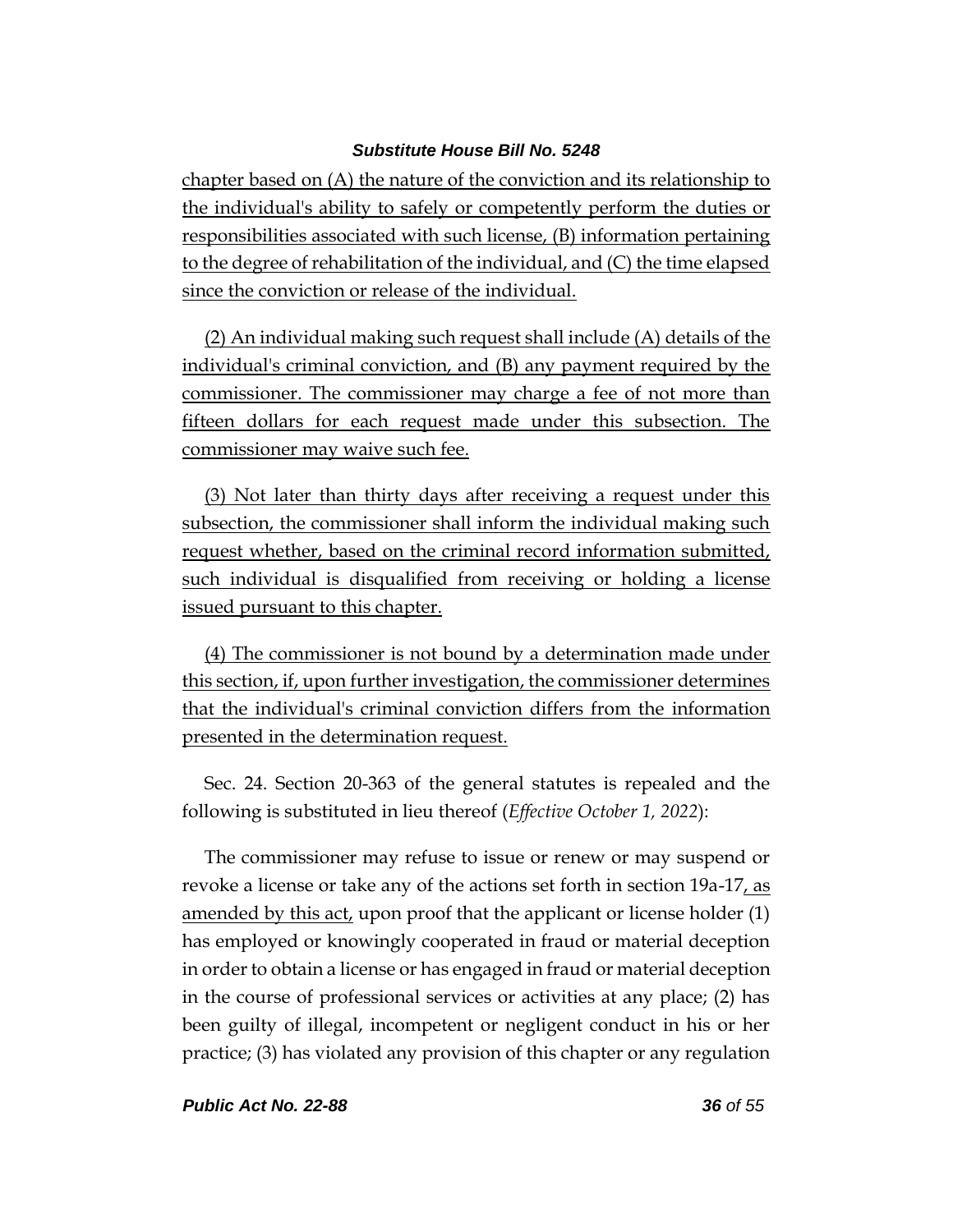chapter based on (A) the nature of the conviction and its relationship to the individual's ability to safely or competently perform the duties or responsibilities associated with such license, (B) information pertaining to the degree of rehabilitation of the individual, and (C) the time elapsed since the conviction or release of the individual.

(2) An individual making such request shall include (A) details of the individual's criminal conviction, and (B) any payment required by the commissioner. The commissioner may charge a fee of not more than fifteen dollars for each request made under this subsection. The commissioner may waive such fee.

(3) Not later than thirty days after receiving a request under this subsection, the commissioner shall inform the individual making such request whether, based on the criminal record information submitted, such individual is disqualified from receiving or holding a license issued pursuant to this chapter.

(4) The commissioner is not bound by a determination made under this section, if, upon further investigation, the commissioner determines that the individual's criminal conviction differs from the information presented in the determination request.

Sec. 24. Section 20-363 of the general statutes is repealed and the following is substituted in lieu thereof (*Effective October 1, 2022*):

The commissioner may refuse to issue or renew or may suspend or revoke a license or take any of the actions set forth in section 19a-17, as amended by this act, upon proof that the applicant or license holder (1) has employed or knowingly cooperated in fraud or material deception in order to obtain a license or has engaged in fraud or material deception in the course of professional services or activities at any place; (2) has been guilty of illegal, incompetent or negligent conduct in his or her practice; (3) has violated any provision of this chapter or any regulation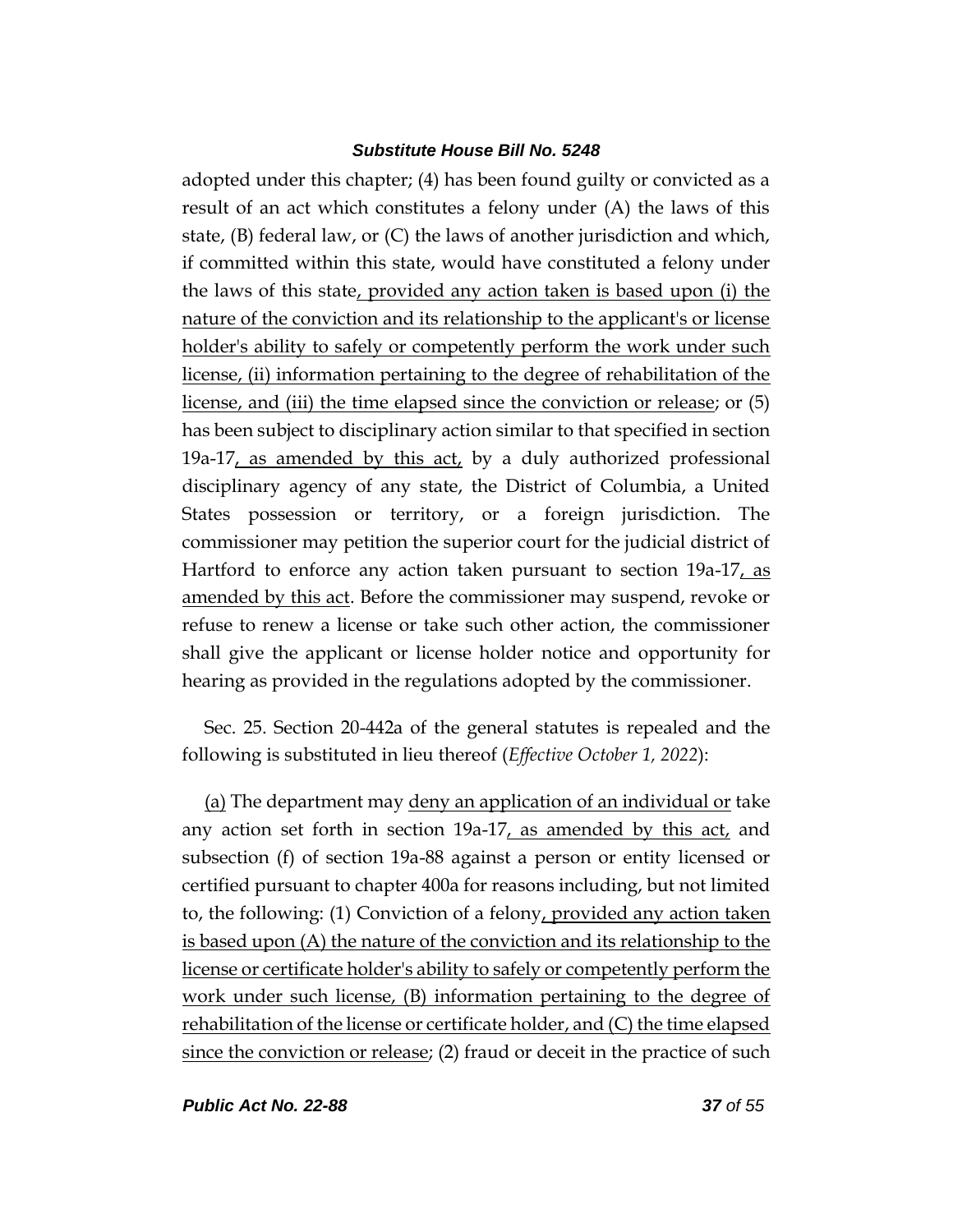adopted under this chapter; (4) has been found guilty or convicted as a result of an act which constitutes a felony under (A) the laws of this state, (B) federal law, or (C) the laws of another jurisdiction and which, if committed within this state, would have constituted a felony under the laws of this state<u>, provided any action taken is based upon (i) the nature of the conviction and its relationship to the applicant's or license holder's ability to safely or competently perform the work under such license, (ii) information pertaining to the degree of rehabilitation of the license, and (iii) the time elapsed since the conviction or release</u>; or (5) has been subject to disciplinary action similar to that specified in section 19a-17<u>, as amended by this act,</u> by a duly authorized professional disciplinary agency of any state, the District of Columbia, a United States possession or territory, or a foreign jurisdiction. The commissioner may petition the superior court for the judicial district of Hartford to enforce any action taken pursuant to section 19a-17<u>, as amended by this act</u>. Before the commissioner may suspend, revoke or refuse to renew a license or take such other action, the commissioner shall give the applicant or license holder notice and opportunity for hearing as provided in the regulations adopted by the commissioner.

Sec. 25. Section 20-442a of the general statutes is repealed and the following is substituted in lieu thereof (*Effective October 1, 2022*):

<u>(a)</u> The department may <u>deny an application of an individual or</u> take any action set forth in section 19a-17<u>, as amended by this act,</u> and subsection (f) of section 19a-88 against a person or entity licensed or certified pursuant to chapter 400a for reasons including, but not limited to, the following: (1) Conviction of a felony<u>, provided any action taken is based upon (A) the nature of the conviction and its relationship to the license or certificate holder's ability to safely or competently perform the work under such license, (B) information pertaining to the degree of rehabilitation of the license or certificate holder, and (C) the time elapsed since the conviction or release</u>; (2) fraud or deceit in the practice of such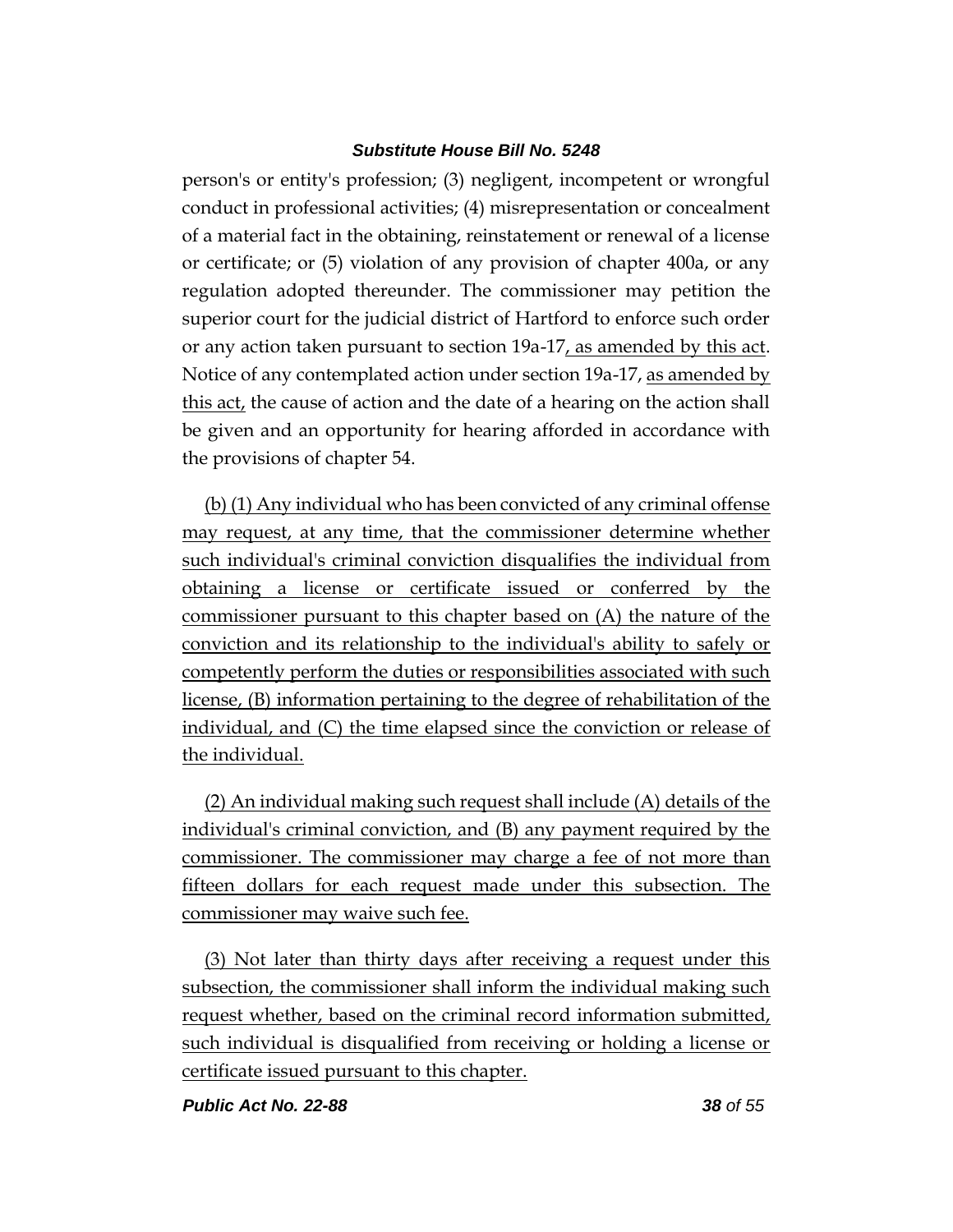person's or entity's profession; (3) negligent, incompetent or wrongful conduct in professional activities; (4) misrepresentation or concealment of a material fact in the obtaining, reinstatement or renewal of a license or certificate; or (5) violation of any provision of chapter 400a, or any regulation adopted thereunder. The commissioner may petition the superior court for the judicial district of Hartford to enforce such order or any action taken pursuant to section 19a-17, as amended by this act. Notice of any contemplated action under section 19a-17, as amended by this act, the cause of action and the date of a hearing on the action shall be given and an opportunity for hearing afforded in accordance with the provisions of chapter 54.

(b) (1) Any individual who has been convicted of any criminal offense may request, at any time, that the commissioner determine whether such individual's criminal conviction disqualifies the individual from obtaining a license or certificate issued or conferred by the commissioner pursuant to this chapter based on (A) the nature of the conviction and its relationship to the individual's ability to safely or competently perform the duties or responsibilities associated with such license, (B) information pertaining to the degree of rehabilitation of the individual, and (C) the time elapsed since the conviction or release of the individual.

(2) An individual making such request shall include (A) details of the individual's criminal conviction, and (B) any payment required by the commissioner. The commissioner may charge a fee of not more than fifteen dollars for each request made under this subsection. The commissioner may waive such fee.

(3) Not later than thirty days after receiving a request under this subsection, the commissioner shall inform the individual making such request whether, based on the criminal record information submitted, such individual is disqualified from receiving or holding a license or certificate issued pursuant to this chapter.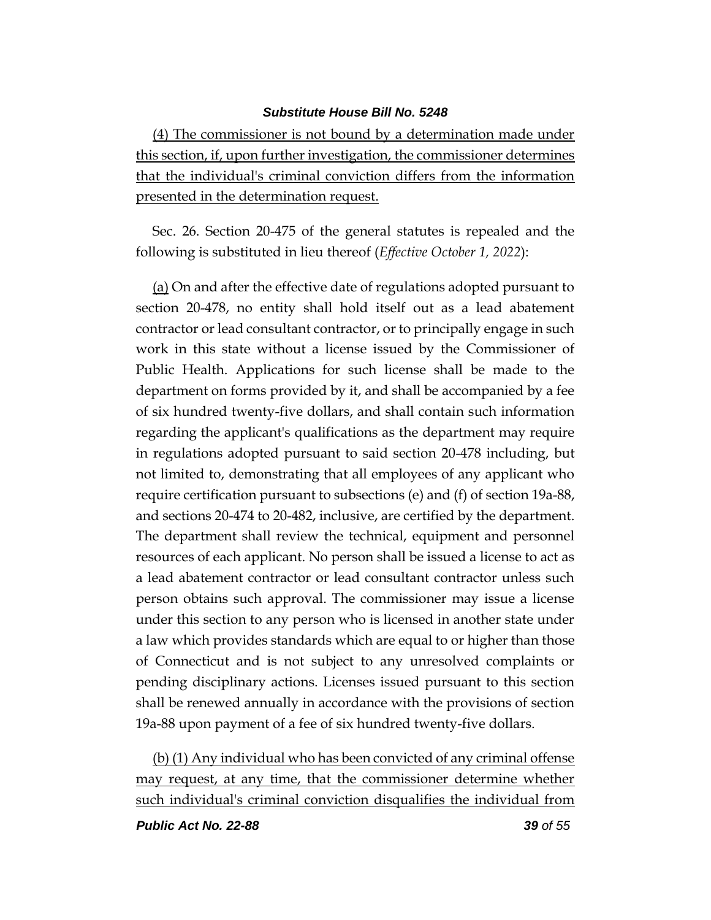(4) The commissioner is not bound by a determination made under this section, if, upon further investigation, the commissioner determines that the individual's criminal conviction differs from the information presented in the determination request.

Sec. 26. Section 20-475 of the general statutes is repealed and the following is substituted in lieu thereof (*Effective October 1, 2022*):

(a) On and after the effective date of regulations adopted pursuant to section 20-478, no entity shall hold itself out as a lead abatement contractor or lead consultant contractor, or to principally engage in such work in this state without a license issued by the Commissioner of Public Health. Applications for such license shall be made to the department on forms provided by it, and shall be accompanied by a fee of six hundred twenty-five dollars, and shall contain such information regarding the applicant's qualifications as the department may require in regulations adopted pursuant to said section 20-478 including, but not limited to, demonstrating that all employees of any applicant who require certification pursuant to subsections (e) and (f) of section 19a-88, and sections 20-474 to 20-482, inclusive, are certified by the department. The department shall review the technical, equipment and personnel resources of each applicant. No person shall be issued a license to act as a lead abatement contractor or lead consultant contractor unless such person obtains such approval. The commissioner may issue a license under this section to any person who is licensed in another state under a law which provides standards which are equal to or higher than those of Connecticut and is not subject to any unresolved complaints or pending disciplinary actions. Licenses issued pursuant to this section shall be renewed annually in accordance with the provisions of section 19a-88 upon payment of a fee of six hundred twenty-five dollars.

(b) (1) Any individual who has been convicted of any criminal offense may request, at any time, that the commissioner determine whether such individual's criminal conviction disqualifies the individual from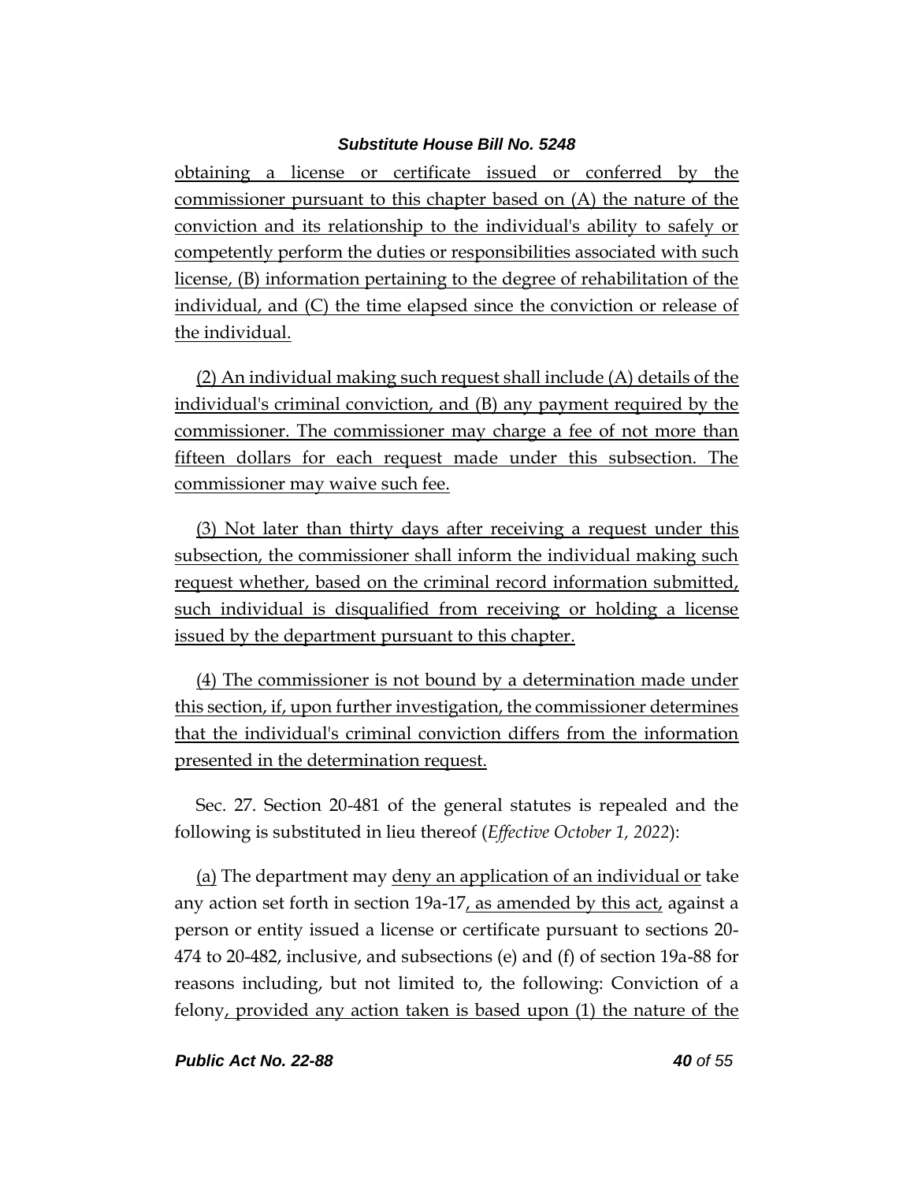obtaining a license or certificate issued or conferred by the commissioner pursuant to this chapter based on (A) the nature of the conviction and its relationship to the individual's ability to safely or competently perform the duties or responsibilities associated with such license, (B) information pertaining to the degree of rehabilitation of the individual, and (C) the time elapsed since the conviction or release of the individual.

(2) An individual making such request shall include (A) details of the individual's criminal conviction, and (B) any payment required by the commissioner. The commissioner may charge a fee of not more than fifteen dollars for each request made under this subsection. The commissioner may waive such fee.

(3) Not later than thirty days after receiving a request under this subsection, the commissioner shall inform the individual making such request whether, based on the criminal record information submitted, such individual is disqualified from receiving or holding a license issued by the department pursuant to this chapter.

(4) The commissioner is not bound by a determination made under this section, if, upon further investigation, the commissioner determines that the individual's criminal conviction differs from the information presented in the determination request.

Sec. 27. Section 20-481 of the general statutes is repealed and the following is substituted in lieu thereof (*Effective October 1, 2022*):

(a) The department may deny an application of an individual or take any action set forth in section 19a-17, as amended by this act, against a person or entity issued a license or certificate pursuant to sections 20-474 to 20-482, inclusive, and subsections (e) and (f) of section 19a-88 for reasons including, but not limited to, the following: Conviction of a felony, provided any action taken is based upon (1) the nature of the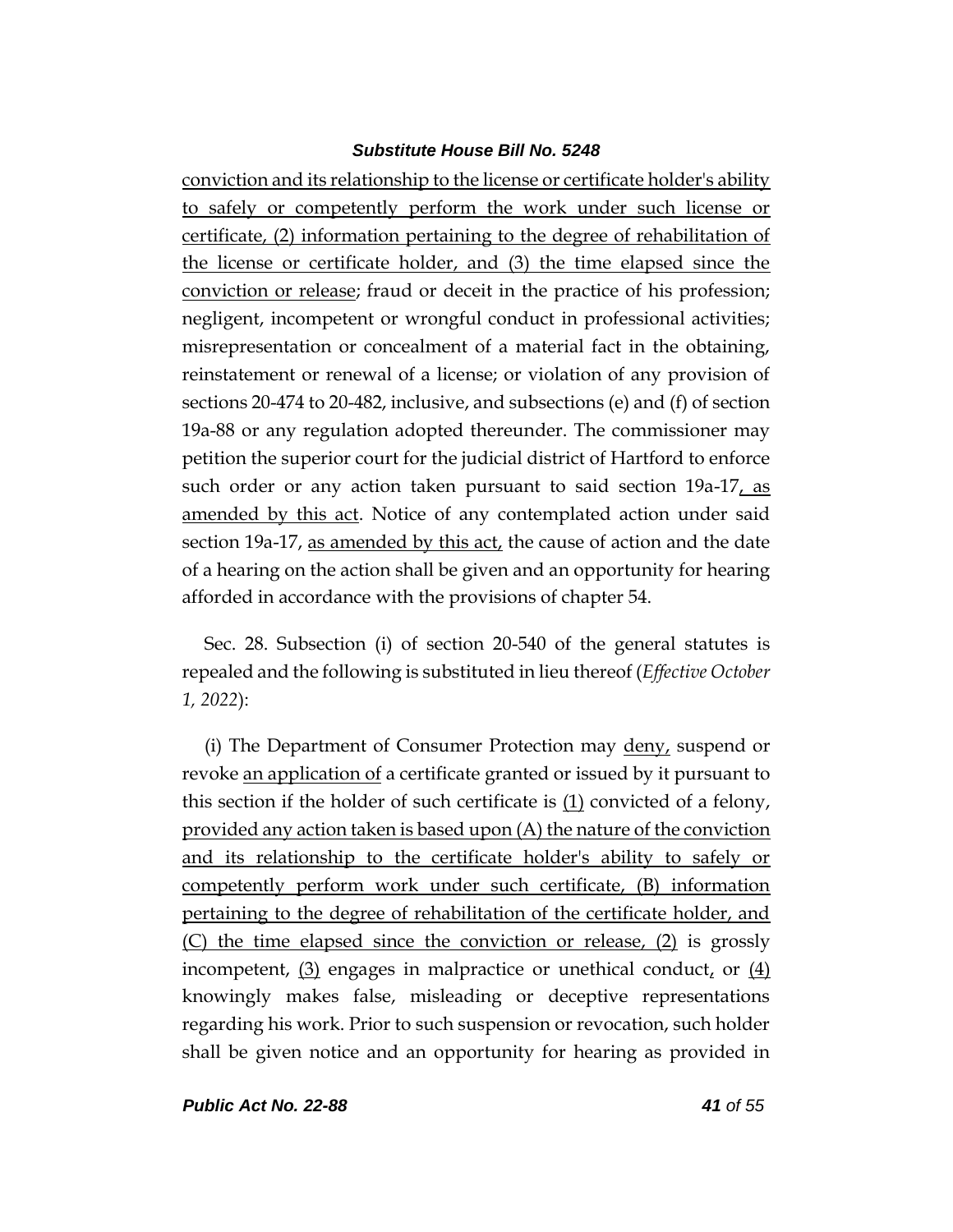conviction and its relationship to the license or certificate holder's ability to safely or competently perform the work under such license or certificate, (2) information pertaining to the degree of rehabilitation of the license or certificate holder, and (3) the time elapsed since the conviction or release; fraud or deceit in the practice of his profession; negligent, incompetent or wrongful conduct in professional activities; misrepresentation or concealment of a material fact in the obtaining, reinstatement or renewal of a license; or violation of any provision of sections 20-474 to 20-482, inclusive, and subsections (e) and (f) of section 19a-88 or any regulation adopted thereunder. The commissioner may petition the superior court for the judicial district of Hartford to enforce such order or any action taken pursuant to said section 19a-17, as amended by this act. Notice of any contemplated action under said section 19a-17, as amended by this act, the cause of action and the date of a hearing on the action shall be given and an opportunity for hearing afforded in accordance with the provisions of chapter 54.

Sec. 28. Subsection (i) of section 20-540 of the general statutes is repealed and the following is substituted in lieu thereof (*Effective October 1, 2022*):

(i) The Department of Consumer Protection may deny, suspend or revoke an application of a certificate granted or issued by it pursuant to this section if the holder of such certificate is (1) convicted of a felony, provided any action taken is based upon (A) the nature of the conviction and its relationship to the certificate holder's ability to safely or competently perform work under such certificate, (B) information pertaining to the degree of rehabilitation of the certificate holder, and (C) the time elapsed since the conviction or release, (2) is grossly incompetent, (3) engages in malpractice or unethical conduct, or (4) knowingly makes false, misleading or deceptive representations regarding his work. Prior to such suspension or revocation, such holder shall be given notice and an opportunity for hearing as provided in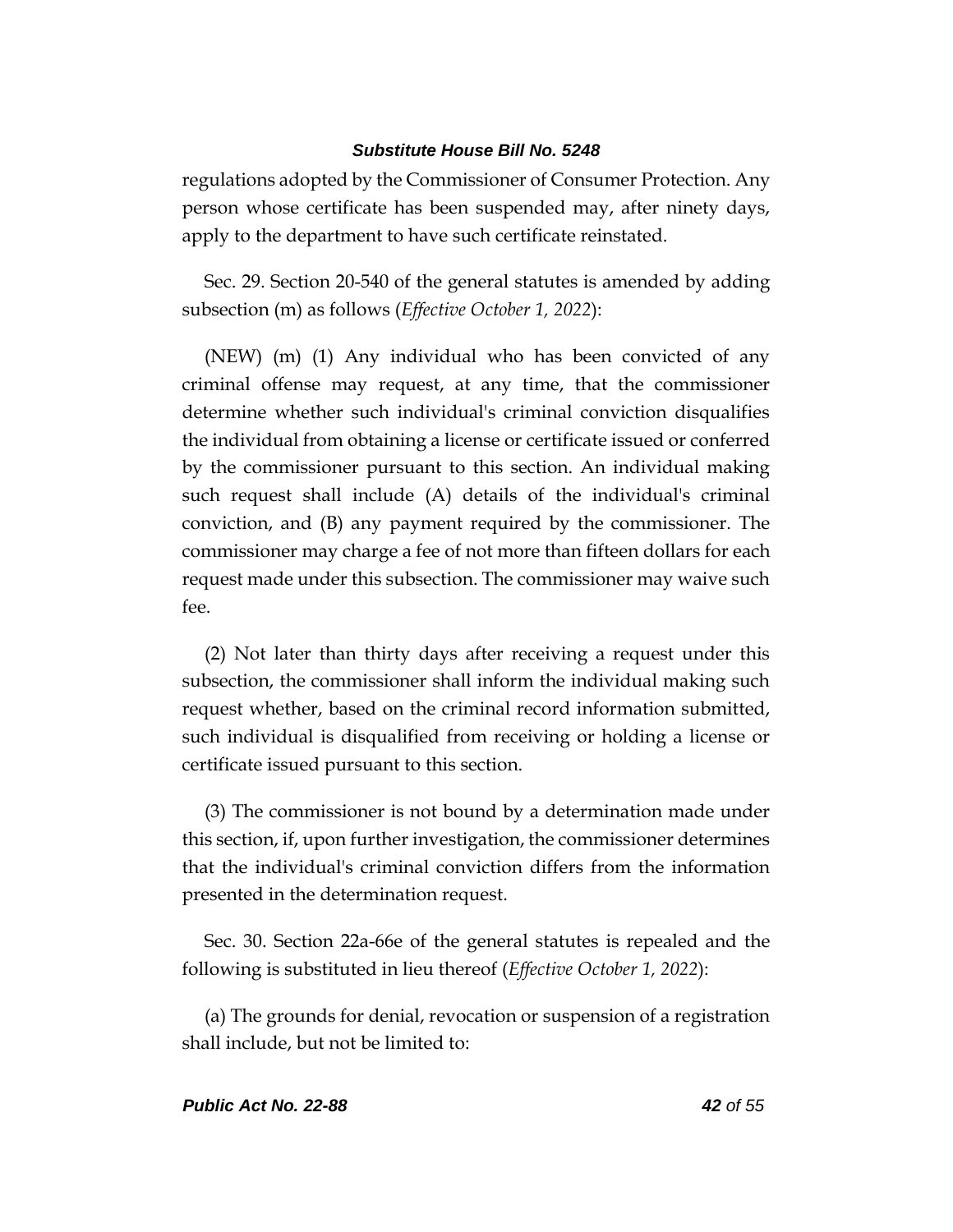regulations adopted by the Commissioner of Consumer Protection. Any person whose certificate has been suspended may, after ninety days, apply to the department to have such certificate reinstated.

Sec. 29. Section 20-540 of the general statutes is amended by adding subsection (m) as follows (*Effective October 1, 2022*):

(NEW) (m) (1) Any individual who has been convicted of any criminal offense may request, at any time, that the commissioner determine whether such individual's criminal conviction disqualifies the individual from obtaining a license or certificate issued or conferred by the commissioner pursuant to this section. An individual making such request shall include (A) details of the individual's criminal conviction, and (B) any payment required by the commissioner. The commissioner may charge a fee of not more than fifteen dollars for each request made under this subsection. The commissioner may waive such fee.

(2) Not later than thirty days after receiving a request under this subsection, the commissioner shall inform the individual making such request whether, based on the criminal record information submitted, such individual is disqualified from receiving or holding a license or certificate issued pursuant to this section.

(3) The commissioner is not bound by a determination made under this section, if, upon further investigation, the commissioner determines that the individual's criminal conviction differs from the information presented in the determination request.

Sec. 30. Section 22a-66e of the general statutes is repealed and the following is substituted in lieu thereof (*Effective October 1, 2022*):

(a) The grounds for denial, revocation or suspension of a registration shall include, but not be limited to: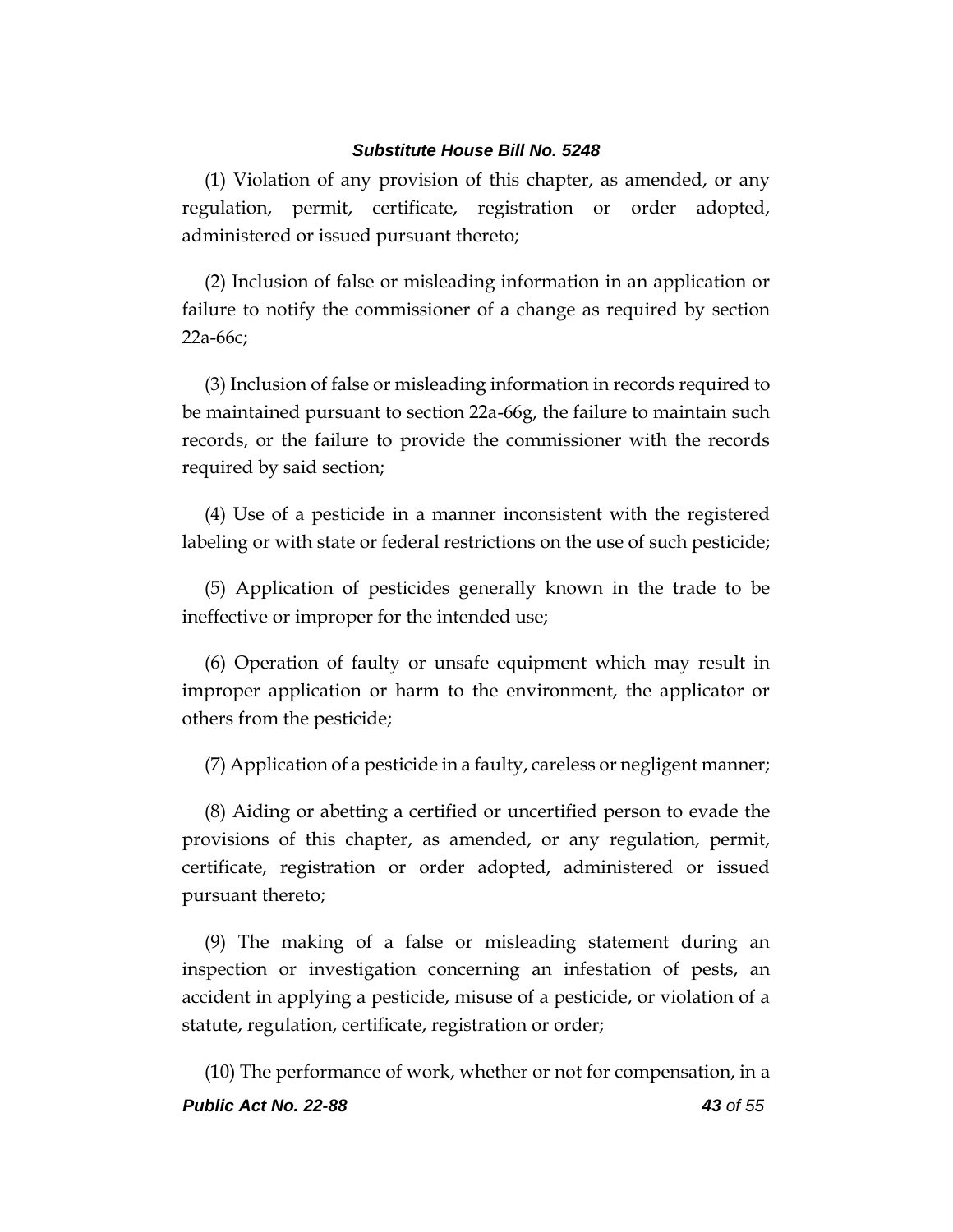(1) Violation of any provision of this chapter, as amended, or any regulation, permit, certificate, registration or order adopted, administered or issued pursuant thereto;

(2) Inclusion of false or misleading information in an application or failure to notify the commissioner of a change as required by section 22a-66c;

(3) Inclusion of false or misleading information in records required to be maintained pursuant to section 22a-66g, the failure to maintain such records, or the failure to provide the commissioner with the records required by said section;

(4) Use of a pesticide in a manner inconsistent with the registered labeling or with state or federal restrictions on the use of such pesticide;

(5) Application of pesticides generally known in the trade to be ineffective or improper for the intended use;

(6) Operation of faulty or unsafe equipment which may result in improper application or harm to the environment, the applicator or others from the pesticide;

(7) Application of a pesticide in a faulty, careless or negligent manner;

(8) Aiding or abetting a certified or uncertified person to evade the provisions of this chapter, as amended, or any regulation, permit, certificate, registration or order adopted, administered or issued pursuant thereto;

(9) The making of a false or misleading statement during an inspection or investigation concerning an infestation of pests, an accident in applying a pesticide, misuse of a pesticide, or violation of a statute, regulation, certificate, registration or order;

(10) The performance of work, whether or not for compensation, in a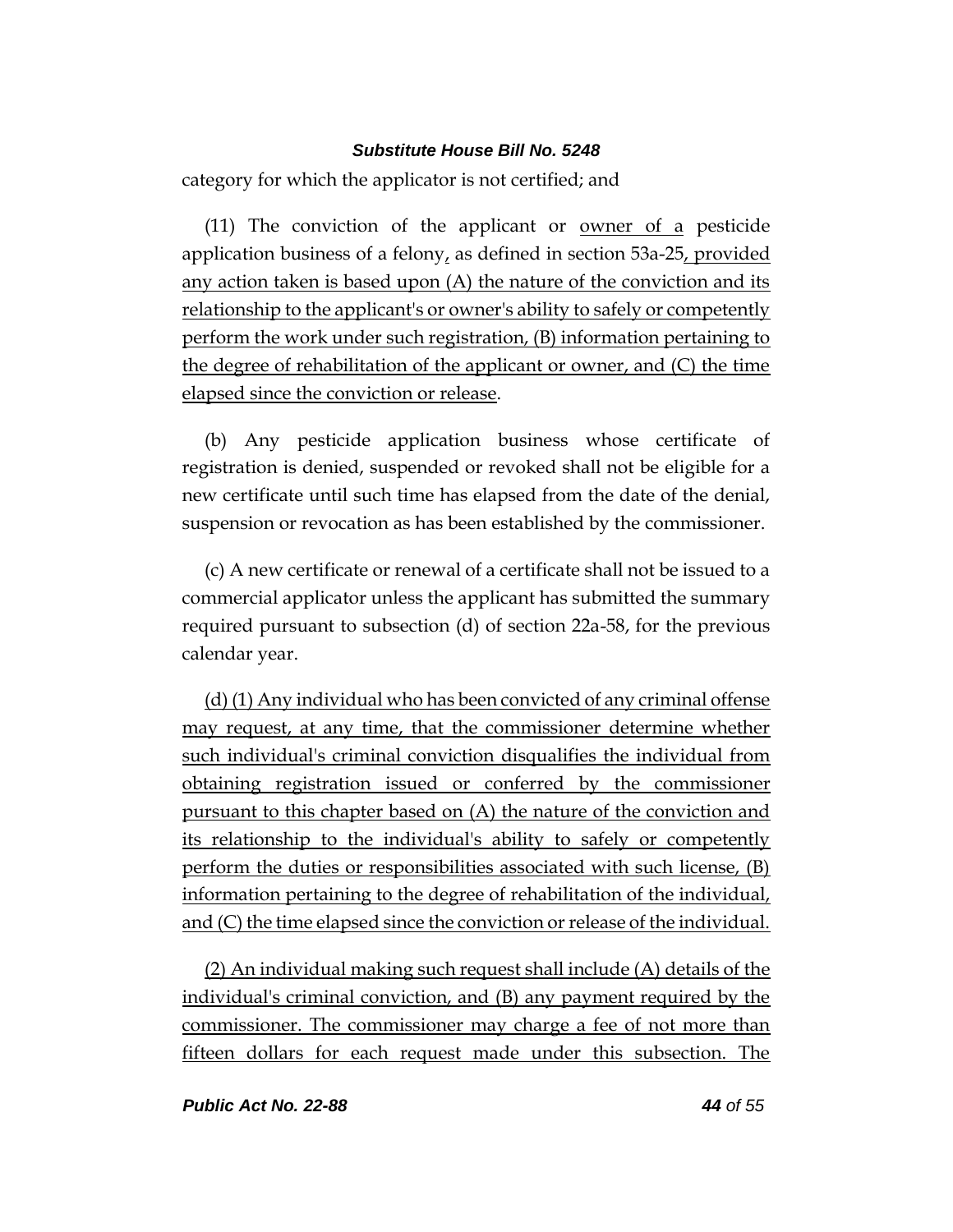category for which the applicator is not certified; and

(11) The conviction of the applicant or owner of a pesticide application business of a felony, as defined in section 53a-25, provided any action taken is based upon (A) the nature of the conviction and its relationship to the applicant's or owner's ability to safely or competently perform the work under such registration, (B) information pertaining to the degree of rehabilitation of the applicant or owner, and (C) the time elapsed since the conviction or release.

(b) Any pesticide application business whose certificate of registration is denied, suspended or revoked shall not be eligible for a new certificate until such time has elapsed from the date of the denial, suspension or revocation as has been established by the commissioner.

(c) A new certificate or renewal of a certificate shall not be issued to a commercial applicator unless the applicant has submitted the summary required pursuant to subsection (d) of section 22a-58, for the previous calendar year.

(d) (1) Any individual who has been convicted of any criminal offense may request, at any time, that the commissioner determine whether such individual's criminal conviction disqualifies the individual from obtaining registration issued or conferred by the commissioner pursuant to this chapter based on (A) the nature of the conviction and its relationship to the individual's ability to safely or competently perform the duties or responsibilities associated with such license, (B) information pertaining to the degree of rehabilitation of the individual, and (C) the time elapsed since the conviction or release of the individual.

(2) An individual making such request shall include (A) details of the individual's criminal conviction, and (B) any payment required by the commissioner. The commissioner may charge a fee of not more than fifteen dollars for each request made under this subsection. The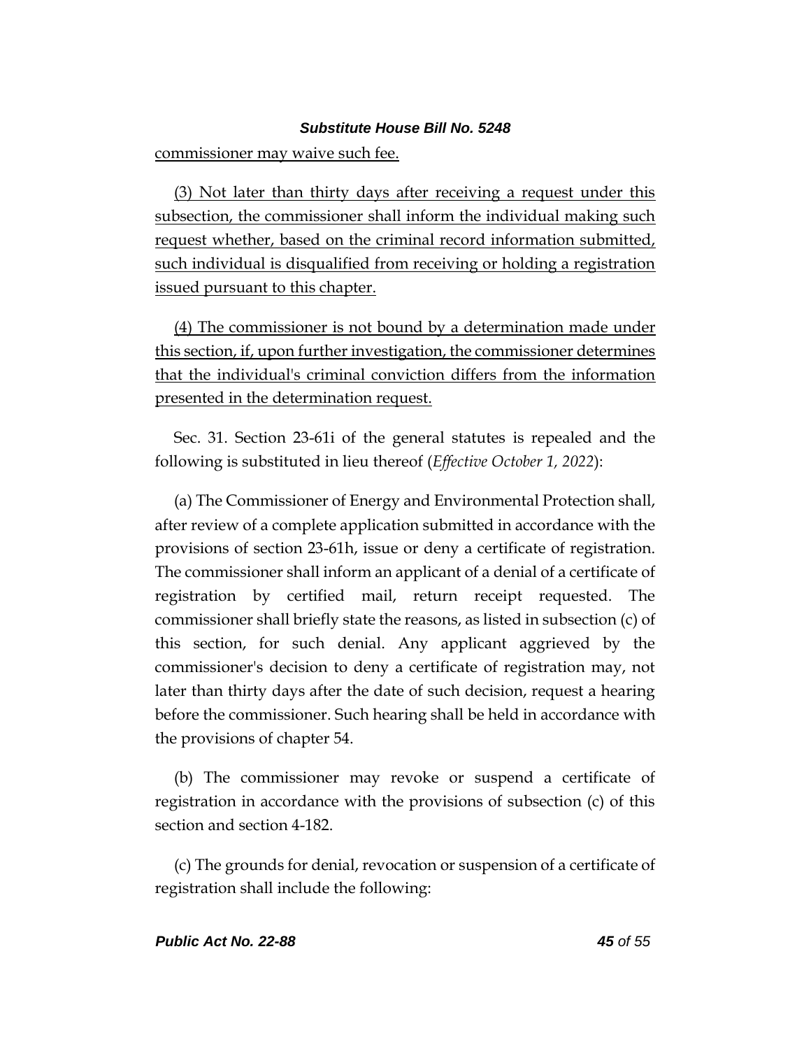commissioner may waive such fee.

(3) Not later than thirty days after receiving a request under this subsection, the commissioner shall inform the individual making such request whether, based on the criminal record information submitted, such individual is disqualified from receiving or holding a registration issued pursuant to this chapter.

(4) The commissioner is not bound by a determination made under this section, if, upon further investigation, the commissioner determines that the individual's criminal conviction differs from the information presented in the determination request.

Sec. 31. Section 23-61i of the general statutes is repealed and the following is substituted in lieu thereof (*Effective October 1, 2022*):

(a) The Commissioner of Energy and Environmental Protection shall, after review of a complete application submitted in accordance with the provisions of section 23-61h, issue or deny a certificate of registration. The commissioner shall inform an applicant of a denial of a certificate of registration by certified mail, return receipt requested. The commissioner shall briefly state the reasons, as listed in subsection (c) of this section, for such denial. Any applicant aggrieved by the commissioner's decision to deny a certificate of registration may, not later than thirty days after the date of such decision, request a hearing before the commissioner. Such hearing shall be held in accordance with the provisions of chapter 54.

(b) The commissioner may revoke or suspend a certificate of registration in accordance with the provisions of subsection (c) of this section and section 4-182.

(c) The grounds for denial, revocation or suspension of a certificate of registration shall include the following: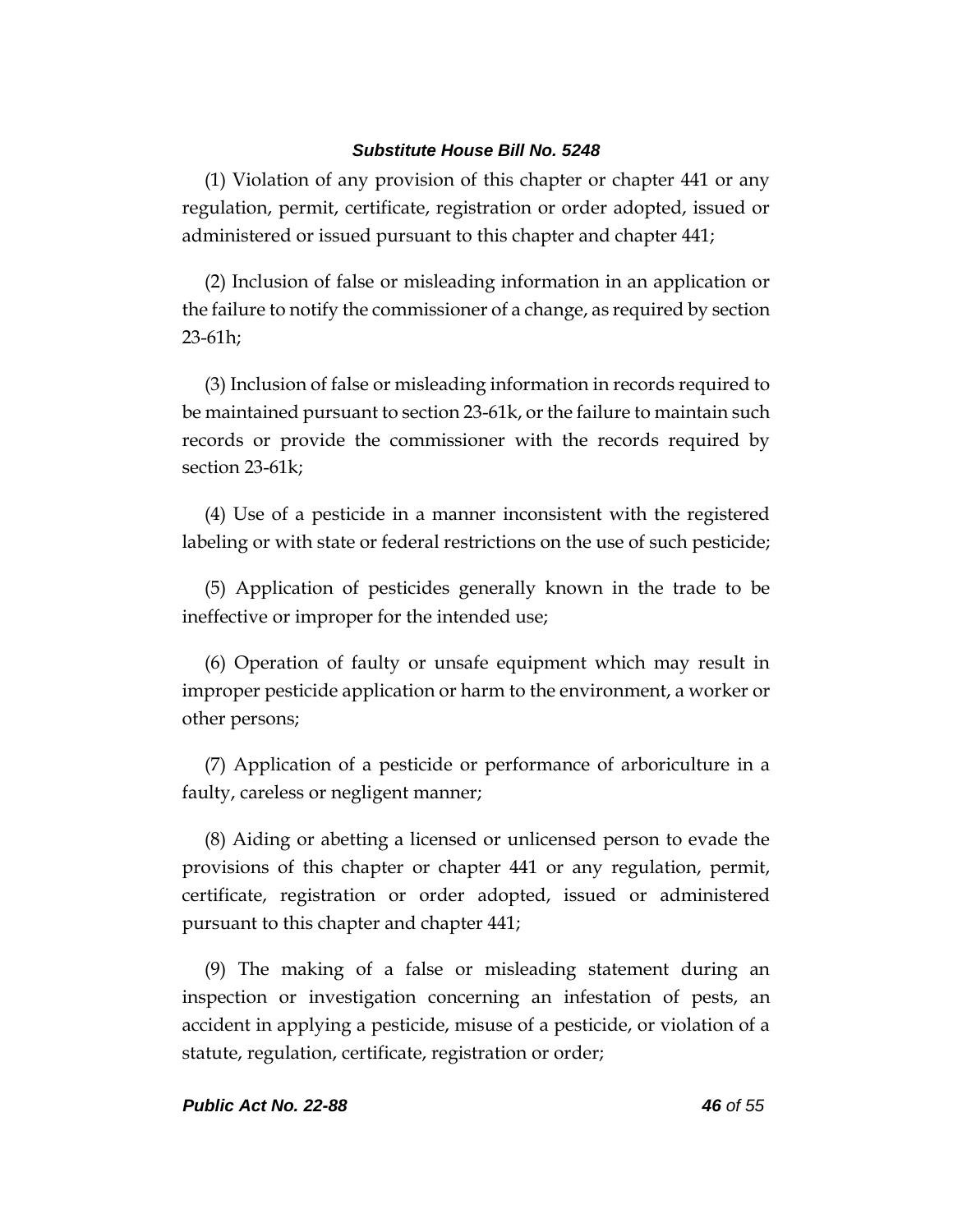(1) Violation of any provision of this chapter or chapter 441 or any regulation, permit, certificate, registration or order adopted, issued or administered or issued pursuant to this chapter and chapter 441;

(2) Inclusion of false or misleading information in an application or the failure to notify the commissioner of a change, as required by section 23-61h;

(3) Inclusion of false or misleading information in records required to be maintained pursuant to section 23-61k, or the failure to maintain such records or provide the commissioner with the records required by section 23-61k;

(4) Use of a pesticide in a manner inconsistent with the registered labeling or with state or federal restrictions on the use of such pesticide;

(5) Application of pesticides generally known in the trade to be ineffective or improper for the intended use;

(6) Operation of faulty or unsafe equipment which may result in improper pesticide application or harm to the environment, a worker or other persons;

(7) Application of a pesticide or performance of arboriculture in a faulty, careless or negligent manner;

(8) Aiding or abetting a licensed or unlicensed person to evade the provisions of this chapter or chapter 441 or any regulation, permit, certificate, registration or order adopted, issued or administered pursuant to this chapter and chapter 441;

(9) The making of a false or misleading statement during an inspection or investigation concerning an infestation of pests, an accident in applying a pesticide, misuse of a pesticide, or violation of a statute, regulation, certificate, registration or order;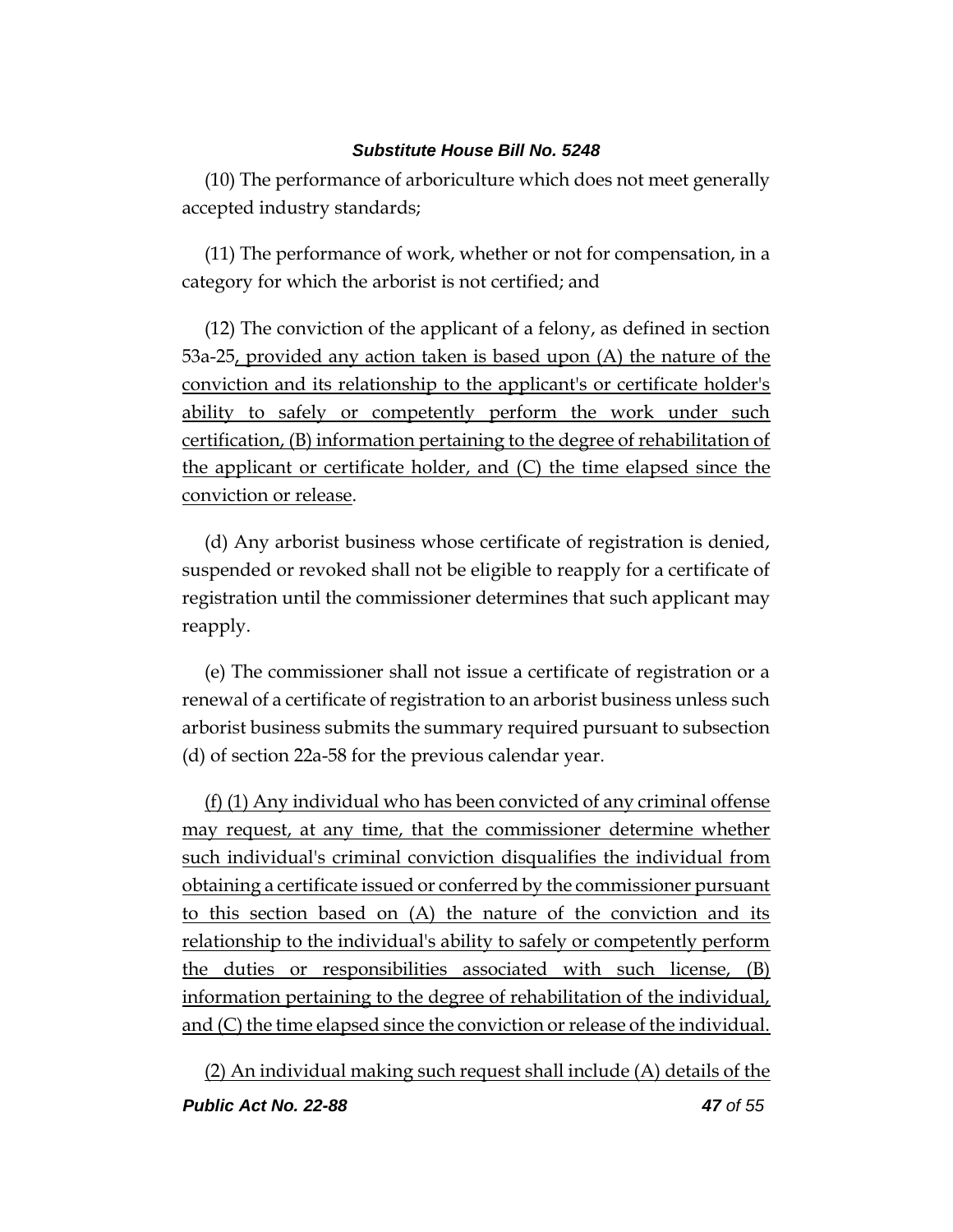(10) The performance of arboriculture which does not meet generally accepted industry standards;

(11) The performance of work, whether or not for compensation, in a category for which the arborist is not certified; and

(12) The conviction of the applicant of a felony, as defined in section 53a-25, provided any action taken is based upon (A) the nature of the conviction and its relationship to the applicant's or certificate holder's ability to safely or competently perform the work under such certification, (B) information pertaining to the degree of rehabilitation of the applicant or certificate holder, and (C) the time elapsed since the conviction or release.

(d) Any arborist business whose certificate of registration is denied, suspended or revoked shall not be eligible to reapply for a certificate of registration until the commissioner determines that such applicant may reapply.

(e) The commissioner shall not issue a certificate of registration or a renewal of a certificate of registration to an arborist business unless such arborist business submits the summary required pursuant to subsection (d) of section 22a-58 for the previous calendar year.

(f) (1) Any individual who has been convicted of any criminal offense may request, at any time, that the commissioner determine whether such individual's criminal conviction disqualifies the individual from obtaining a certificate issued or conferred by the commissioner pursuant to this section based on (A) the nature of the conviction and its relationship to the individual's ability to safely or competently perform the duties or responsibilities associated with such license, (B) information pertaining to the degree of rehabilitation of the individual, and (C) the time elapsed since the conviction or release of the individual.

(2) An individual making such request shall include (A) details of the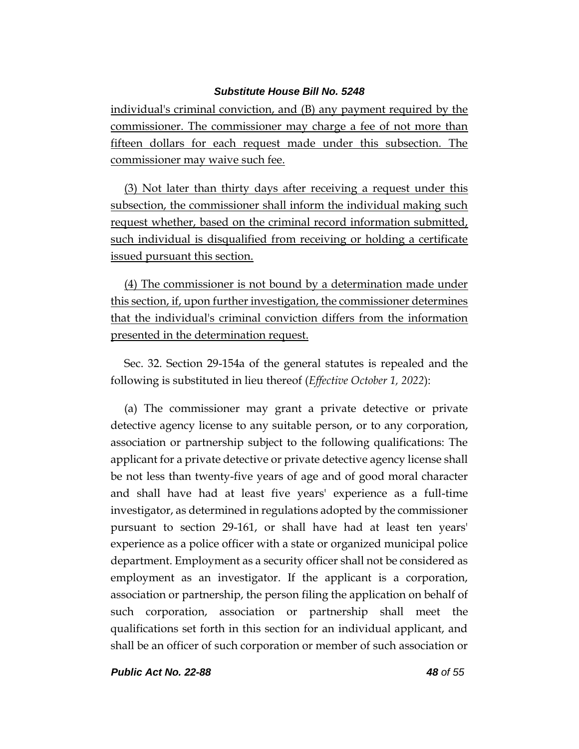individual's criminal conviction, and (B) any payment required by the commissioner. The commissioner may charge a fee of not more than fifteen dollars for each request made under this subsection. The commissioner may waive such fee.

(3) Not later than thirty days after receiving a request under this subsection, the commissioner shall inform the individual making such request whether, based on the criminal record information submitted, such individual is disqualified from receiving or holding a certificate issued pursuant this section.

(4) The commissioner is not bound by a determination made under this section, if, upon further investigation, the commissioner determines that the individual's criminal conviction differs from the information presented in the determination request.

Sec. 32. Section 29-154a of the general statutes is repealed and the following is substituted in lieu thereof (*Effective October 1, 2022*):

(a) The commissioner may grant a private detective or private detective agency license to any suitable person, or to any corporation, association or partnership subject to the following qualifications: The applicant for a private detective or private detective agency license shall be not less than twenty-five years of age and of good moral character and shall have had at least five years' experience as a full-time investigator, as determined in regulations adopted by the commissioner pursuant to section 29-161, or shall have had at least ten years' experience as a police officer with a state or organized municipal police department. Employment as a security officer shall not be considered as employment as an investigator. If the applicant is a corporation, association or partnership, the person filing the application on behalf of such corporation, association or partnership shall meet the qualifications set forth in this section for an individual applicant, and shall be an officer of such corporation or member of such association or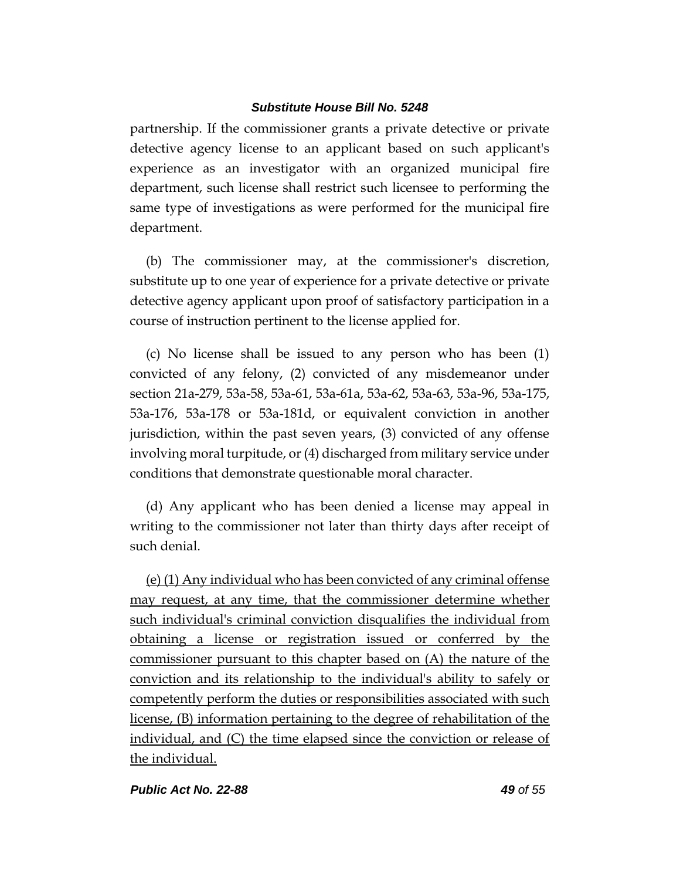partnership. If the commissioner grants a private detective or private detective agency license to an applicant based on such applicant's experience as an investigator with an organized municipal fire department, such license shall restrict such licensee to performing the same type of investigations as were performed for the municipal fire department.

(b) The commissioner may, at the commissioner's discretion, substitute up to one year of experience for a private detective or private detective agency applicant upon proof of satisfactory participation in a course of instruction pertinent to the license applied for.

(c) No license shall be issued to any person who has been (1) convicted of any felony, (2) convicted of any misdemeanor under section 21a-279, 53a-58, 53a-61, 53a-61a, 53a-62, 53a-63, 53a-96, 53a-175, 53a-176, 53a-178 or 53a-181d, or equivalent conviction in another jurisdiction, within the past seven years, (3) convicted of any offense involving moral turpitude, or (4) discharged from military service under conditions that demonstrate questionable moral character.

(d) Any applicant who has been denied a license may appeal in writing to the commissioner not later than thirty days after receipt of such denial.

<u>(e) (1) Any individual who has been convicted of any criminal offense may request, at any time, that the commissioner determine whether such individual's criminal conviction disqualifies the individual from obtaining a license or registration issued or conferred by the commissioner pursuant to this chapter based on (A) the nature of the conviction and its relationship to the individual's ability to safely or competently perform the duties or responsibilities associated with such license, (B) information pertaining to the degree of rehabilitation of the individual, and (C) the time elapsed since the conviction or release of the individual.</u>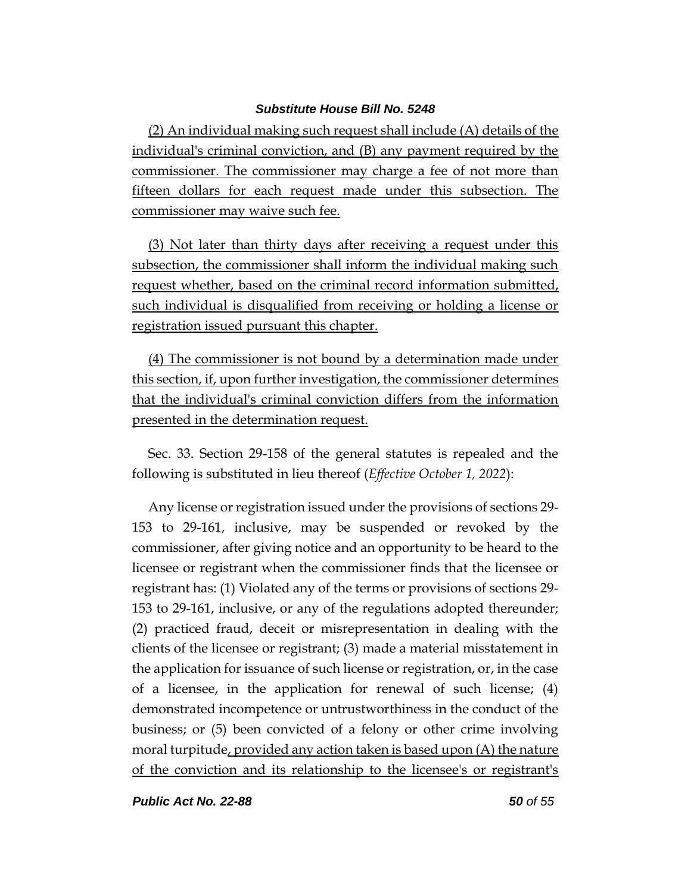(2) An individual making such request shall include (A) details of the individual's criminal conviction, and (B) any payment required by the commissioner. The commissioner may charge a fee of not more than fifteen dollars for each request made under this subsection. The commissioner may waive such fee.

(3) Not later than thirty days after receiving a request under this subsection, the commissioner shall inform the individual making such request whether, based on the criminal record information submitted, such individual is disqualified from receiving or holding a license or registration issued pursuant this chapter.

(4) The commissioner is not bound by a determination made under this section, if, upon further investigation, the commissioner determines that the individual's criminal conviction differs from the information presented in the determination request.

Sec. 33. Section 29-158 of the general statutes is repealed and the following is substituted in lieu thereof (*Effective October 1, 2022*):

Any license or registration issued under the provisions of sections 29-153 to 29-161, inclusive, may be suspended or revoked by the commissioner, after giving notice and an opportunity to be heard to the licensee or registrant when the commissioner finds that the licensee or registrant has: (1) Violated any of the terms or provisions of sections 29-153 to 29-161, inclusive, or any of the regulations adopted thereunder; (2) practiced fraud, deceit or misrepresentation in dealing with the clients of the licensee or registrant; (3) made a material misstatement in the application for issuance of such license or registration, or, in the case of a licensee, in the application for renewal of such license; (4) demonstrated incompetence or untrustworthiness in the conduct of the business; or (5) been convicted of a felony or other crime involving moral turpitude, provided any action taken is based upon (A) the nature of the conviction and its relationship to the licensee's or registrant's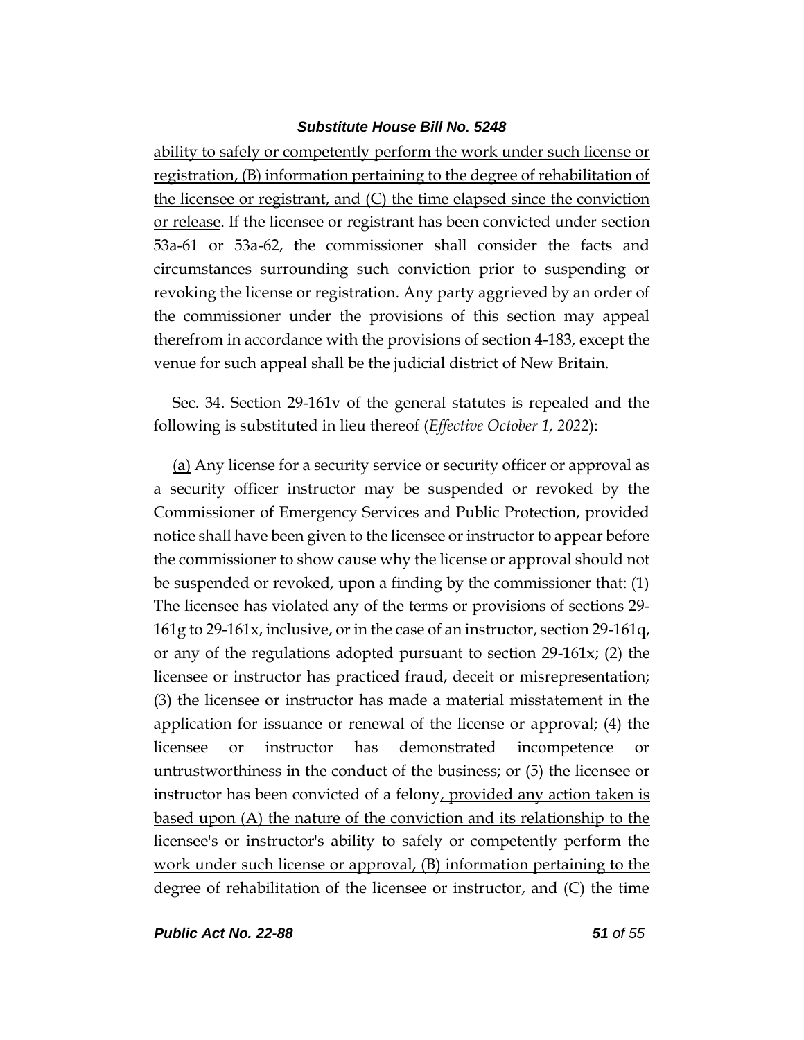ability to safely or competently perform the work under such license or registration, (B) information pertaining to the degree of rehabilitation of the licensee or registrant, and (C) the time elapsed since the conviction or release. If the licensee or registrant has been convicted under section 53a-61 or 53a-62, the commissioner shall consider the facts and circumstances surrounding such conviction prior to suspending or revoking the license or registration. Any party aggrieved by an order of the commissioner under the provisions of this section may appeal therefrom in accordance with the provisions of section 4-183, except the venue for such appeal shall be the judicial district of New Britain.

Sec. 34. Section 29-161v of the general statutes is repealed and the following is substituted in lieu thereof (*Effective October 1, 2022*):

(a) Any license for a security service or security officer or approval as a security officer instructor may be suspended or revoked by the Commissioner of Emergency Services and Public Protection, provided notice shall have been given to the licensee or instructor to appear before the commissioner to show cause why the license or approval should not be suspended or revoked, upon a finding by the commissioner that: (1) The licensee has violated any of the terms or provisions of sections 29-161g to 29-161x, inclusive, or in the case of an instructor, section 29-161q, or any of the regulations adopted pursuant to section 29-161x; (2) the licensee or instructor has practiced fraud, deceit or misrepresentation; (3) the licensee or instructor has made a material misstatement in the application for issuance or renewal of the license or approval; (4) the licensee or instructor has demonstrated incompetence or untrustworthiness in the conduct of the business; or (5) the licensee or instructor has been convicted of a felony, provided any action taken is based upon (A) the nature of the conviction and its relationship to the licensee's or instructor's ability to safely or competently perform the work under such license or approval, (B) information pertaining to the degree of rehabilitation of the licensee or instructor, and (C) the time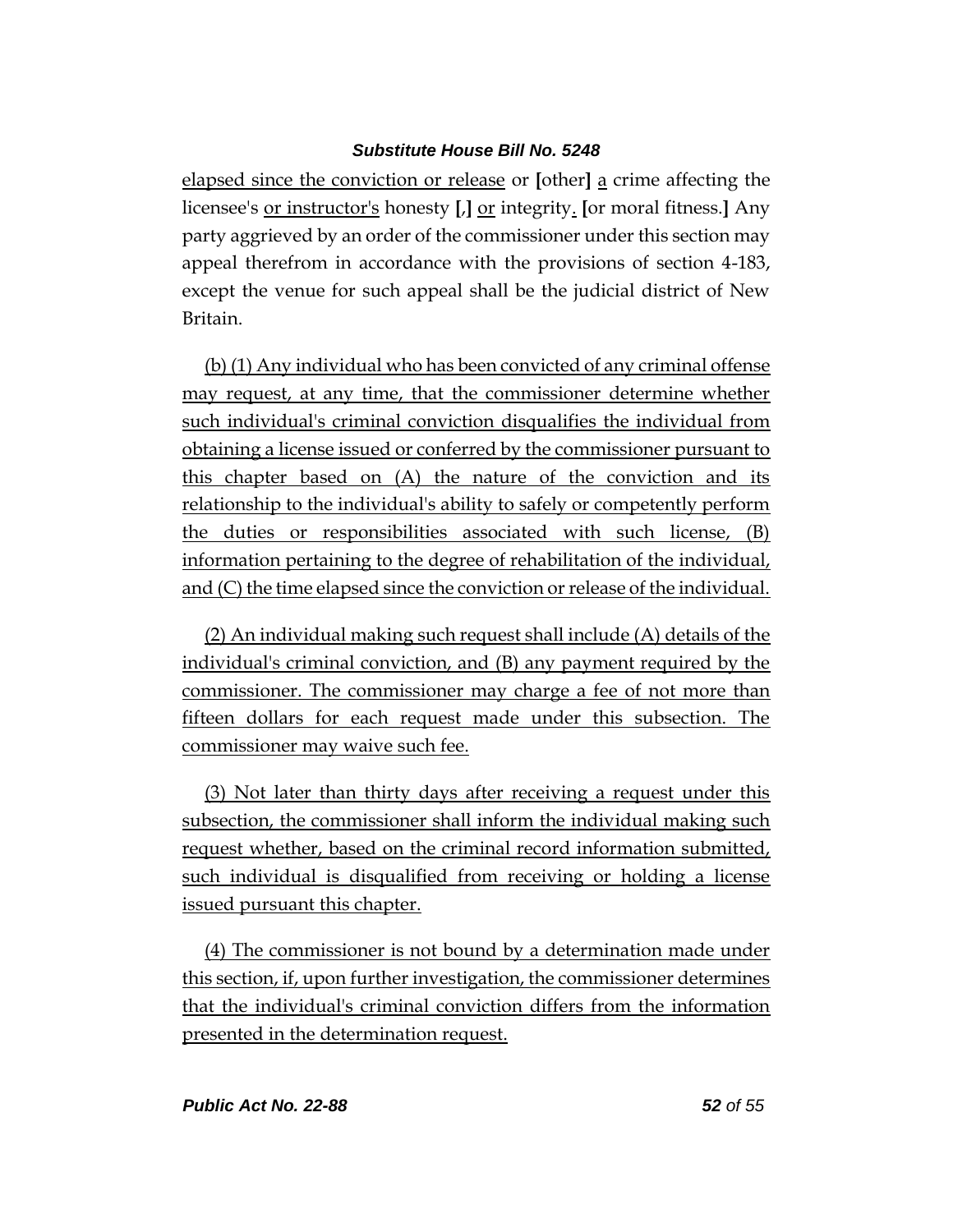elapsed since the conviction or release or [other] a crime affecting the licensee's or instructor's honesty [,] or integrity. [or moral fitness.] Any party aggrieved by an order of the commissioner under this section may appeal therefrom in accordance with the provisions of section 4-183, except the venue for such appeal shall be the judicial district of New Britain.

(b) (1) Any individual who has been convicted of any criminal offense may request, at any time, that the commissioner determine whether such individual's criminal conviction disqualifies the individual from obtaining a license issued or conferred by the commissioner pursuant to this chapter based on (A) the nature of the conviction and its relationship to the individual's ability to safely or competently perform the duties or responsibilities associated with such license, (B) information pertaining to the degree of rehabilitation of the individual, and (C) the time elapsed since the conviction or release of the individual.

(2) An individual making such request shall include (A) details of the individual's criminal conviction, and (B) any payment required by the commissioner. The commissioner may charge a fee of not more than fifteen dollars for each request made under this subsection. The commissioner may waive such fee.

(3) Not later than thirty days after receiving a request under this subsection, the commissioner shall inform the individual making such request whether, based on the criminal record information submitted, such individual is disqualified from receiving or holding a license issued pursuant this chapter.

(4) The commissioner is not bound by a determination made under this section, if, upon further investigation, the commissioner determines that the individual's criminal conviction differs from the information presented in the determination request.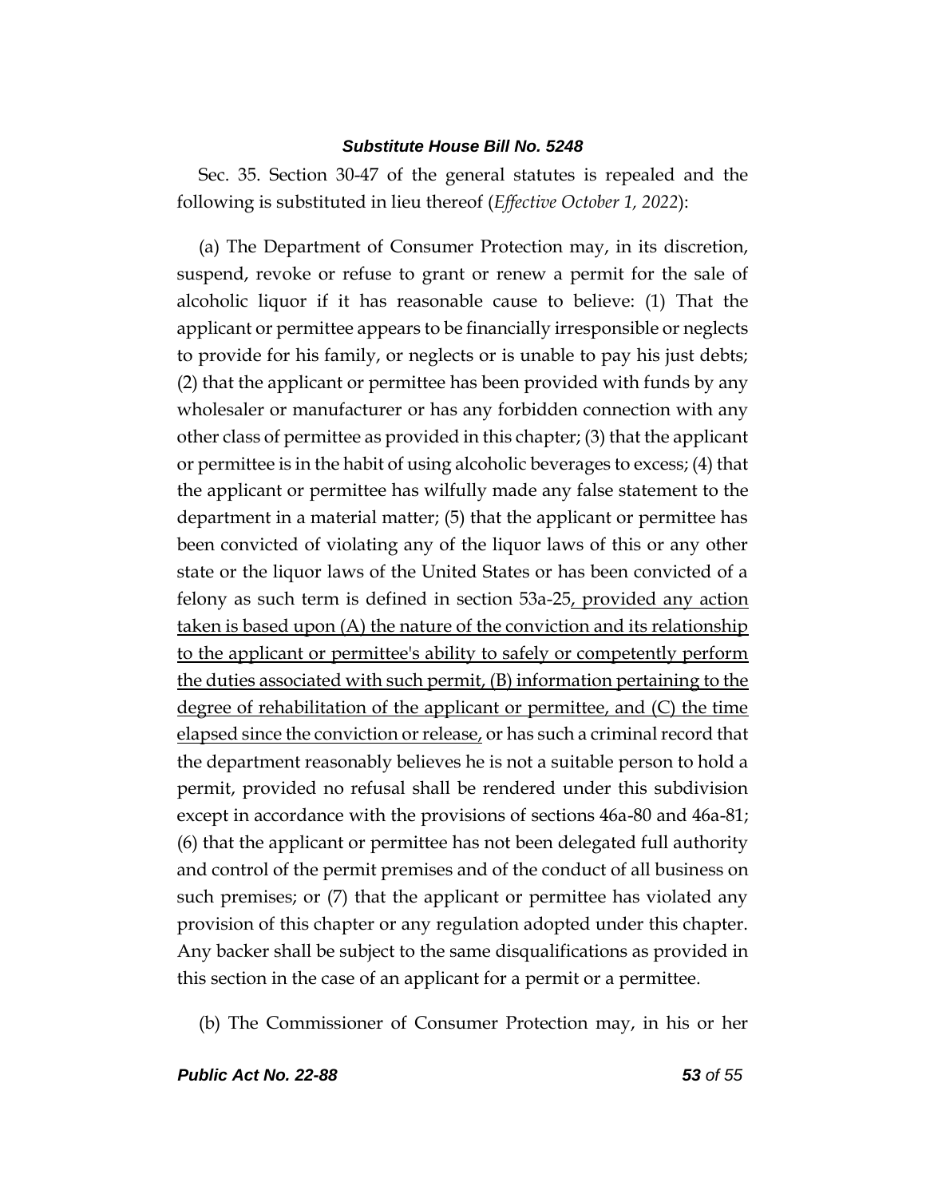Sec. 35. Section 30-47 of the general statutes is repealed and the following is substituted in lieu thereof (*Effective October 1, 2022*):

(a) The Department of Consumer Protection may, in its discretion, suspend, revoke or refuse to grant or renew a permit for the sale of alcoholic liquor if it has reasonable cause to believe: (1) That the applicant or permittee appears to be financially irresponsible or neglects to provide for his family, or neglects or is unable to pay his just debts; (2) that the applicant or permittee has been provided with funds by any wholesaler or manufacturer or has any forbidden connection with any other class of permittee as provided in this chapter; (3) that the applicant or permittee is in the habit of using alcoholic beverages to excess; (4) that the applicant or permittee has wilfully made any false statement to the department in a material matter; (5) that the applicant or permittee has been convicted of violating any of the liquor laws of this or any other state or the liquor laws of the United States or has been convicted of a felony as such term is defined in section 53a-25<u>, provided any action taken is based upon (A) the nature of the conviction and its relationship to the applicant or permittee's ability to safely or competently perform the duties associated with such permit, (B) information pertaining to the degree of rehabilitation of the applicant or permittee, and (C) the time elapsed since the conviction or release,</u> or has such a criminal record that the department reasonably believes he is not a suitable person to hold a permit, provided no refusal shall be rendered under this subdivision except in accordance with the provisions of sections 46a-80 and 46a-81; (6) that the applicant or permittee has not been delegated full authority and control of the permit premises and of the conduct of all business on such premises; or (7) that the applicant or permittee has violated any provision of this chapter or any regulation adopted under this chapter. Any backer shall be subject to the same disqualifications as provided in this section in the case of an applicant for a permit or a permittee.

(b) The Commissioner of Consumer Protection may, in his or her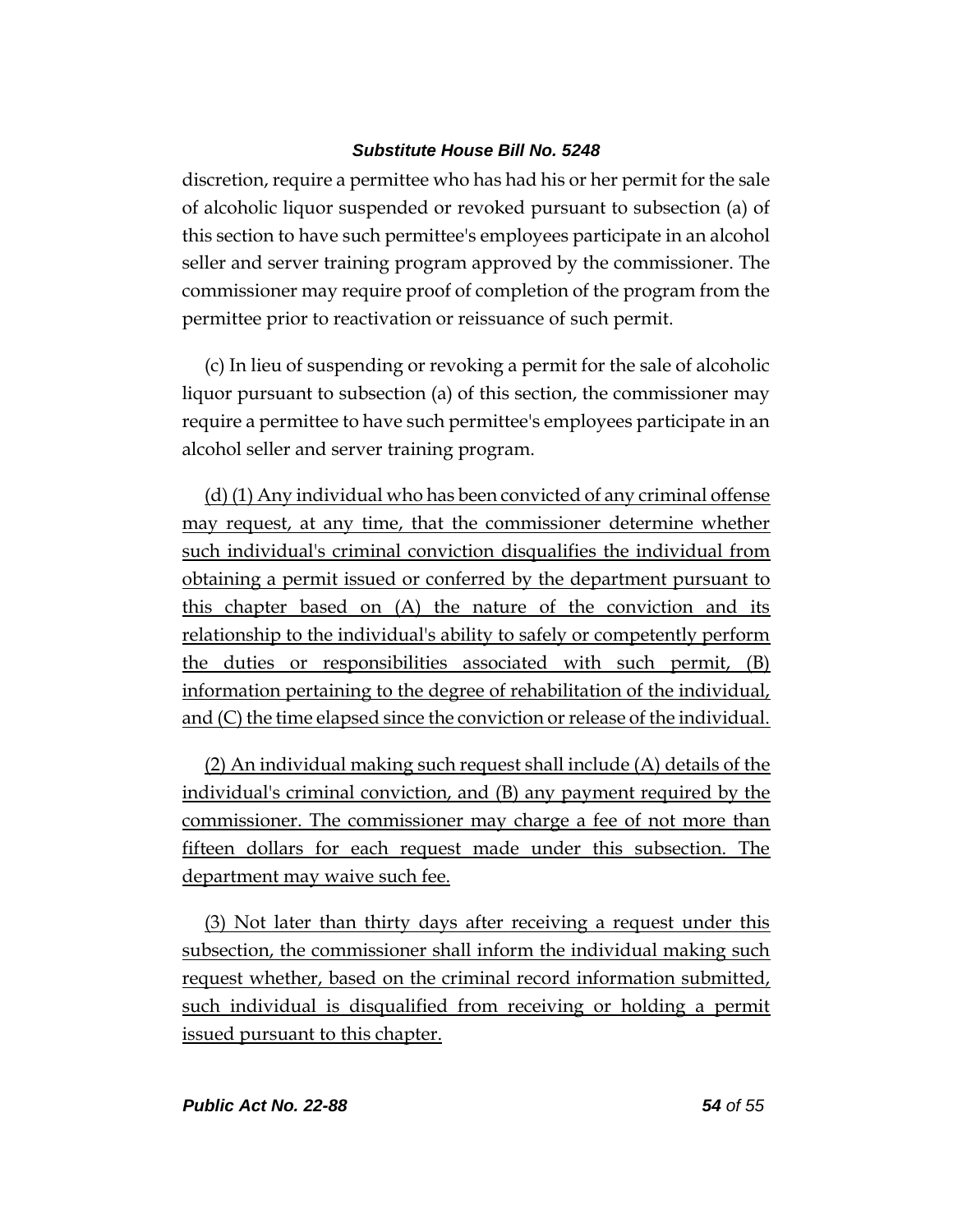discretion, require a permittee who has had his or her permit for the sale of alcoholic liquor suspended or revoked pursuant to subsection (a) of this section to have such permittee's employees participate in an alcohol seller and server training program approved by the commissioner. The commissioner may require proof of completion of the program from the permittee prior to reactivation or reissuance of such permit.

(c) In lieu of suspending or revoking a permit for the sale of alcoholic liquor pursuant to subsection (a) of this section, the commissioner may require a permittee to have such permittee's employees participate in an alcohol seller and server training program.

<u>(d) (1) Any individual who has been convicted of any criminal offense may request, at any time, that the commissioner determine whether such individual's criminal conviction disqualifies the individual from obtaining a permit issued or conferred by the department pursuant to this chapter based on (A) the nature of the conviction and its relationship to the individual's ability to safely or competently perform the duties or responsibilities associated with such permit, (B) information pertaining to the degree of rehabilitation of the individual, and (C) the time elapsed since the conviction or release of the individual.</u>

<u>(2) An individual making such request shall include (A) details of the individual's criminal conviction, and (B) any payment required by the commissioner. The commissioner may charge a fee of not more than fifteen dollars for each request made under this subsection. The department may waive such fee.</u>

<u>(3) Not later than thirty days after receiving a request under this subsection, the commissioner shall inform the individual making such request whether, based on the criminal record information submitted, such individual is disqualified from receiving or holding a permit issued pursuant to this chapter.</u>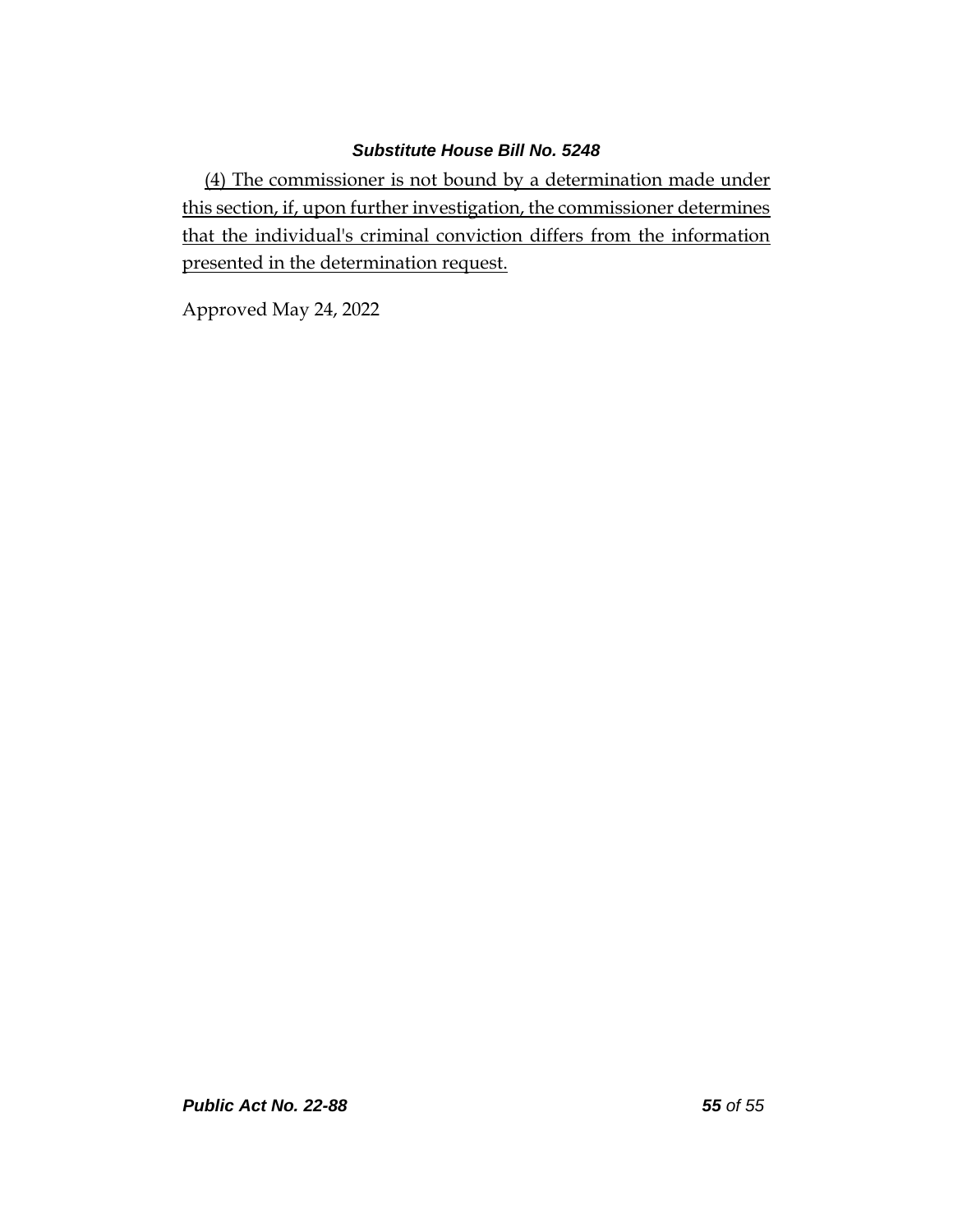(4) The commissioner is not bound by a determination made under this section, if, upon further investigation, the commissioner determines that the individual's criminal conviction differs from the information presented in the determination request.

Approved May 24, 2022